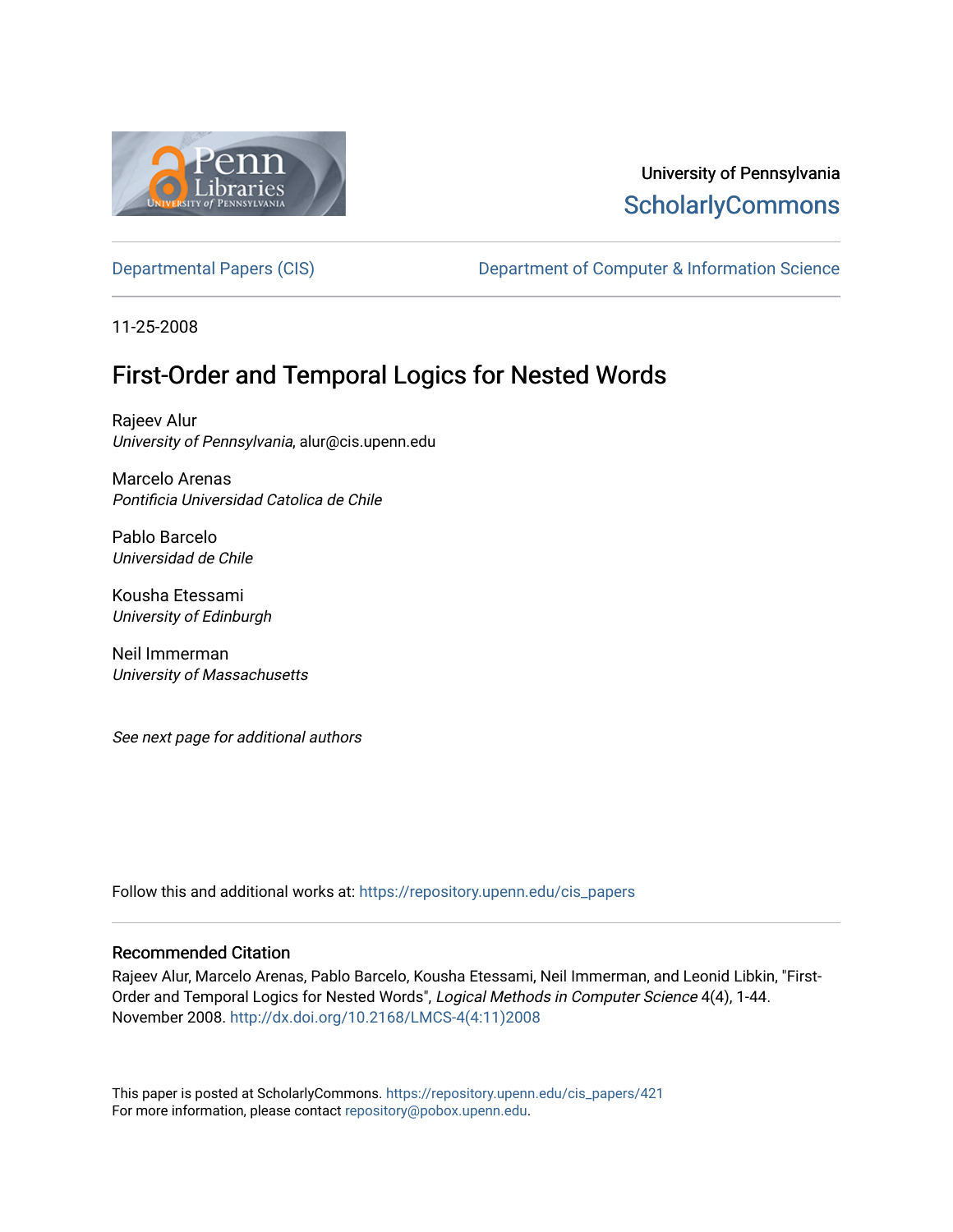University of Pennsylvania
ScholarlyCommons

Departmental Papers (CIS) | Department of Computer & Information Science

11-25-2008

# First-Order and Temporal Logics for Nested Words

Rajeev Alur
*University of Pennsylvania*, alur@cis.upenn.edu

Marcelo Arenas
*Pontificia Universidad Catolica de Chile*

Pablo Barcelo
*Universidad de Chile*

Kousha Etessami
*University of Edinburgh*

Neil Immerman
*University of Massachusetts*

*See next page for additional authors*

Follow this and additional works at: https://repository.upenn.edu/cis_papers

## Recommended Citation

Rajeev Alur, Marcelo Arenas, Pablo Barcelo, Kousha Etessami, Neil Immerman, and Leonid Libkin, "First-Order and Temporal Logics for Nested Words", *Logical Methods in Computer Science* 4(4), 1-44. November 2008. http://dx.doi.org/10.2168/LMCS-4(4:11)2008

This paper is posted at ScholarlyCommons. https://repository.upenn.edu/cis_papers/421
For more information, please contact repository@pobox.upenn.edu.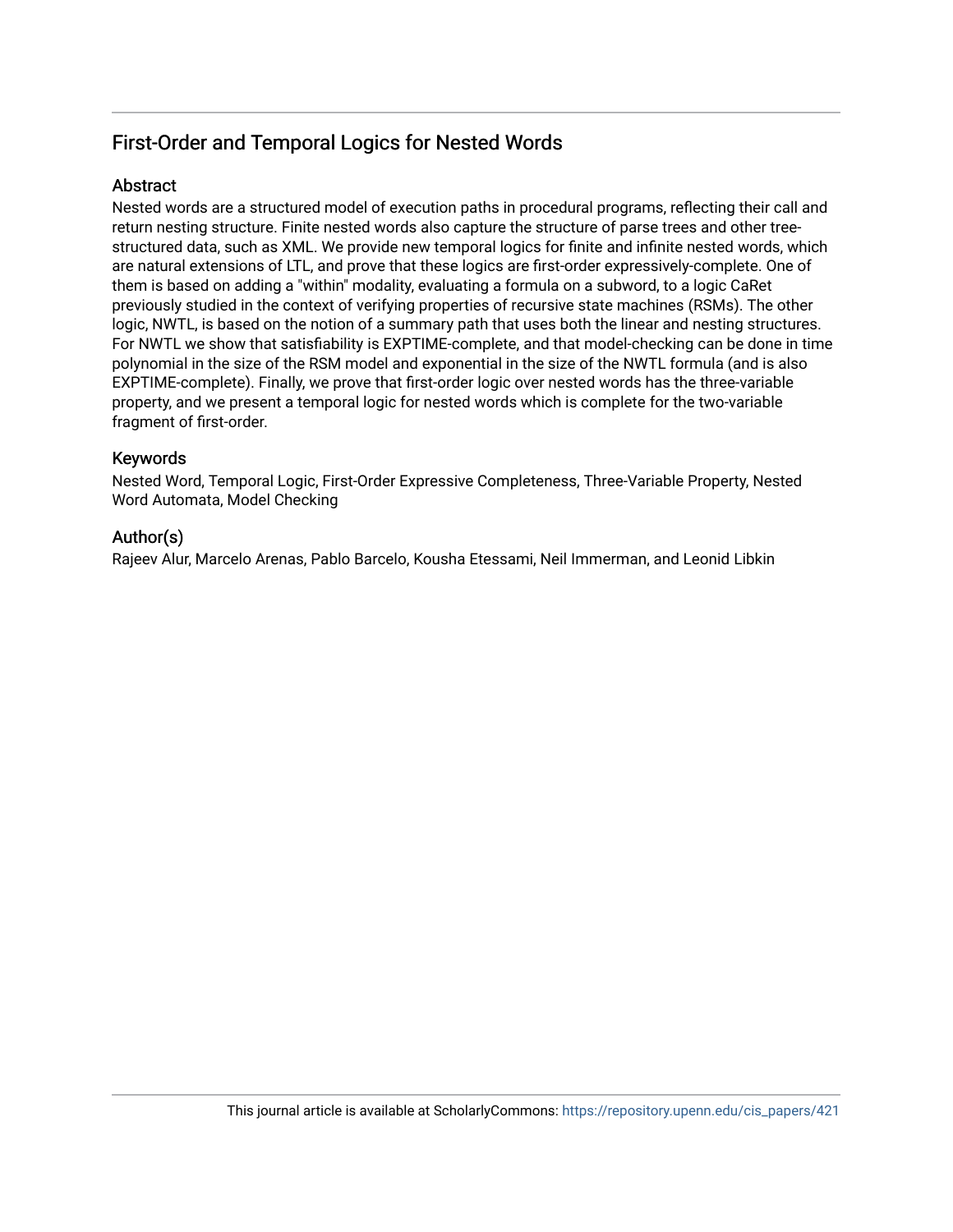## First-Order and Temporal Logics for Nested Words

### Abstract

Nested words are a structured model of execution paths in procedural programs, reflecting their call and return nesting structure. Finite nested words also capture the structure of parse trees and other tree-structured data, such as XML. We provide new temporal logics for finite and infinite nested words, which are natural extensions of LTL, and prove that these logics are first-order expressively-complete. One of them is based on adding a "within" modality, evaluating a formula on a subword, to a logic CaRet previously studied in the context of verifying properties of recursive state machines (RSMs). The other logic, NWTL, is based on the notion of a summary path that uses both the linear and nesting structures. For NWTL we show that satisfiability is EXPTIME-complete, and that model-checking can be done in time polynomial in the size of the RSM model and exponential in the size of the NWTL formula (and is also EXPTIME-complete). Finally, we prove that first-order logic over nested words has the three-variable property, and we present a temporal logic for nested words which is complete for the two-variable fragment of first-order.

### Keywords

Nested Word, Temporal Logic, First-Order Expressive Completeness, Three-Variable Property, Nested Word Automata, Model Checking

### Author(s)

Rajeev Alur, Marcelo Arenas, Pablo Barcelo, Kousha Etessami, Neil Immerman, and Leonid Libkin

This journal article is available at ScholarlyCommons: https://repository.upenn.edu/cis_papers/421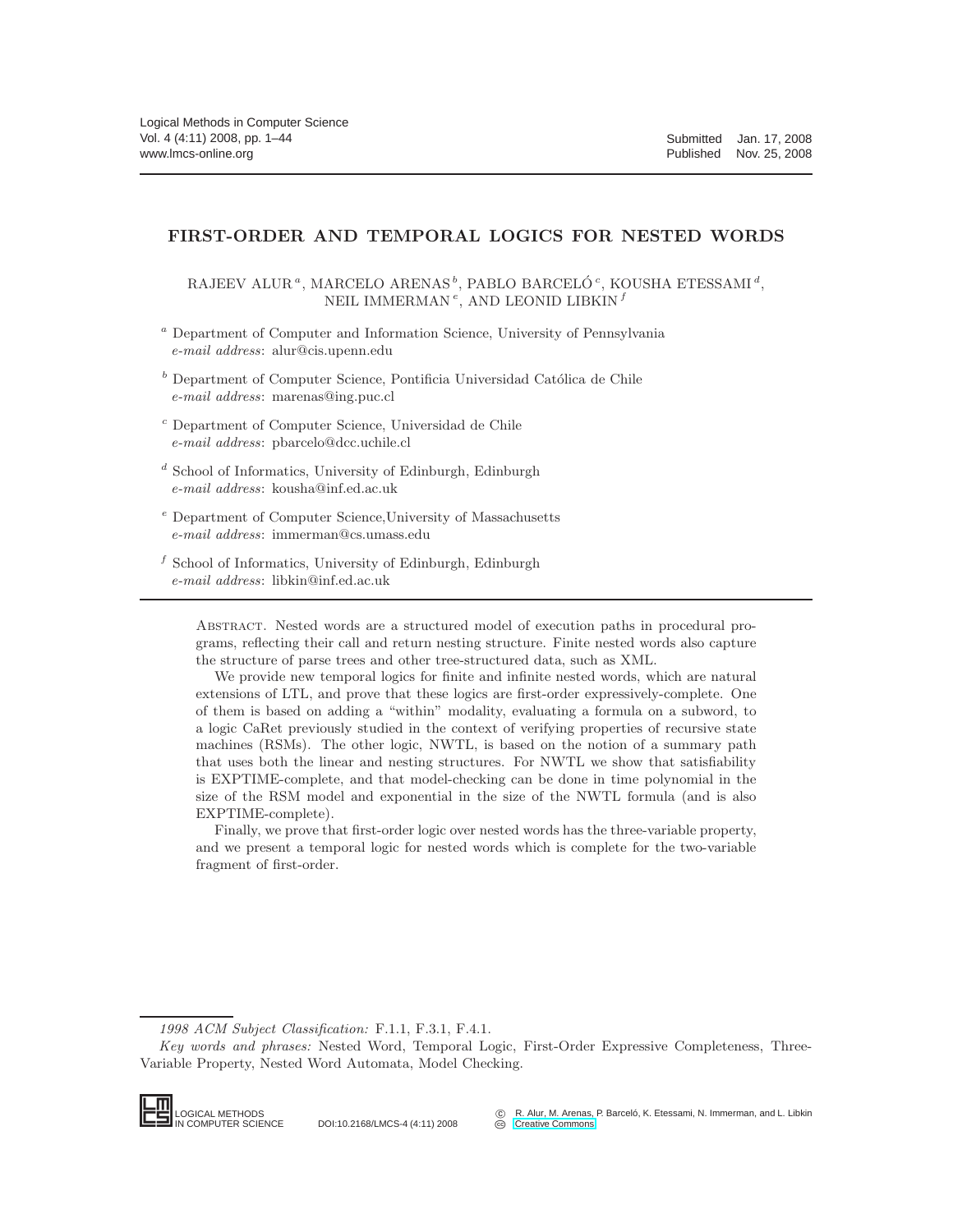# FIRST-ORDER AND TEMPORAL LOGICS FOR NESTED WORDS

RAJEEV ALUR [a], MARCELO ARENAS [b], PABLO BARCELÓ [c], KOUSHA ETESSAMI [d], NEIL IMMERMAN [e], AND LEONID LIBKIN [f]

[a] Department of Computer and Information Science, University of Pennsylvania
*e-mail address*: alur@cis.upenn.edu

[b] Department of Computer Science, Pontificia Universidad Católica de Chile
*e-mail address*: marenas@ing.puc.cl

[c] Department of Computer Science, Universidad de Chile
*e-mail address*: pbarcelo@dcc.uchile.cl

[d] School of Informatics, University of Edinburgh, Edinburgh
*e-mail address*: kousha@inf.ed.ac.uk

[e] Department of Computer Science,University of Massachusetts
*e-mail address*: immerman@cs.umass.edu

[f] School of Informatics, University of Edinburgh, Edinburgh
*e-mail address*: libkin@inf.ed.ac.uk

---

Abstract. Nested words are a structured model of execution paths in procedural programs, reflecting their call and return nesting structure. Finite nested words also capture the structure of parse trees and other tree-structured data, such as XML.

We provide new temporal logics for finite and infinite nested words, which are natural extensions of LTL, and prove that these logics are first-order expressively-complete. One of them is based on adding a "within" modality, evaluating a formula on a subword, to a logic CaRet previously studied in the context of verifying properties of recursive state machines (RSMs). The other logic, NWTL, is based on the notion of a summary path that uses both the linear and nesting structures. For NWTL we show that satisfiability is EXPTIME-complete, and that model-checking can be done in time polynomial in the size of the RSM model and exponential in the size of the NWTL formula (and is also EXPTIME-complete).

Finally, we prove that first-order logic over nested words has the three-variable property, and we present a temporal logic for nested words which is complete for the two-variable fragment of first-order.

---

*1998 ACM Subject Classification:* F.1.1, F.3.1, F.4.1.

*Key words and phrases:* Nested Word, Temporal Logic, First-Order Expressive Completeness, Three-Variable Property, Nested Word Automata, Model Checking.

LOGICAL METHODS IN COMPUTER SCIENCE DOI:10.2168/LMCS-4 (4:11) 2008

© R. Alur, M. Arenas, P. Barceló, K. Etessami, N. Immerman, and L. Libkin
Creative Commons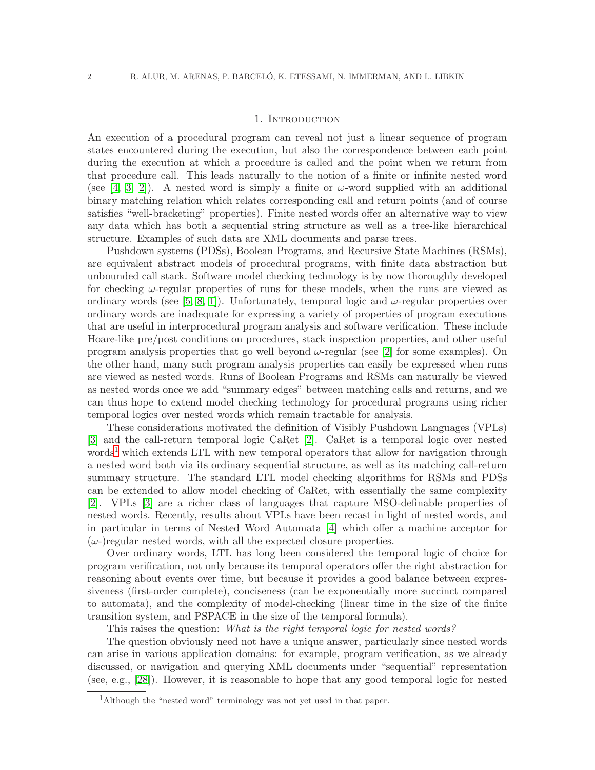## 1. Introduction

An execution of a procedural program can reveal not just a linear sequence of program states encountered during the execution, but also the correspondence between each point during the execution at which a procedure is called and the point when we return from that procedure call. This leads naturally to the notion of a finite or infinite nested word (see [4, 3, 2]). A nested word is simply a finite or $\omega$-word supplied with an additional binary matching relation which relates corresponding call and return points (and of course satisfies "well-bracketing" properties). Finite nested words offer an alternative way to view any data which has both a sequential string structure as well as a tree-like hierarchical structure. Examples of such data are XML documents and parse trees.

Pushdown systems (PDSs), Boolean Programs, and Recursive State Machines (RSMs), are equivalent abstract models of procedural programs, with finite data abstraction but unbounded call stack. Software model checking technology is by now thoroughly developed for checking $\omega$-regular properties of runs for these models, when the runs are viewed as ordinary words (see [5, 8, 1]). Unfortunately, temporal logic and $\omega$-regular properties over ordinary words are inadequate for expressing a variety of properties of program executions that are useful in interprocedural program analysis and software verification. These include Hoare-like pre/post conditions on procedures, stack inspection properties, and other useful program analysis properties that go well beyond $\omega$-regular (see [2] for some examples). On the other hand, many such program analysis properties can easily be expressed when runs are viewed as nested words. Runs of Boolean Programs and RSMs can naturally be viewed as nested words once we add "summary edges" between matching calls and returns, and we can thus hope to extend model checking technology for procedural programs using richer temporal logics over nested words which remain tractable for analysis.

These considerations motivated the definition of Visibly Pushdown Languages (VPLs) [3] and the call-return temporal logic CaRet [2]. CaRet is a temporal logic over nested words[1] which extends LTL with new temporal operators that allow for navigation through a nested word both via its ordinary sequential structure, as well as its matching call-return summary structure. The standard LTL model checking algorithms for RSMs and PDSs can be extended to allow model checking of CaRet, with essentially the same complexity [2]. VPLs [3] are a richer class of languages that capture MSO-definable properties of nested words. Recently, results about VPLs have been recast in light of nested words, and in particular in terms of Nested Word Automata [4] which offer a machine acceptor for ($\omega$-)regular nested words, with all the expected closure properties.

Over ordinary words, LTL has long been considered the temporal logic of choice for program verification, not only because its temporal operators offer the right abstraction for reasoning about events over time, but because it provides a good balance between expressiveness (first-order complete), conciseness (can be exponentially more succinct compared to automata), and the complexity of model-checking (linear time in the size of the finite transition system, and PSPACE in the size of the temporal formula).

This raises the question: *What is the right temporal logic for nested words?*

The question obviously need not have a unique answer, particularly since nested words can arise in various application domains: for example, program verification, as we already discussed, or navigation and querying XML documents under "sequential" representation (see, e.g., [28]). However, it is reasonable to hope that any good temporal logic for nested

[1] Although the "nested word" terminology was not yet used in that paper.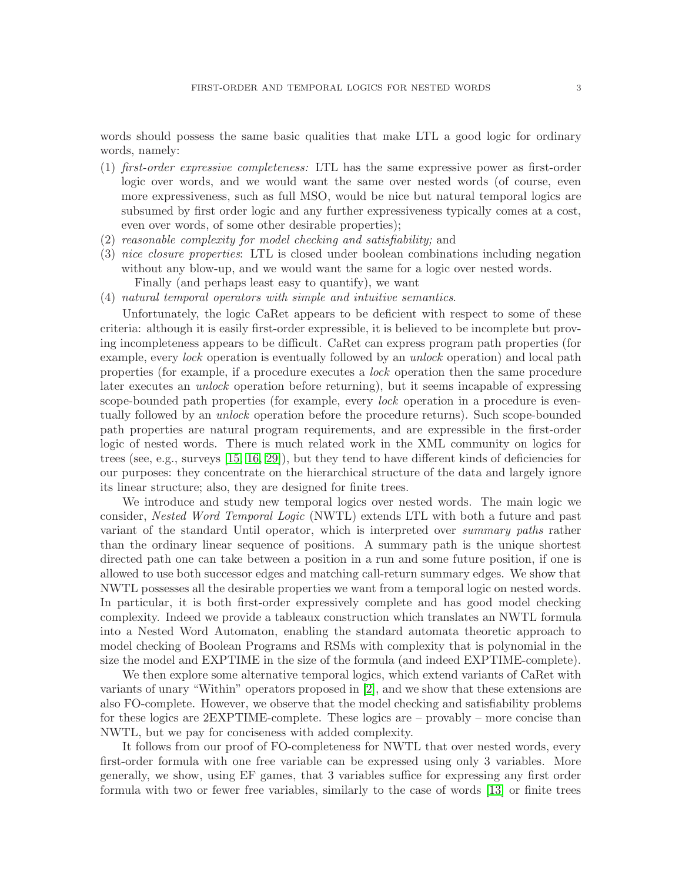words should possess the same basic qualities that make LTL a good logic for ordinary words, namely:

(1) *first-order expressive completeness:* LTL has the same expressive power as first-order logic over words, and we would want the same over nested words (of course, even more expressiveness, such as full MSO, would be nice but natural temporal logics are subsumed by first order logic and any further expressiveness typically comes at a cost, even over words, of some other desirable properties);
(2) *reasonable complexity for model checking and satisfiability;* and
(3) *nice closure properties*: LTL is closed under boolean combinations including negation without any blow-up, and we would want the same for a logic over nested words.
    Finally (and perhaps least easy to quantify), we want
(4) *natural temporal operators with simple and intuitive semantics*.

Unfortunately, the logic CaRet appears to be deficient with respect to some of these criteria: although it is easily first-order expressible, it is believed to be incomplete but proving incompleteness appears to be difficult. CaRet can express program path properties (for example, every *lock* operation is eventually followed by an *unlock* operation) and local path properties (for example, if a procedure executes a *lock* operation then the same procedure later executes an *unlock* operation before returning), but it seems incapable of expressing scope-bounded path properties (for example, every *lock* operation in a procedure is eventually followed by an *unlock* operation before the procedure returns). Such scope-bounded path properties are natural program requirements, and are expressible in the first-order logic of nested words. There is much related work in the XML community on logics for trees (see, e.g., surveys [15, 16, 29]), but they tend to have different kinds of deficiencies for our purposes: they concentrate on the hierarchical structure of the data and largely ignore its linear structure; also, they are designed for finite trees.

We introduce and study new temporal logics over nested words. The main logic we consider, *Nested Word Temporal Logic* (NWTL) extends LTL with both a future and past variant of the standard Until operator, which is interpreted over *summary paths* rather than the ordinary linear sequence of positions. A summary path is the unique shortest directed path one can take between a position in a run and some future position, if one is allowed to use both successor edges and matching call-return summary edges. We show that NWTL possesses all the desirable properties we want from a temporal logic on nested words. In particular, it is both first-order expressively complete and has good model checking complexity. Indeed we provide a tableaux construction which translates an NWTL formula into a Nested Word Automaton, enabling the standard automata theoretic approach to model checking of Boolean Programs and RSMs with complexity that is polynomial in the size the model and EXPTIME in the size of the formula (and indeed EXPTIME-complete).

We then explore some alternative temporal logics, which extend variants of CaRet with variants of unary "Within" operators proposed in [2], and we show that these extensions are also FO-complete. However, we observe that the model checking and satisfiability problems for these logics are 2EXPTIME-complete. These logics are – provably – more concise than NWTL, but we pay for conciseness with added complexity.

It follows from our proof of FO-completeness for NWTL that over nested words, every first-order formula with one free variable can be expressed using only 3 variables. More generally, we show, using EF games, that 3 variables suffice for expressing any first order formula with two or fewer free variables, similarly to the case of words [13] or finite trees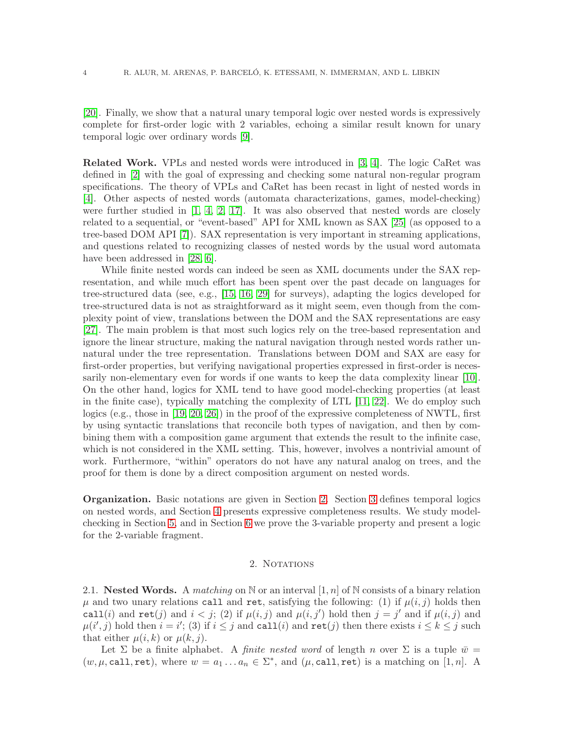[20]. Finally, we show that a natural unary temporal logic over nested words is expressively complete for first-order logic with 2 variables, echoing a similar result known for unary temporal logic over ordinary words [9].

**Related Work.** VPLs and nested words were introduced in [3, 4]. The logic CaRet was defined in [2] with the goal of expressing and checking some natural non-regular program specifications. The theory of VPLs and CaRet has been recast in light of nested words in [4]. Other aspects of nested words (automata characterizations, games, model-checking) were further studied in [1, 4, 2, 17]. It was also observed that nested words are closely related to a sequential, or "event-based" API for XML known as SAX [25] (as opposed to a tree-based DOM API [7]). SAX representation is very important in streaming applications, and questions related to recognizing classes of nested words by the usual word automata have been addressed in [28, 6].

While finite nested words can indeed be seen as XML documents under the SAX representation, and while much effort has been spent over the past decade on languages for tree-structured data (see, e.g., [15, 16, 29] for surveys), adapting the logics developed for tree-structured data is not as straightforward as it might seem, even though from the complexity point of view, translations between the DOM and the SAX representations are easy [27]. The main problem is that most such logics rely on the tree-based representation and ignore the linear structure, making the natural navigation through nested words rather unnatural under the tree representation. Translations between DOM and SAX are easy for first-order properties, but verifying navigational properties expressed in first-order is necessarily non-elementary even for words if one wants to keep the data complexity linear [10]. On the other hand, logics for XML tend to have good model-checking properties (at least in the finite case), typically matching the complexity of LTL [11, 22]. We do employ such logics (e.g., those in [19, 20, 26]) in the proof of the expressive completeness of NWTL, first by using syntactic translations that reconcile both types of navigation, and then by combining them with a composition game argument that extends the result to the infinite case, which is not considered in the XML setting. This, however, involves a nontrivial amount of work. Furthermore, "within" operators do not have any natural analog on trees, and the proof for them is done by a direct composition argument on nested words.

**Organization.** Basic notations are given in Section 2. Section 3 defines temporal logics on nested words, and Section 4 presents expressive completeness results. We study model-checking in Section 5, and in Section 6 we prove the 3-variable property and present a logic for the 2-variable fragment.

## 2. Notations

### 2.1. Nested Words.

A *matching* on $\mathbb{N}$ or an interval $[1, n]$ of $\mathbb{N}$ consists of a binary relation $\mu$ and two unary relations $\mathtt{call}$ and $\mathtt{ret}$, satisfying the following: (1) if $\mu(i, j)$ holds then $\mathtt{call}(i)$ and $\mathtt{ret}(j)$ and $i < j$; (2) if $\mu(i, j)$ and $\mu(i, j')$ hold then $j = j'$ and if $\mu(i, j)$ and $\mu(i', j)$ hold then $i = i'$; (3) if $i \leq j$ and $\mathtt{call}(i)$ and $\mathtt{ret}(j)$ then there exists $i \leq k \leq j$ such that either $\mu(i, k)$ or $\mu(k, j)$.

Let $\Sigma$ be a finite alphabet. A *finite nested word* of length $n$ over $\Sigma$ is a tuple $\bar{w} = (w, \mu, \mathtt{call}, \mathtt{ret})$, where $w = a_1 \ldots a_n \in \Sigma^*$, and $(\mu, \mathtt{call}, \mathtt{ret})$ is a matching on $[1, n]$. A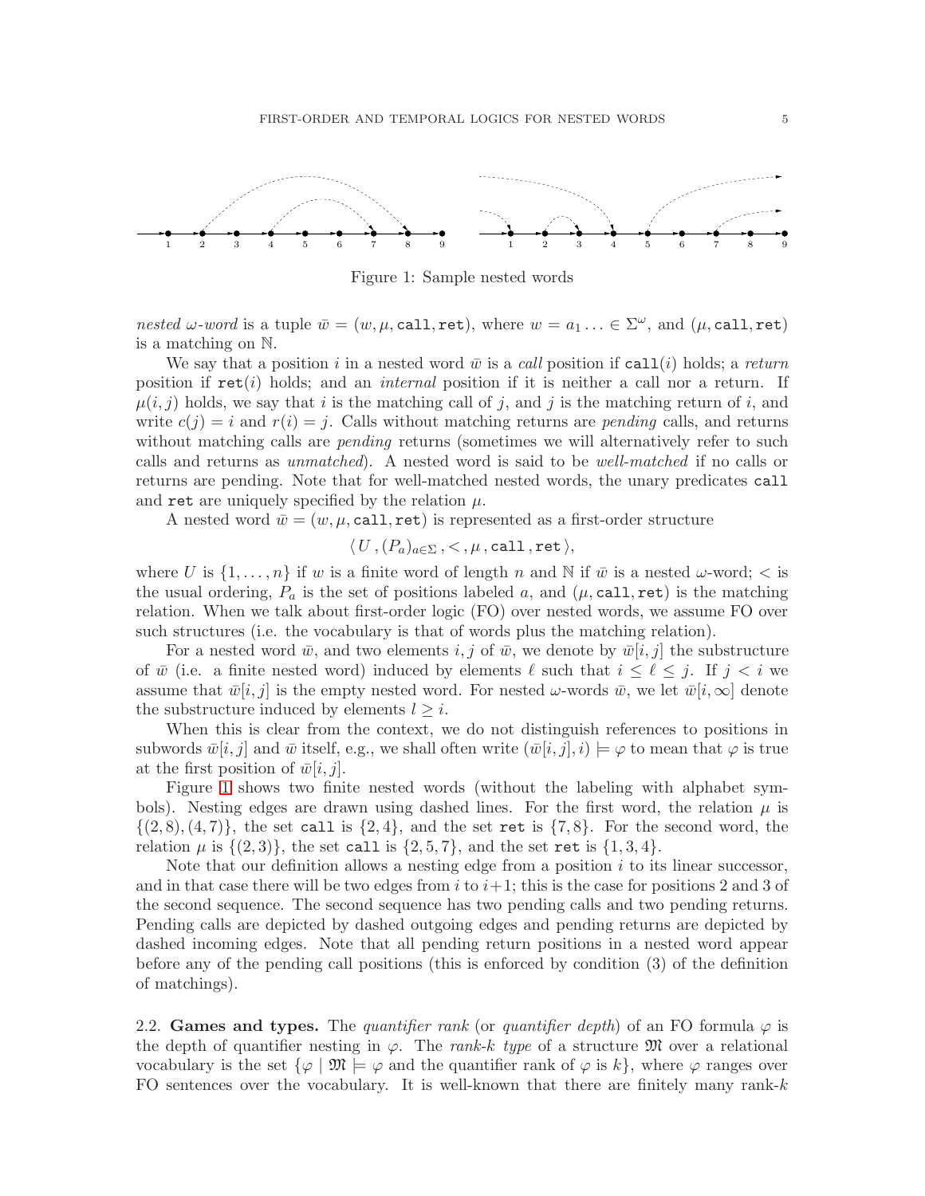Figure 1: Sample nested words

*nested ω-word* is a tuple $\bar{w} = (w, \mu, \texttt{call}, \texttt{ret})$, where $w = a_1 \ldots \in \Sigma^\omega$, and $(\mu, \texttt{call}, \texttt{ret})$ is a matching on $\mathbb{N}$.

We say that a position $i$ in a nested word $\bar{w}$ is a *call* position if $\texttt{call}(i)$ holds; a *return* position if $\texttt{ret}(i)$ holds; and an *internal* position if it is neither a call nor a return. If $\mu(i, j)$ holds, we say that $i$ is the matching call of $j$, and $j$ is the matching return of $i$, and write $c(j) = i$ and $r(i) = j$. Calls without matching returns are *pending* calls, and returns without matching calls are *pending* returns (sometimes we will alternatively refer to such calls and returns as *unmatched*). A nested word is said to be *well-matched* if no calls or returns are pending. Note that for well-matched nested words, the unary predicates call and ret are uniquely specified by the relation $\mu$.

A nested word $\bar{w} = (w, \mu, \texttt{call}, \texttt{ret})$ is represented as a first-order structure

$$\langle U, (P_a)_{a \in \Sigma}, <, \mu, \texttt{call}, \texttt{ret} \rangle,$$

where $U$ is $\{1, \ldots, n\}$ if $w$ is a finite word of length $n$ and $\mathbb{N}$ if $\bar{w}$ is a nested $\omega$-word; $<$ is the usual ordering, $P_a$ is the set of positions labeled $a$, and $(\mu, \texttt{call}, \texttt{ret})$ is the matching relation. When we talk about first-order logic (FO) over nested words, we assume FO over such structures (i.e. the vocabulary is that of words plus the matching relation).

For a nested word $\bar{w}$, and two elements $i, j$ of $\bar{w}$, we denote by $\bar{w}[i, j]$ the substructure of $\bar{w}$ (i.e. a finite nested word) induced by elements $\ell$ such that $i \leq \ell \leq j$. If $j < i$ we assume that $\bar{w}[i, j]$ is the empty nested word. For nested $\omega$-words $\bar{w}$, we let $\bar{w}[i, \infty]$ denote the substructure induced by elements $l \geq i$.

When this is clear from the context, we do not distinguish references to positions in subwords $\bar{w}[i, j]$ and $\bar{w}$ itself, e.g., we shall often write $(\bar{w}[i, j], i) \models \varphi$ to mean that $\varphi$ is true at the first position of $\bar{w}[i, j]$.

Figure 1 shows two finite nested words (without the labeling with alphabet symbols). Nesting edges are drawn using dashed lines. For the first word, the relation $\mu$ is $\{(2, 8), (4, 7)\}$, the set call is $\{2, 4\}$, and the set ret is $\{7, 8\}$. For the second word, the relation $\mu$ is $\{(2, 3)\}$, the set call is $\{2, 5, 7\}$, and the set ret is $\{1, 3, 4\}$.

Note that our definition allows a nesting edge from a position $i$ to its linear successor, and in that case there will be two edges from $i$ to $i+1$; this is the case for positions 2 and 3 of the second sequence. The second sequence has two pending calls and two pending returns. Pending calls are depicted by dashed outgoing edges and pending returns are depicted by dashed incoming edges. Note that all pending return positions in a nested word appear before any of the pending call positions (this is enforced by condition (3) of the definition of matchings).

2.2. **Games and types.** The *quantifier rank* (or *quantifier depth*) of an FO formula $\varphi$ is the depth of quantifier nesting in $\varphi$. The *rank-$k$ type* of a structure $\mathfrak{M}$ over a relational vocabulary is the set $\{\varphi \mid \mathfrak{M} \models \varphi$ and the quantifier rank of $\varphi$ is $k\}$, where $\varphi$ ranges over FO sentences over the vocabulary. It is well-known that there are finitely many rank-$k$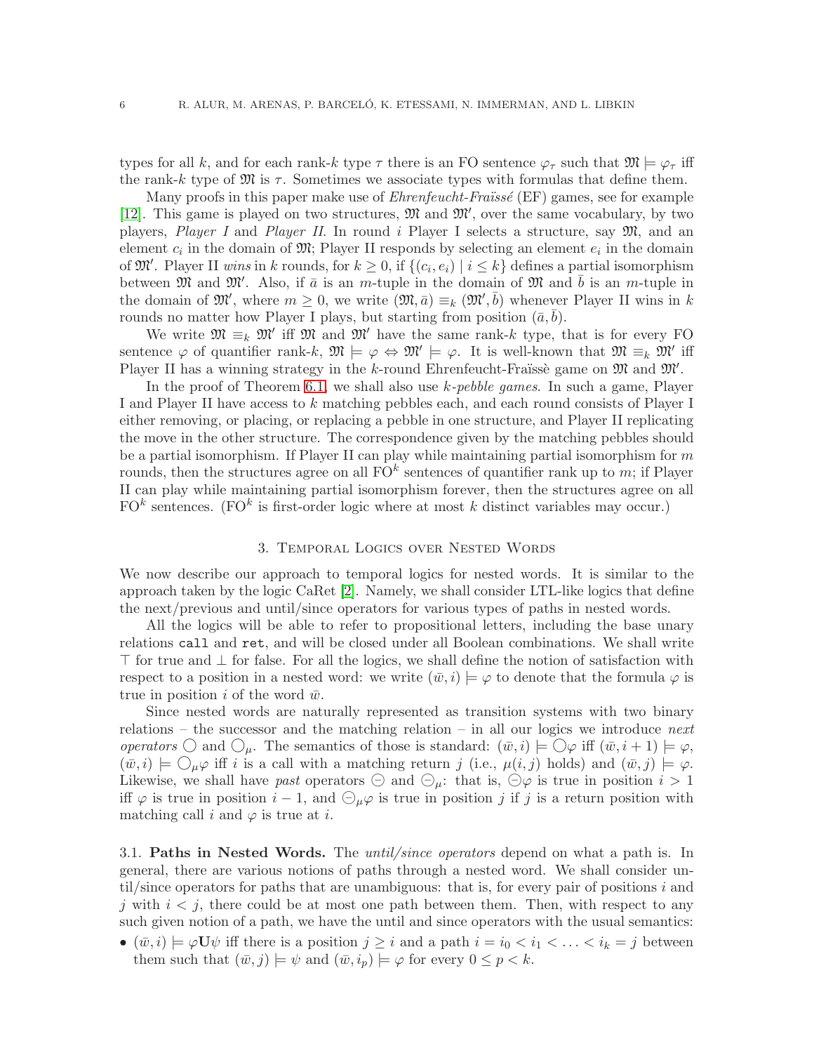types for all $k$, and for each rank-$k$ type $\tau$ there is an FO sentence $\varphi_\tau$ such that $\mathfrak{M} \models \varphi_\tau$ iff the rank-$k$ type of $\mathfrak{M}$ is $\tau$. Sometimes we associate types with formulas that define them.

Many proofs in this paper make use of *Ehrenfeucht-Fraïssé* (EF) games, see for example [12]. This game is played on two structures, $\mathfrak{M}$ and $\mathfrak{M}'$, over the same vocabulary, by two players, *Player I* and *Player II*. In round $i$ Player I selects a structure, say $\mathfrak{M}$, and an element $c_i$ in the domain of $\mathfrak{M}$; Player II responds by selecting an element $e_i$ in the domain of $\mathfrak{M}'$. Player II *wins* in $k$ rounds, for $k \geq 0$, if $\{(c_i, e_i) \mid i \leq k\}$ defines a partial isomorphism between $\mathfrak{M}$ and $\mathfrak{M}'$. Also, if $\bar{a}$ is an $m$-tuple in the domain of $\mathfrak{M}$ and $\bar{b}$ is an $m$-tuple in the domain of $\mathfrak{M}'$, where $m \geq 0$, we write $(\mathfrak{M}, \bar{a}) \equiv_k (\mathfrak{M}', \bar{b})$ whenever Player II wins in $k$ rounds no matter how Player I plays, but starting from position $(\bar{a}, \bar{b})$.

We write $\mathfrak{M} \equiv_k \mathfrak{M}'$ iff $\mathfrak{M}$ and $\mathfrak{M}'$ have the same rank-$k$ type, that is for every FO sentence $\varphi$ of quantifier rank-$k$, $\mathfrak{M} \models \varphi \Leftrightarrow \mathfrak{M}' \models \varphi$. It is well-known that $\mathfrak{M} \equiv_k \mathfrak{M}'$ iff Player II has a winning strategy in the $k$-round Ehrenfeucht-Fraïssè game on $\mathfrak{M}$ and $\mathfrak{M}'$.

In the proof of Theorem 6.1, we shall also use *$k$-pebble games*. In such a game, Player I and Player II have access to $k$ matching pebbles each, and each round consists of Player I either removing, or placing, or replacing a pebble in one structure, and Player II replicating the move in the other structure. The correspondence given by the matching pebbles should be a partial isomorphism. If Player II can play while maintaining partial isomorphism for $m$ rounds, then the structures agree on all $\text{FO}^k$ sentences of quantifier rank up to $m$; if Player II can play while maintaining partial isomorphism forever, then the structures agree on all $\text{FO}^k$ sentences. ($\text{FO}^k$ is first-order logic where at most $k$ distinct variables may occur.)

## 3. Temporal Logics over Nested Words

We now describe our approach to temporal logics for nested words. It is similar to the approach taken by the logic CaRet [2]. Namely, we shall consider LTL-like logics that define the next/previous and until/since operators for various types of paths in nested words.

All the logics will be able to refer to propositional letters, including the base unary relations `call` and `ret`, and will be closed under all Boolean combinations. We shall write $\top$ for true and $\bot$ for false. For all the logics, we shall define the notion of satisfaction with respect to a position in a nested word: we write $(\bar{w}, i) \models \varphi$ to denote that the formula $\varphi$ is true in position $i$ of the word $\bar{w}$.

Since nested words are naturally represented as transition systems with two binary relations – the successor and the matching relation – in all our logics we introduce *next operators* $\bigcirc$ and $\bigcirc_\mu$. The semantics of those is standard: $(\bar{w}, i) \models \bigcirc\varphi$ iff $(\bar{w}, i+1) \models \varphi$, $(\bar{w}, i) \models \bigcirc_\mu\varphi$ iff $i$ is a call with a matching return $j$ (i.e., $\mu(i,j)$ holds) and $(\bar{w}, j) \models \varphi$. Likewise, we shall have *past* operators $\ominus$ and $\ominus_\mu$: that is, $\ominus\varphi$ is true in position $i > 1$ iff $\varphi$ is true in position $i-1$, and $\ominus_\mu\varphi$ is true in position $j$ if $j$ is a return position with matching call $i$ and $\varphi$ is true at $i$.

### 3.1. Paths in Nested Words.

The *until/since operators* depend on what a path is. In general, there are various notions of paths through a nested word. We shall consider until/since operators for paths that are unambiguous: that is, for every pair of positions $i$ and $j$ with $i < j$, there could be at most one path between them. Then, with respect to any such given notion of a path, we have the until and since operators with the usual semantics:

- $(\bar{w}, i) \models \varphi \mathbf{U} \psi$ iff there is a position $j \geq i$ and a path $i = i_0 < i_1 < \ldots < i_k = j$ between them such that $(\bar{w}, j) \models \psi$ and $(\bar{w}, i_p) \models \varphi$ for every $0 \leq p < k$.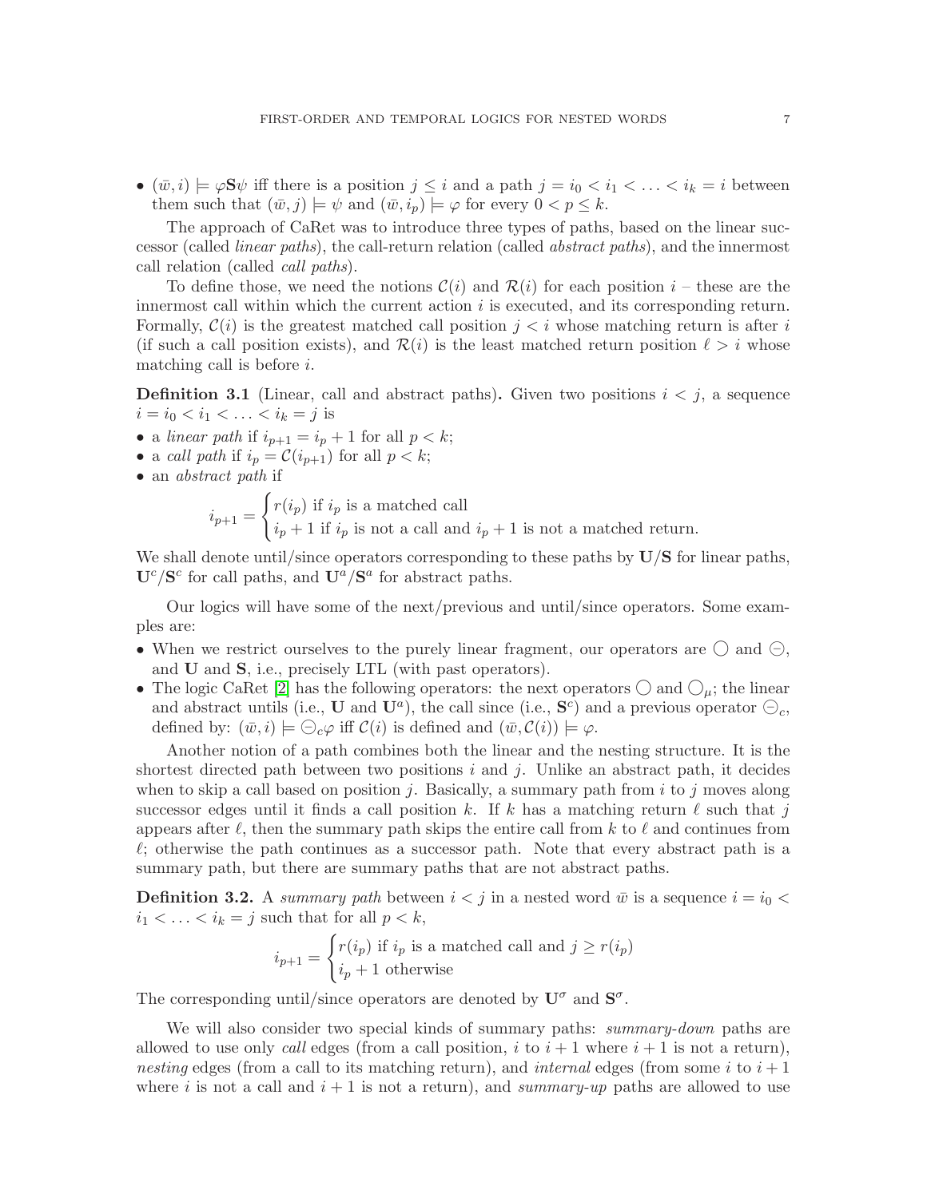- $(\bar{w}, i) \models \varphi \mathbf{S} \psi$ iff there is a position $j \leq i$ and a path $j = i_0 < i_1 < \ldots < i_k = i$ between them such that $(\bar{w}, j) \models \psi$ and $(\bar{w}, i_p) \models \varphi$ for every $0 < p \leq k$.

The approach of CaRet was to introduce three types of paths, based on the linear successor (called *linear paths*), the call-return relation (called *abstract paths*), and the innermost call relation (called *call paths*).

To define those, we need the notions $\mathcal{C}(i)$ and $\mathcal{R}(i)$ for each position $i$ – these are the innermost call within which the current action $i$ is executed, and its corresponding return. Formally, $\mathcal{C}(i)$ is the greatest matched call position $j < i$ whose matching return is after $i$ (if such a call position exists), and $\mathcal{R}(i)$ is the least matched return position $\ell > i$ whose matching call is before $i$.

**Definition 3.1** (Linear, call and abstract paths)**.** Given two positions $i < j$, a sequence $i = i_0 < i_1 < \ldots < i_k = j$ is

- a *linear path* if $i_{p+1} = i_p + 1$ for all $p < k$;
- a *call path* if $i_p = \mathcal{C}(i_{p+1})$ for all $p < k$;
- an *abstract path* if

$$i_{p+1} = \begin{cases} r(i_p) \text{ if } i_p \text{ is a matched call} \\ i_p + 1 \text{ if } i_p \text{ is not a call and } i_p + 1 \text{ is not a matched return.} \end{cases}$$

We shall denote until/since operators corresponding to these paths by $\mathbf{U}/\mathbf{S}$ for linear paths, $\mathbf{U}^c/\mathbf{S}^c$ for call paths, and $\mathbf{U}^a/\mathbf{S}^a$ for abstract paths.

Our logics will have some of the next/previous and until/since operators. Some examples are:

- When we restrict ourselves to the purely linear fragment, our operators are $\bigcirc$ and $\ominus$, and $\mathbf{U}$ and $\mathbf{S}$, i.e., precisely LTL (with past operators).
- The logic CaRet [2] has the following operators: the next operators $\bigcirc$ and $\bigcirc_\mu$; the linear and abstract untils (i.e., $\mathbf{U}$ and $\mathbf{U}^a$), the call since (i.e., $\mathbf{S}^c$) and a previous operator $\ominus_c$, defined by: $(\bar{w}, i) \models \ominus_c \varphi$ iff $\mathcal{C}(i)$ is defined and $(\bar{w}, \mathcal{C}(i)) \models \varphi$.

Another notion of a path combines both the linear and the nesting structure. It is the shortest directed path between two positions $i$ and $j$. Unlike an abstract path, it decides when to skip a call based on position $j$. Basically, a summary path from $i$ to $j$ moves along successor edges until it finds a call position $k$. If $k$ has a matching return $\ell$ such that $j$ appears after $\ell$, then the summary path skips the entire call from $k$ to $\ell$ and continues from $\ell$; otherwise the path continues as a successor path. Note that every abstract path is a summary path, but there are summary paths that are not abstract paths.

**Definition 3.2.** A *summary path* between $i < j$ in a nested word $\bar{w}$ is a sequence $i = i_0 < i_1 < \ldots < i_k = j$ such that for all $p < k$,

$$i_{p+1} = \begin{cases} r(i_p) \text{ if } i_p \text{ is a matched call and } j \geq r(i_p) \\ i_p + 1 \text{ otherwise} \end{cases}$$

The corresponding until/since operators are denoted by $\mathbf{U}^\sigma$ and $\mathbf{S}^\sigma$.

We will also consider two special kinds of summary paths: *summary-down* paths are allowed to use only *call* edges (from a call position, $i$ to $i + 1$ where $i + 1$ is not a return), *nesting* edges (from a call to its matching return), and *internal* edges (from some $i$ to $i + 1$ where $i$ is not a call and $i + 1$ is not a return), and *summary-up* paths are allowed to use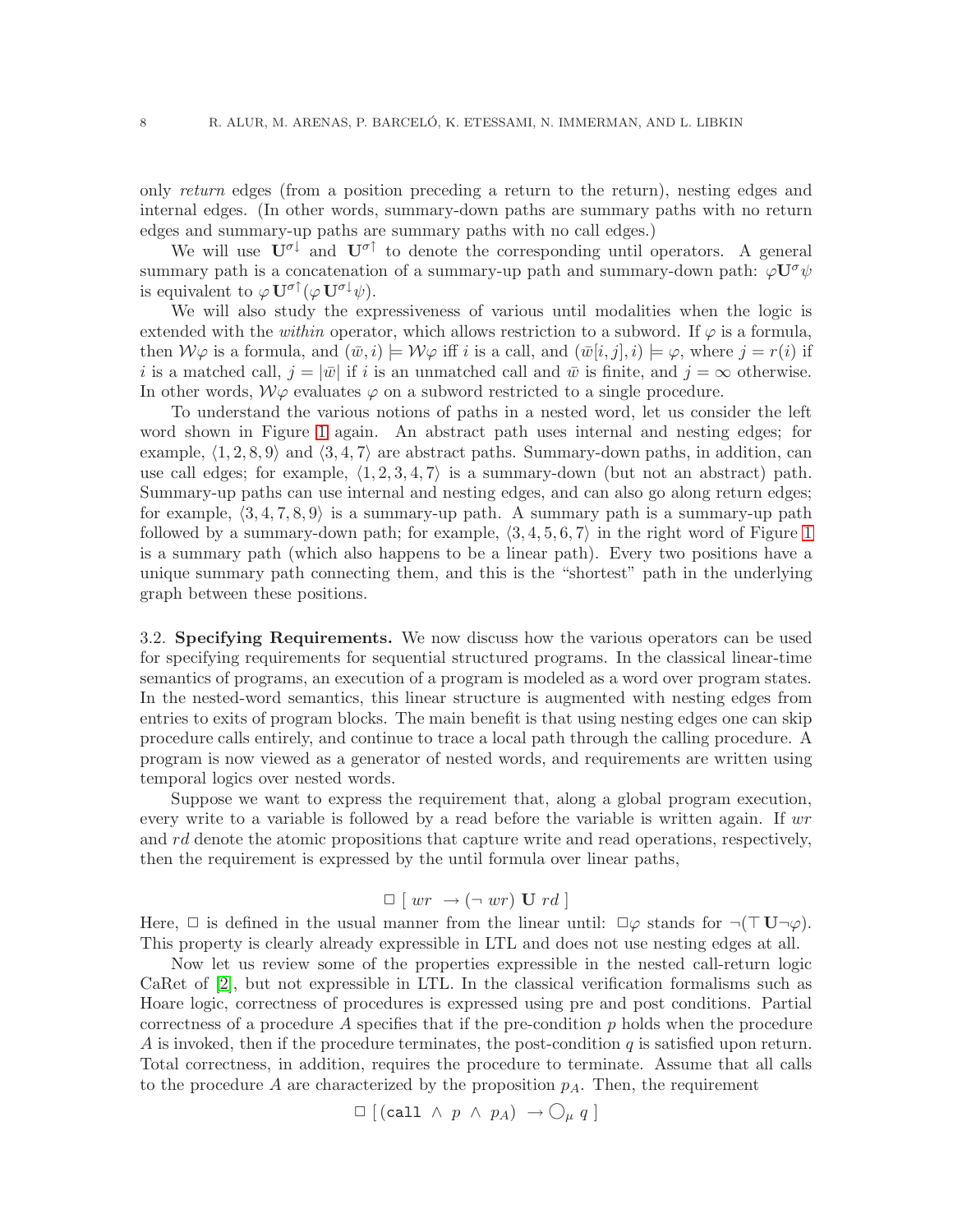only *return* edges (from a position preceding a return to the return), nesting edges and internal edges. (In other words, summary-down paths are summary paths with no return edges and summary-up paths are summary paths with no call edges.)

We will use $\mathbf{U}^{\sigma\downarrow}$ and $\mathbf{U}^{\sigma\uparrow}$ to denote the corresponding until operators. A general summary path is a concatenation of a summary-up path and summary-down path: $\varphi \mathbf{U}^{\sigma} \psi$ is equivalent to $\varphi \, \mathbf{U}^{\sigma\uparrow} (\varphi \, \mathbf{U}^{\sigma\downarrow} \psi)$.

We will also study the expressiveness of various until modalities when the logic is extended with the *within* operator, which allows restriction to a subword. If $\varphi$ is a formula, then $\mathcal{W}\varphi$ is a formula, and $(\bar{w}, i) \models \mathcal{W}\varphi$ iff $i$ is a call, and $(\bar{w}[i,j], i) \models \varphi$, where $j = r(i)$ if $i$ is a matched call, $j = |\bar{w}|$ if $i$ is an unmatched call and $\bar{w}$ is finite, and $j = \infty$ otherwise. In other words, $\mathcal{W}\varphi$ evaluates $\varphi$ on a subword restricted to a single procedure.

To understand the various notions of paths in a nested word, let us consider the left word shown in Figure 1 again. An abstract path uses internal and nesting edges; for example, $\langle 1, 2, 8, 9 \rangle$ and $\langle 3, 4, 7 \rangle$ are abstract paths. Summary-down paths, in addition, can use call edges; for example, $\langle 1, 2, 3, 4, 7 \rangle$ is a summary-down (but not an abstract) path. Summary-up paths can use internal and nesting edges, and can also go along return edges; for example, $\langle 3, 4, 7, 8, 9 \rangle$ is a summary-up path. A summary path is a summary-up path followed by a summary-down path; for example, $\langle 3, 4, 5, 6, 7 \rangle$ in the right word of Figure 1 is a summary path (which also happens to be a linear path). Every two positions have a unique summary path connecting them, and this is the "shortest" path in the underlying graph between these positions.

### 3.2. Specifying Requirements.

We now discuss how the various operators can be used for specifying requirements for sequential structured programs. In the classical linear-time semantics of programs, an execution of a program is modeled as a word over program states. In the nested-word semantics, this linear structure is augmented with nesting edges from entries to exits of program blocks. The main benefit is that using nesting edges one can skip procedure calls entirely, and continue to trace a local path through the calling procedure. A program is now viewed as a generator of nested words, and requirements are written using temporal logics over nested words.

Suppose we want to express the requirement that, along a global program execution, every write to a variable is followed by a read before the variable is written again. If $wr$ and $rd$ denote the atomic propositions that capture write and read operations, respectively, then the requirement is expressed by the until formula over linear paths,

$$\Box \, [ \; wr \; \rightarrow (\neg \; wr) \; \mathbf{U} \; rd \; ]$$

Here, $\Box$ is defined in the usual manner from the linear until: $\Box\varphi$ stands for $\neg(\top \, \mathbf{U} \neg\varphi)$. This property is clearly already expressible in LTL and does not use nesting edges at all.

Now let us review some of the properties expressible in the nested call-return logic CaRet of [2], but not expressible in LTL. In the classical verification formalisms such as Hoare logic, correctness of procedures is expressed using pre and post conditions. Partial correctness of a procedure $A$ specifies that if the pre-condition $p$ holds when the procedure $A$ is invoked, then if the procedure terminates, the post-condition $q$ is satisfied upon return. Total correctness, in addition, requires the procedure to terminate. Assume that all calls to the procedure $A$ are characterized by the proposition $p_A$. Then, the requirement

$$\Box \, [ \, (\mathtt{call} \; \wedge \; p \; \wedge \; p_A) \; \rightarrow \bigcirc_{\mu} \; q \; ]$$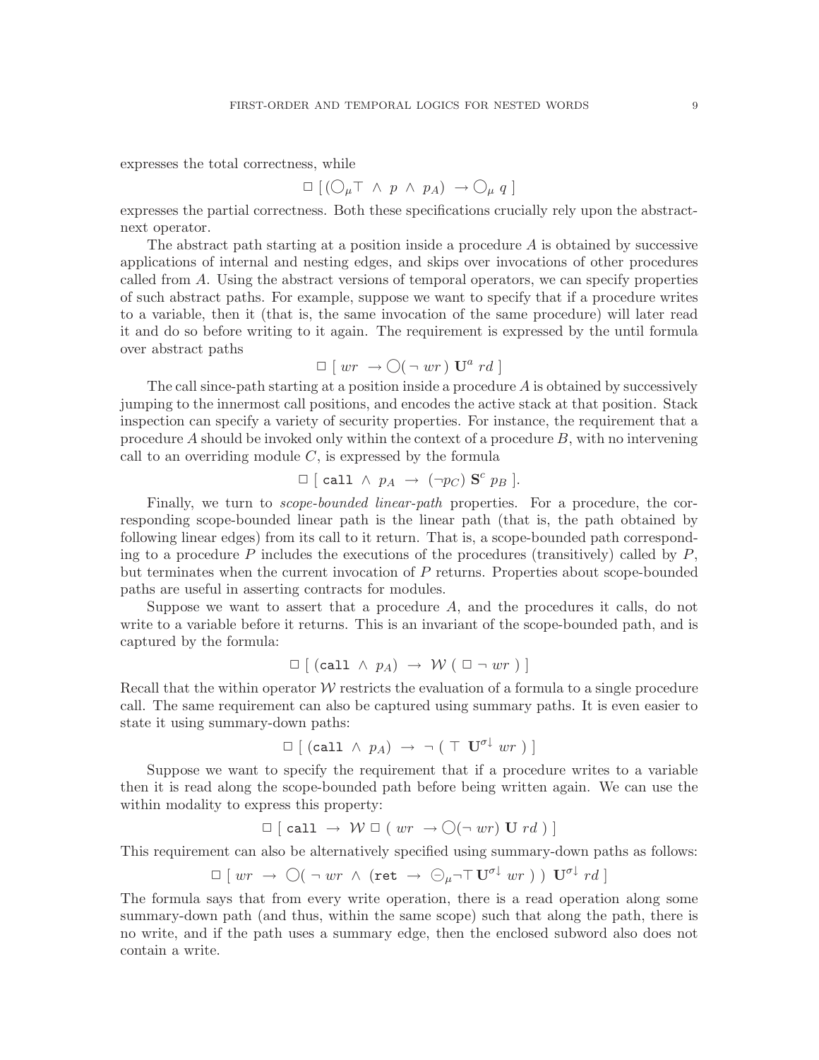expresses the total correctness, while

$$\Box\,[\,(\bigcirc_\mu \top \;\wedge\; p \;\wedge\; p_A) \;\rightarrow \bigcirc_\mu\, q\,]$$

expresses the partial correctness. Both these specifications crucially rely upon the abstract-next operator.

The abstract path starting at a position inside a procedure $A$ is obtained by successive applications of internal and nesting edges, and skips over invocations of other procedures called from $A$. Using the abstract versions of temporal operators, we can specify properties of such abstract paths. For example, suppose we want to specify that if a procedure writes to a variable, then it (that is, the same invocation of the same procedure) will later read it and do so before writing to it again. The requirement is expressed by the until formula over abstract paths

$$\Box\;[\;wr\;\rightarrow \bigcirc(\neg\, wr\,)\;\mathbf{U}^a\; rd\;]$$

The call since-path starting at a position inside a procedure $A$ is obtained by successively jumping to the innermost call positions, and encodes the active stack at that position. Stack inspection can specify a variety of security properties. For instance, the requirement that a procedure $A$ should be invoked only within the context of a procedure $B$, with no intervening call to an overriding module $C$, is expressed by the formula

$$\Box\;[\;\texttt{call}\;\wedge\; p_A\;\rightarrow\;(\neg p_C)\;\mathbf{S}^c\; p_B\;].$$

Finally, we turn to *scope-bounded linear-path* properties. For a procedure, the corresponding scope-bounded linear path is the linear path (that is, the path obtained by following linear edges) from its call to it return. That is, a scope-bounded path corresponding to a procedure $P$ includes the executions of the procedures (transitively) called by $P$, but terminates when the current invocation of $P$ returns. Properties about scope-bounded paths are useful in asserting contracts for modules.

Suppose we want to assert that a procedure $A$, and the procedures it calls, do not write to a variable before it returns. This is an invariant of the scope-bounded path, and is captured by the formula:

$$\Box\;[\;(\texttt{call}\;\wedge\; p_A)\;\rightarrow\;\mathcal{W}\;(\;\Box\,\neg\, wr\;)\;]$$

Recall that the within operator $\mathcal{W}$ restricts the evaluation of a formula to a single procedure call. The same requirement can also be captured using summary paths. It is even easier to state it using summary-down paths:

$$\Box\;[\;(\texttt{call}\;\wedge\; p_A)\;\rightarrow\;\neg\;(\;\top\;\mathbf{U}^{\sigma\downarrow}\; wr\;)\;]$$

Suppose we want to specify the requirement that if a procedure writes to a variable then it is read along the scope-bounded path before being written again. We can use the within modality to express this property:

$$\Box\;[\;\texttt{call}\;\rightarrow\;\mathcal{W}\,\Box\;(\;wr\;\rightarrow \bigcirc(\neg\, wr)\;\mathbf{U}\; rd\;)\;]$$

This requirement can also be alternatively specified using summary-down paths as follows:

$$\Box\;[\;wr\;\rightarrow\;\bigcirc(\;\neg\, wr\;\wedge\;(\texttt{ret}\;\rightarrow\;\ominus_\mu \neg\top\,\mathbf{U}^{\sigma\downarrow}\; wr\;)\;)\;\mathbf{U}^{\sigma\downarrow}\; rd\;]$$

The formula says that from every write operation, there is a read operation along some summary-down path (and thus, within the same scope) such that along the path, there is no write, and if the path uses a summary edge, then the enclosed subword also does not contain a write.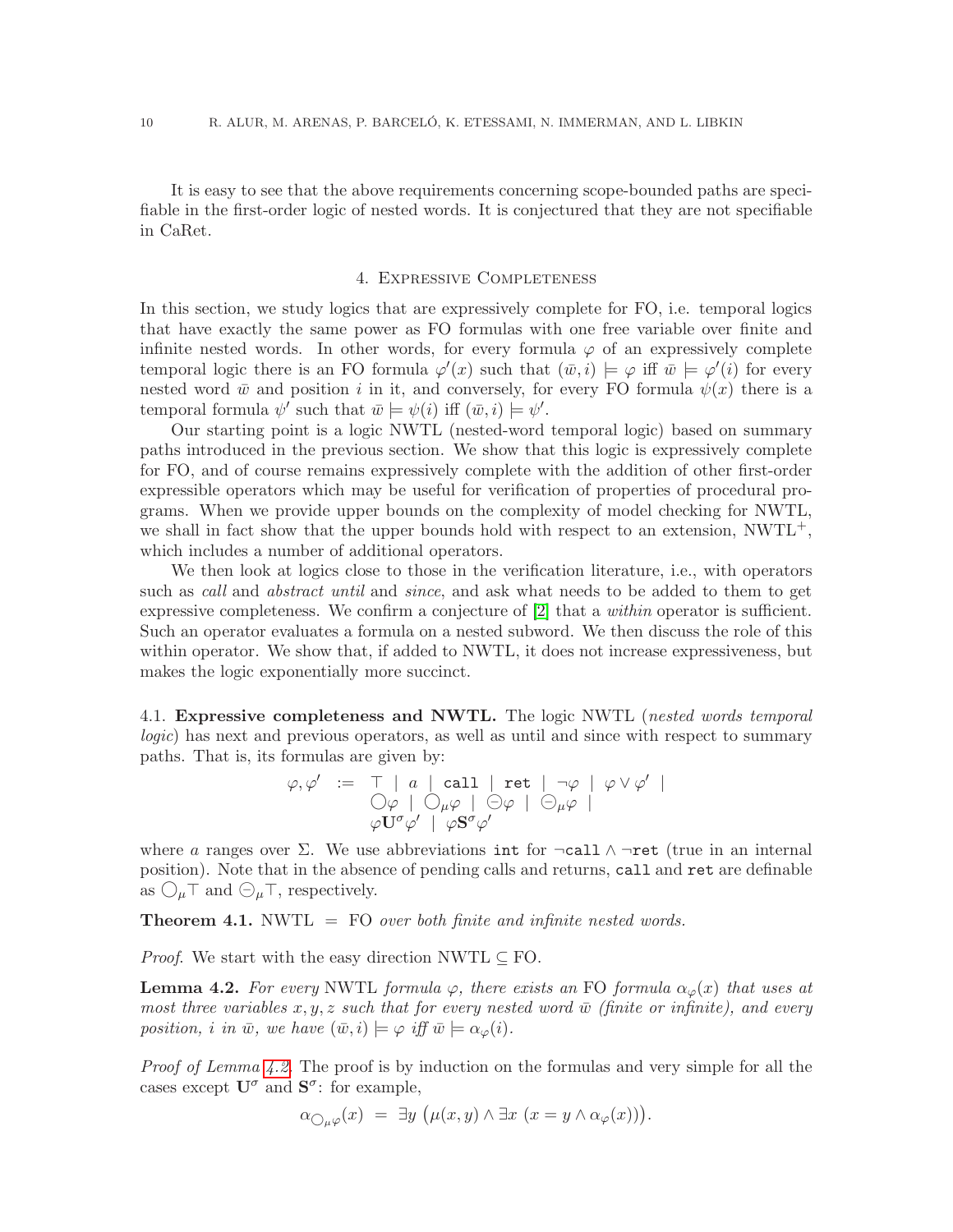It is easy to see that the above requirements concerning scope-bounded paths are specifiable in the first-order logic of nested words. It is conjectured that they are not specifiable in CaRet.

## 4. Expressive Completeness

In this section, we study logics that are expressively complete for FO, i.e. temporal logics that have exactly the same power as FO formulas with one free variable over finite and infinite nested words. In other words, for every formula $\varphi$ of an expressively complete temporal logic there is an FO formula $\varphi'(x)$ such that $(\bar{w}, i) \models \varphi$ iff $\bar{w} \models \varphi'(i)$ for every nested word $\bar{w}$ and position $i$ in it, and conversely, for every FO formula $\psi(x)$ there is a temporal formula $\psi'$ such that $\bar{w} \models \psi(i)$ iff $(\bar{w}, i) \models \psi'$.

Our starting point is a logic NWTL (nested-word temporal logic) based on summary paths introduced in the previous section. We show that this logic is expressively complete for FO, and of course remains expressively complete with the addition of other first-order expressible operators which may be useful for verification of properties of procedural programs. When we provide upper bounds on the complexity of model checking for NWTL, we shall in fact show that the upper bounds hold with respect to an extension, NWTL$^+$, which includes a number of additional operators.

We then look at logics close to those in the verification literature, i.e., with operators such as *call* and *abstract until* and *since*, and ask what needs to be added to them to get expressive completeness. We confirm a conjecture of [2] that a *within* operator is sufficient. Such an operator evaluates a formula on a nested subword. We then discuss the role of this within operator. We show that, if added to NWTL, it does not increase expressiveness, but makes the logic exponentially more succinct.

4.1. **Expressive completeness and NWTL.** The logic NWTL (*nested words temporal logic*) has next and previous operators, as well as until and since with respect to summary paths. That is, its formulas are given by:

$$\begin{array}{rcl} \varphi, \varphi' & := & \top \mid a \mid \texttt{call} \mid \texttt{ret} \mid \neg\varphi \mid \varphi \vee \varphi' \mid \\ & & \bigcirc\varphi \mid \bigcirc_\mu\varphi \mid \ominus\varphi \mid \ominus_\mu\varphi \mid \\ & & \varphi\mathbf{U}^\sigma\varphi' \mid \varphi\mathbf{S}^\sigma\varphi' \end{array}$$

where $a$ ranges over $\Sigma$. We use abbreviations `int` for $\neg\texttt{call} \wedge \neg\texttt{ret}$ (true in an internal position). Note that in the absence of pending calls and returns, `call` and `ret` are definable as $\bigcirc_\mu\top$ and $\ominus_\mu\top$, respectively.

**Theorem 4.1.** NWTL $=$ FO *over both finite and infinite nested words.*

*Proof.* We start with the easy direction NWTL $\subseteq$ FO.

**Lemma 4.2.** *For every* NWTL *formula* $\varphi$*, there exists an* FO *formula* $\alpha_\varphi(x)$ *that uses at most three variables* $x, y, z$ *such that for every nested word* $\bar{w}$ *(finite or infinite), and every position,* $i$ *in* $\bar{w}$*, we have* $(\bar{w}, i) \models \varphi$ *iff* $\bar{w} \models \alpha_\varphi(i)$*.*

*Proof of Lemma 4.2.* The proof is by induction on the formulas and very simple for all the cases except $\mathbf{U}^\sigma$ and $\mathbf{S}^\sigma$: for example,

$$\alpha_{\bigcirc_\mu\varphi}(x) \;=\; \exists y \;\big(\mu(x,y) \wedge \exists x \;(x = y \wedge \alpha_\varphi(x))\big).$$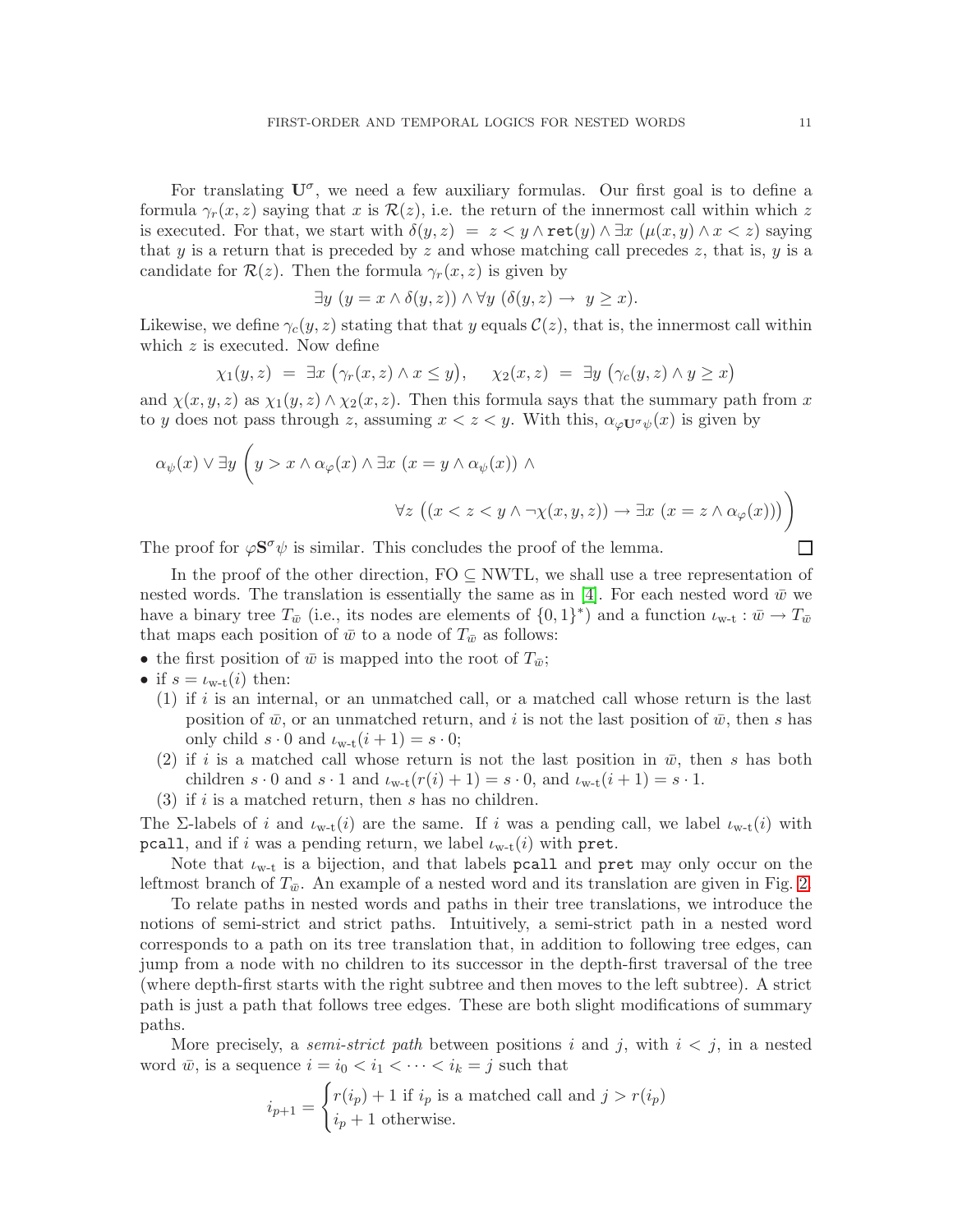For translating $\mathbf{U}^\sigma$, we need a few auxiliary formulas. Our first goal is to define a formula $\gamma_r(x,z)$ saying that $x$ is $\mathcal{R}(z)$, i.e. the return of the innermost call within which $z$ is executed. For that, we start with $\delta(y,z) \;=\; z < y \wedge \mathtt{ret}(y) \wedge \exists x\ (\mu(x,y) \wedge x < z)$ saying that $y$ is a return that is preceded by $z$ and whose matching call precedes $z$, that is, $y$ is a candidate for $\mathcal{R}(z)$. Then the formula $\gamma_r(x,z)$ is given by

$$\exists y\ (y = x \wedge \delta(y,z)) \wedge \forall y\ (\delta(y,z) \rightarrow\ y \geq x).$$

Likewise, we define $\gamma_c(y,z)$ stating that that $y$ equals $\mathcal{C}(z)$, that is, the innermost call within which $z$ is executed. Now define

$$\chi_1(y,z) \;=\; \exists x\ \big(\gamma_r(x,z) \wedge x \leq y\big), \quad \chi_2(x,z) \;=\; \exists y\ \big(\gamma_c(y,z) \wedge y \geq x\big)$$

and $\chi(x,y,z)$ as $\chi_1(y,z) \wedge \chi_2(x,z)$. Then this formula says that the summary path from $x$ to $y$ does not pass through $z$, assuming $x < z < y$. With this, $\alpha_{\varphi\mathbf{U}^\sigma\psi}(x)$ is given by

$$\alpha_\psi(x) \vee \exists y\ \Bigg(y > x \wedge \alpha_\varphi(x) \wedge \exists x\ (x = y \wedge \alpha_\psi(x)) \wedge \\ \forall z\ \big((x < z < y \wedge \neg\chi(x,y,z)) \rightarrow \exists x\ (x = z \wedge \alpha_\varphi(x))\big)\Bigg)$$

The proof for $\varphi\mathbf{S}^\sigma\psi$ is similar. This concludes the proof of the lemma. □

In the proof of the other direction, FO $\subseteq$ NWTL, we shall use a tree representation of nested words. The translation is essentially the same as in [4]. For each nested word $\bar{w}$ we have a binary tree $T_{\bar{w}}$ (i.e., its nodes are elements of $\{0,1\}^*$) and a function $\iota_{\text{w-t}} : \bar{w} \to T_{\bar{w}}$ that maps each position of $\bar{w}$ to a node of $T_{\bar{w}}$ as follows:

- the first position of $\bar{w}$ is mapped into the root of $T_{\bar{w}}$;
- if $s = \iota_{\text{w-t}}(i)$ then:
  (1) if $i$ is an internal, or an unmatched call, or a matched call whose return is the last position of $\bar{w}$, or an unmatched return, and $i$ is not the last position of $\bar{w}$, then $s$ has only child $s \cdot 0$ and $\iota_{\text{w-t}}(i+1) = s \cdot 0$;
  (2) if $i$ is a matched call whose return is not the last position in $\bar{w}$, then $s$ has both children $s \cdot 0$ and $s \cdot 1$ and $\iota_{\text{w-t}}(r(i)+1) = s \cdot 0$, and $\iota_{\text{w-t}}(i+1) = s \cdot 1$.
  (3) if $i$ is a matched return, then $s$ has no children.

The $\Sigma$-labels of $i$ and $\iota_{\text{w-t}}(i)$ are the same. If $i$ was a pending call, we label $\iota_{\text{w-t}}(i)$ with `pcall`, and if $i$ was a pending return, we label $\iota_{\text{w-t}}(i)$ with `pret`.

Note that $\iota_{\text{w-t}}$ is a bijection, and that labels `pcall` and `pret` may only occur on the leftmost branch of $T_{\bar{w}}$. An example of a nested word and its translation are given in Fig. 2.

To relate paths in nested words and paths in their tree translations, we introduce the notions of semi-strict and strict paths. Intuitively, a semi-strict path in a nested word corresponds to a path on its tree translation that, in addition to following tree edges, can jump from a node with no children to its successor in the depth-first traversal of the tree (where depth-first starts with the right subtree and then moves to the left subtree). A strict path is just a path that follows tree edges. These are both slight modifications of summary paths.

More precisely, a *semi-strict path* between positions $i$ and $j$, with $i < j$, in a nested word $\bar{w}$, is a sequence $i = i_0 < i_1 < \cdots < i_k = j$ such that

$$i_{p+1} = \begin{cases} r(i_p) + 1 \text{ if } i_p \text{ is a matched call and } j > r(i_p) \\ i_p + 1 \text{ otherwise.} \end{cases}$$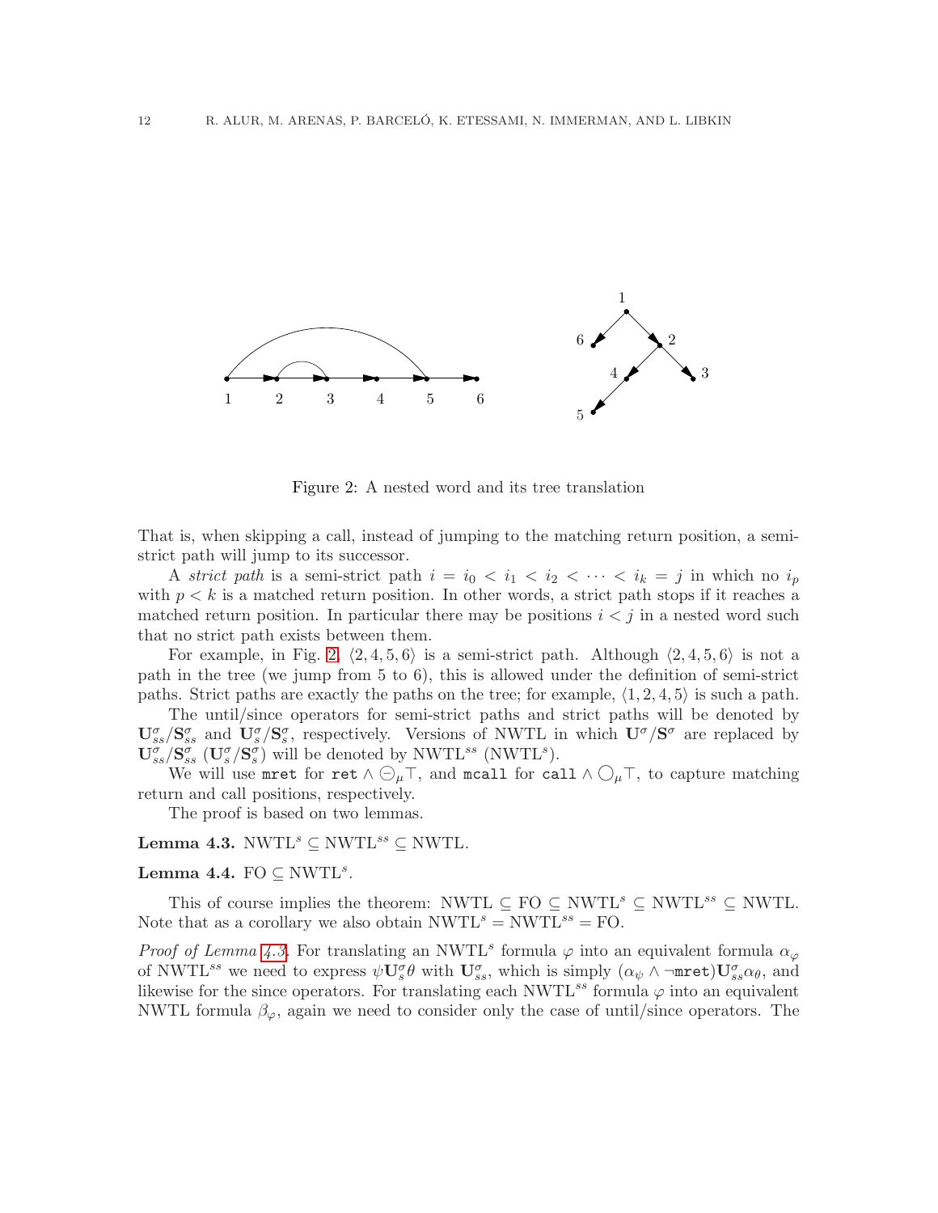Figure 2: A nested word and its tree translation

That is, when skipping a call, instead of jumping to the matching return position, a semi-strict path will jump to its successor.

A *strict path* is a semi-strict path $i = i_0 < i_1 < i_2 < \cdots < i_k = j$ in which no $i_p$ with $p < k$ is a matched return position. In other words, a strict path stops if it reaches a matched return position. In particular there may be positions $i < j$ in a nested word such that no strict path exists between them.

For example, in Fig. 2, $\langle 2, 4, 5, 6\rangle$ is a semi-strict path. Although $\langle 2, 4, 5, 6\rangle$ is not a path in the tree (we jump from 5 to 6), this is allowed under the definition of semi-strict paths. Strict paths are exactly the paths on the tree; for example, $\langle 1, 2, 4, 5\rangle$ is such a path.

The until/since operators for semi-strict paths and strict paths will be denoted by $\mathbf{U}^\sigma_{ss}/\mathbf{S}^\sigma_{ss}$ and $\mathbf{U}^\sigma_{s}/\mathbf{S}^\sigma_{s}$, respectively. Versions of NWTL in which $\mathbf{U}^\sigma/\mathbf{S}^\sigma$ are replaced by $\mathbf{U}^\sigma_{ss}/\mathbf{S}^\sigma_{ss}$ ($\mathbf{U}^\sigma_{s}/\mathbf{S}^\sigma_{s}$) will be denoted by NWTL$^{ss}$ (NWTL$^{s}$).

We will use `mret` for $\mathtt{ret} \wedge \circleddash_\mu \top$, and `mcall` for $\mathtt{call} \wedge \bigcirc_\mu \top$, to capture matching return and call positions, respectively.

The proof is based on two lemmas.

**Lemma 4.3.** NWTL$^s$ $\subseteq$ NWTL$^{ss}$ $\subseteq$ NWTL.

**Lemma 4.4.** FO $\subseteq$ NWTL$^s$.

This of course implies the theorem: NWTL $\subseteq$ FO $\subseteq$ NWTL$^s$ $\subseteq$ NWTL$^{ss}$ $\subseteq$ NWTL. Note that as a corollary we also obtain NWTL$^s$ = NWTL$^{ss}$ = FO.

*Proof of Lemma 4.3.* For translating an NWTL$^s$ formula $\varphi$ into an equivalent formula $\alpha_\varphi$ of NWTL$^{ss}$ we need to express $\psi \mathbf{U}^\sigma_s \theta$ with $\mathbf{U}^\sigma_{ss}$, which is simply $(\alpha_\psi \wedge \neg \mathtt{mret})\mathbf{U}^\sigma_{ss}\alpha_\theta$, and likewise for the since operators. For translating each NWTL$^{ss}$ formula $\varphi$ into an equivalent NWTL formula $\beta_\varphi$, again we need to consider only the case of until/since operators. The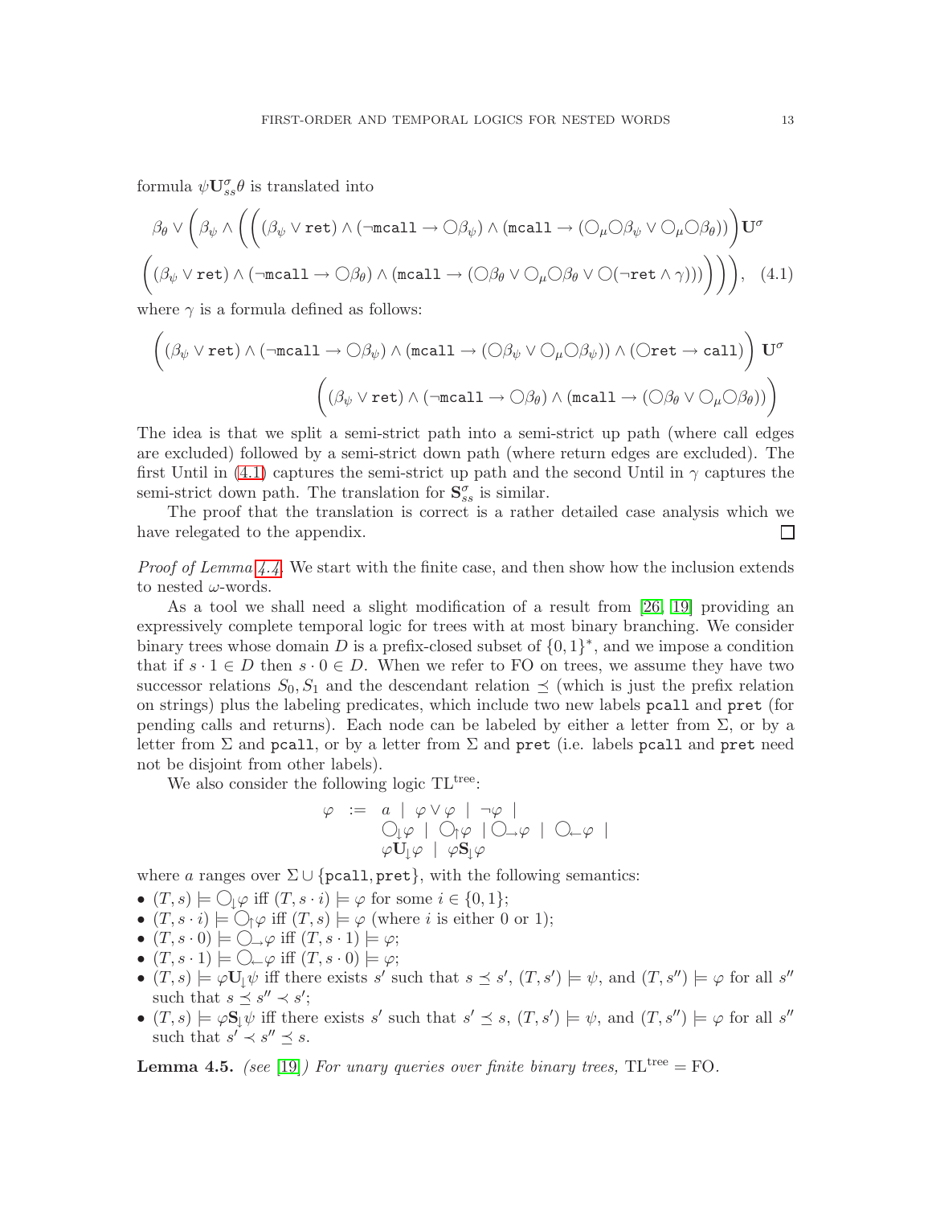formula $\psi \mathbf{U}^\sigma_{ss} \theta$ is translated into

$$\beta_\theta \vee \Bigg(\beta_\psi \wedge \Bigg(\Big((\beta_\psi \vee \texttt{ret}) \wedge (\neg\texttt{mcall} \rightarrow \bigcirc\beta_\psi) \wedge (\texttt{mcall} \rightarrow (\bigcirc_\mu\bigcirc\beta_\psi \vee \bigcirc_\mu\bigcirc\beta_\theta))\Big)\mathbf{U}^\sigma$$

$$\Big((\beta_\psi \vee \texttt{ret}) \wedge (\neg\texttt{mcall} \rightarrow \bigcirc\beta_\theta) \wedge (\texttt{mcall} \rightarrow (\bigcirc\beta_\theta \vee \bigcirc_\mu\bigcirc\beta_\theta \vee \bigcirc(\neg\texttt{ret} \wedge \gamma)))\Big)\Bigg)\Bigg), \quad (4.1)$$

where $\gamma$ is a formula defined as follows:

$$\Big((\beta_\psi \vee \texttt{ret}) \wedge (\neg\texttt{mcall} \rightarrow \bigcirc\beta_\psi) \wedge (\texttt{mcall} \rightarrow (\bigcirc\beta_\psi \vee \bigcirc_\mu\bigcirc\beta_\psi)) \wedge (\bigcirc\texttt{ret} \rightarrow \texttt{call})\Big)\ \mathbf{U}^\sigma$$

$$\Big((\beta_\psi \vee \texttt{ret}) \wedge (\neg\texttt{mcall} \rightarrow \bigcirc\beta_\theta) \wedge (\texttt{mcall} \rightarrow (\bigcirc\beta_\theta \vee \bigcirc_\mu\bigcirc\beta_\theta))\Big)$$

The idea is that we split a semi-strict path into a semi-strict up path (where call edges are excluded) followed by a semi-strict down path (where return edges are excluded). The first Until in (4.1) captures the semi-strict up path and the second Until in $\gamma$ captures the semi-strict down path. The translation for $\mathbf{S}^\sigma_{ss}$ is similar.

The proof that the translation is correct is a rather detailed case analysis which we have relegated to the appendix. □

*Proof of Lemma 4.4.* We start with the finite case, and then show how the inclusion extends to nested $\omega$-words.

As a tool we shall need a slight modification of a result from [26, 19] providing an expressively complete temporal logic for trees with at most binary branching. We consider binary trees whose domain $D$ is a prefix-closed subset of $\{0,1\}^*$, and we impose a condition that if $s \cdot 1 \in D$ then $s \cdot 0 \in D$. When we refer to FO on trees, we assume they have two successor relations $S_0, S_1$ and the descendant relation $\preceq$ (which is just the prefix relation on strings) plus the labeling predicates, which include two new labels pcall and pret (for pending calls and returns). Each node can be labeled by either a letter from $\Sigma$, or by a letter from $\Sigma$ and pcall, or by a letter from $\Sigma$ and pret (i.e. labels pcall and pret need not be disjoint from other labels).

We also consider the following logic $\mathrm{TL}^{\mathrm{tree}}$:

$$\begin{array}{rcl}\varphi & := & a \ |\ \varphi \vee \varphi\ |\ \neg\varphi\ | \\ & & \bigcirc_\downarrow\varphi\ |\ \bigcirc_\uparrow\varphi\ |\ \bigcirc_\rightarrow\varphi\ |\ \bigcirc_\leftarrow\varphi\ | \\ & & \varphi\mathbf{U}_\downarrow\varphi\ |\ \varphi\mathbf{S}_\downarrow\varphi\end{array}$$

where $a$ ranges over $\Sigma \cup \{\texttt{pcall}, \texttt{pret}\}$, with the following semantics:

- $(T,s) \models \bigcirc_\downarrow\varphi$ iff $(T, s\cdot i) \models \varphi$ for some $i \in \{0,1\}$;
- $(T, s\cdot i) \models \bigcirc_\uparrow\varphi$ iff $(T,s) \models \varphi$ (where $i$ is either 0 or 1);
- $(T, s\cdot 0) \models \bigcirc_\rightarrow\varphi$ iff $(T, s\cdot 1) \models \varphi$;
- $(T, s\cdot 1) \models \bigcirc_\leftarrow\varphi$ iff $(T, s\cdot 0) \models \varphi$;
- $(T,s) \models \varphi\mathbf{U}_\downarrow\psi$ iff there exists $s'$ such that $s \preceq s'$, $(T,s') \models \psi$, and $(T,s'') \models \varphi$ for all $s''$ such that $s \preceq s'' \prec s'$;
- $(T,s) \models \varphi\mathbf{S}_\downarrow\psi$ iff there exists $s'$ such that $s' \preceq s$, $(T,s') \models \psi$, and $(T,s'') \models \varphi$ for all $s''$ such that $s' \prec s'' \preceq s$.

**Lemma 4.5.** *(see [19]) For unary queries over finite binary trees,* $\mathrm{TL}^{\mathrm{tree}} = \mathrm{FO}$.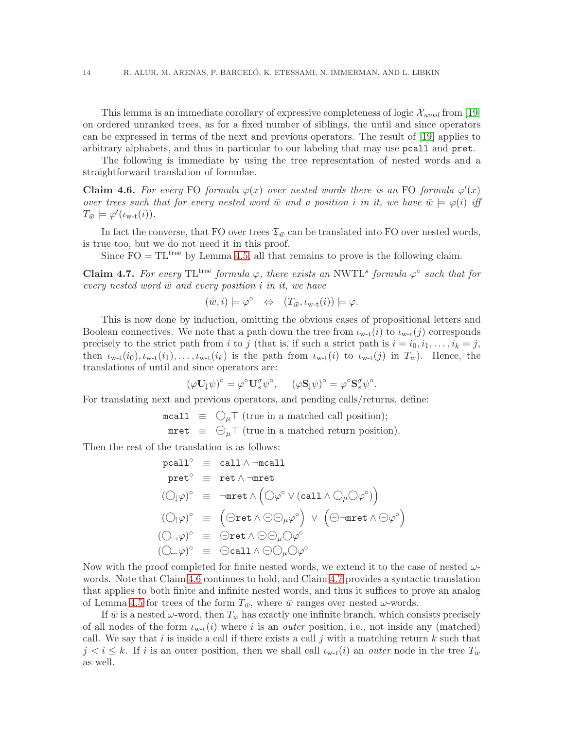This lemma is an immediate corollary of expressive completeness of logic $\mathcal{X}_{until}$ from [19] on ordered unranked trees, as for a fixed number of siblings, the until and since operators can be expressed in terms of the next and previous operators. The result of [19] applies to arbitrary alphabets, and thus in particular to our labeling that may use `pcall` and `pret`.

The following is immediate by using the tree representation of nested words and a straightforward translation of formulae.

**Claim 4.6.** *For every* FO *formula* $\varphi(x)$ *over nested words there is an* FO *formula* $\varphi'(x)$ *over trees such that for every nested word* $\bar{w}$ *and a position* $i$ *in it, we have* $\bar{w} \models \varphi(i)$ *iff* $T_{\bar{w}} \models \varphi'(\iota_{\text{w-t}}(i))$.

In fact the converse, that FO over trees $\mathfrak{T}_{\bar{w}}$ can be translated into FO over nested words, is true too, but we do not need it in this proof.

Since FO = $\text{TL}^{\text{tree}}$ by Lemma 4.5, all that remains to prove is the following claim.

**Claim 4.7.** *For every* $\text{TL}^{\text{tree}}$ *formula* $\varphi$*, there exists an* $\text{NWTL}^s$ *formula* $\varphi^\circ$ *such that for every nested word* $\bar{w}$ *and every position* $i$ *in it, we have*

$$(\bar{w}, i) \models \varphi^\circ \quad \Leftrightarrow \quad (T_{\bar{w}}, \iota_{\text{w-t}}(i)) \models \varphi.$$

This is now done by induction, omitting the obvious cases of propositional letters and Boolean connectives. We note that a path down the tree from $\iota_{\text{w-t}}(i)$ to $\iota_{\text{w-t}}(j)$ corresponds precisely to the strict path from $i$ to $j$ (that is, if such a strict path is $i = i_0, i_1, \ldots, i_k = j$, then $\iota_{\text{w-t}}(i_0), \iota_{\text{w-t}}(i_1), \ldots, \iota_{\text{w-t}}(i_k)$ is the path from $\iota_{\text{w-t}}(i)$ to $\iota_{\text{w-t}}(j)$ in $T_{\bar{w}}$). Hence, the translations of until and since operators are:

$$(\varphi \mathbf{U}_{\downarrow} \psi)^\circ = \varphi^\circ \mathbf{U}_s^\sigma \psi^\circ, \quad (\varphi \mathbf{S}_{\downarrow} \psi)^\circ = \varphi^\circ \mathbf{S}_s^\sigma \psi^\circ.$$

For translating next and previous operators, and pending calls/returns, define:

$$\begin{aligned}
\texttt{mcall} \ &\equiv \ \bigcirc_{\mu} \top \text{ (true in a matched call position);} \\
\texttt{mret} \ &\equiv \ \ominus_{\mu} \top \text{ (true in a matched return position).}
\end{aligned}$$

Then the rest of the translation is as follows:

$$\begin{aligned}
\texttt{pcall}^\circ \ &\equiv \ \texttt{call} \wedge \neg \texttt{mcall} \\
\texttt{pret}^\circ \ &\equiv \ \texttt{ret} \wedge \neg \texttt{mret} \\
(\bigcirc_{\downarrow} \varphi)^\circ \ &\equiv \ \neg \texttt{mret} \wedge \Big( \bigcirc \varphi^\circ \vee (\texttt{call} \wedge \bigcirc_{\mu} \bigcirc \varphi^\circ) \Big) \\
(\bigcirc_{\uparrow} \varphi)^\circ \ &\equiv \ \Big( \ominus \texttt{ret} \wedge \ominus \ominus_{\mu} \varphi^\circ \Big) \ \vee \ \Big( \ominus \neg \texttt{mret} \wedge \ominus \varphi^\circ \Big) \\
(\bigcirc_{\rightarrow} \varphi)^\circ \ &\equiv \ \ominus \texttt{ret} \wedge \ominus \ominus_{\mu} \bigcirc \varphi^\circ \\
(\bigcirc_{\leftarrow} \varphi)^\circ \ &\equiv \ \ominus \texttt{call} \wedge \ominus \bigcirc_{\mu} \bigcirc \varphi^\circ
\end{aligned}$$

Now with the proof completed for finite nested words, we extend it to the case of nested $\omega$-words. Note that Claim 4.6 continues to hold, and Claim 4.7 provides a syntactic translation that applies to both finite and infinite nested words, and thus it suffices to prove an analog of Lemma 4.5 for trees of the form $T_{\bar{w}}$, where $\bar{w}$ ranges over nested $\omega$-words.

If $\bar{w}$ is a nested $\omega$-word, then $T_{\bar{w}}$ has exactly one infinite branch, which consists precisely of all nodes of the form $\iota_{\text{w-t}}(i)$ where $i$ is an *outer* position, i.e., not inside any (matched) call. We say that $i$ is inside a call if there exists a call $j$ with a matching return $k$ such that $j < i \leq k$. If $i$ is an outer position, then we shall call $\iota_{\text{w-t}}(i)$ an *outer* node in the tree $T_{\bar{w}}$ as well.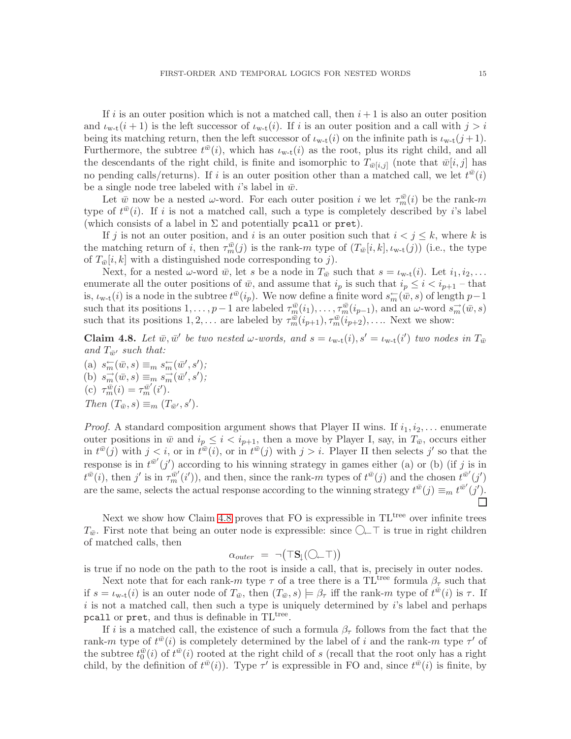If $i$ is an outer position which is not a matched call, then $i+1$ is also an outer position and $\iota_{\text{w-t}}(i+1)$ is the left successor of $\iota_{\text{w-t}}(i)$. If $i$ is an outer position and a call with $j > i$ being its matching return, then the left successor of $\iota_{\text{w-t}}(i)$ on the infinite path is $\iota_{\text{w-t}}(j+1)$. Furthermore, the subtree $t^{\bar{w}}(i)$, which has $\iota_{\text{w-t}}(i)$ as the root, plus its right child, and all the descendants of the right child, is finite and isomorphic to $T_{\bar{w}[i,j]}$ (note that $\bar{w}[i,j]$ has no pending calls/returns). If $i$ is an outer position other than a matched call, we let $t^{\bar{w}}(i)$ be a single node tree labeled with $i$'s label in $\bar{w}$.

Let $\bar{w}$ now be a nested $\omega$-word. For each outer position $i$ we let $\tau_m^{\bar{w}}(i)$ be the rank-$m$ type of $t^{\bar{w}}(i)$. If $i$ is not a matched call, such a type is completely described by $i$'s label (which consists of a label in $\Sigma$ and possibly pcall or pret).

If $j$ is not an outer position, and $i$ is an outer position such that $i < j \leq k$, where $k$ is the matching return of $i$, then $\tau_m^{\bar{w}}(j)$ is the rank-$m$ type of $(T_{\bar{w}}[i,k], \iota_{\text{w-t}}(j))$ (i.e., the type of $T_{\bar{w}}[i,k]$ with a distinguished node corresponding to $j$).

Next, for a nested $\omega$-word $\bar{w}$, let $s$ be a node in $T_{\bar{w}}$ such that $s = \iota_{\text{w-t}}(i)$. Let $i_1, i_2, \ldots$ enumerate all the outer positions of $\bar{w}$, and assume that $i_p$ is such that $i_p \leq i < i_{p+1}$ – that is, $\iota_{\text{w-t}}(i)$ is a node in the subtree $t^{\bar{w}}(i_p)$. We now define a finite word $s_m^{\leftarrow}(\bar{w}, s)$ of length $p-1$ such that its positions $1, \ldots, p-1$ are labeled $\tau_m^{\bar{w}}(i_1), \ldots, \tau_m^{\bar{w}}(i_{p-1})$, and an $\omega$-word $s_m^{\rightarrow}(\bar{w}, s)$ such that its positions $1, 2, \ldots$ are labeled by $\tau_m^{\bar{w}}(i_{p+1}), \tau_m^{\bar{w}}(i_{p+2}), \ldots$. Next we show:

**Claim 4.8.** *Let $\bar{w}, \bar{w}'$ be two nested $\omega$-words, and $s = \iota_{\text{w-t}}(i), s' = \iota_{\text{w-t}}(i')$ two nodes in $T_{\bar{w}}$ and $T_{\bar{w}'}$ such that:*

(a) $s_m^{\leftarrow}(\bar{w}, s) \equiv_m s_m^{\leftarrow}(\bar{w}', s')$;
(b) $s_m^{\rightarrow}(\bar{w}, s) \equiv_m s_m^{\rightarrow}(\bar{w}', s')$;
(c) $\tau_m^{\bar{w}}(i) = \tau_m^{\bar{w}'}(i')$.

*Then $(T_{\bar{w}}, s) \equiv_m (T_{\bar{w}'}, s')$.*

*Proof.* A standard composition argument shows that Player II wins. If $i_1, i_2, \ldots$ enumerate outer positions in $\bar{w}$ and $i_p \leq i < i_{p+1}$, then a move by Player I, say, in $T_{\bar{w}}$, occurs either in $t^{\bar{w}}(j)$ with $j < i$, or in $t^{\bar{w}}(i)$, or in $t^{\bar{w}}(j)$ with $j > i$. Player II then selects $j'$ so that the response is in $t^{\bar{w}'}(j')$ according to his winning strategy in games either (a) or (b) (if $j$ is in $t^{\bar{w}}(i)$, then $j'$ is in $\tau_m^{\bar{w}'}(i')$), and then, since the rank-$m$ types of $t^{\bar{w}}(j)$ and the chosen $t^{\bar{w}'}(j')$ are the same, selects the actual response according to the winning strategy $t^{\bar{w}}(j) \equiv_m t^{\bar{w}'}(j')$. ☐

Next we show how Claim 4.8 proves that FO is expressible in $\text{TL}^{\text{tree}}$ over infinite trees $T_{\bar{w}}$. First note that being an outer node is expressible: since $\bigcirc_{\leftarrow}\top$ is true in right children of matched calls, then

$$\alpha_{outer} \;=\; \neg\big(\top \mathbf{S}_{\downarrow}(\bigcirc_{\leftarrow}\top)\big)$$

is true if no node on the path to the root is inside a call, that is, precisely in outer nodes.

Next note that for each rank-$m$ type $\tau$ of a tree there is a $\text{TL}^{\text{tree}}$ formula $\beta_\tau$ such that if $s = \iota_{\text{w-t}}(i)$ is an outer node of $T_{\bar{w}}$, then $(T_{\bar{w}}, s) \models \beta_\tau$ iff the rank-$m$ type of $t^{\bar{w}}(i)$ is $\tau$. If $i$ is not a matched call, then such a type is uniquely determined by $i$'s label and perhaps pcall or pret, and thus is definable in $\text{TL}^{\text{tree}}$.

If $i$ is a matched call, the existence of such a formula $\beta_\tau$ follows from the fact that the rank-$m$ type of $t^{\bar{w}}(i)$ is completely determined by the label of $i$ and the rank-$m$ type $\tau'$ of the subtree $t_0^{\bar{w}}(i)$ of $t^{\bar{w}}(i)$ rooted at the right child of $s$ (recall that the root only has a right child, by the definition of $t^{\bar{w}}(i)$). Type $\tau'$ is expressible in FO and, since $t^{\bar{w}}(i)$ is finite, by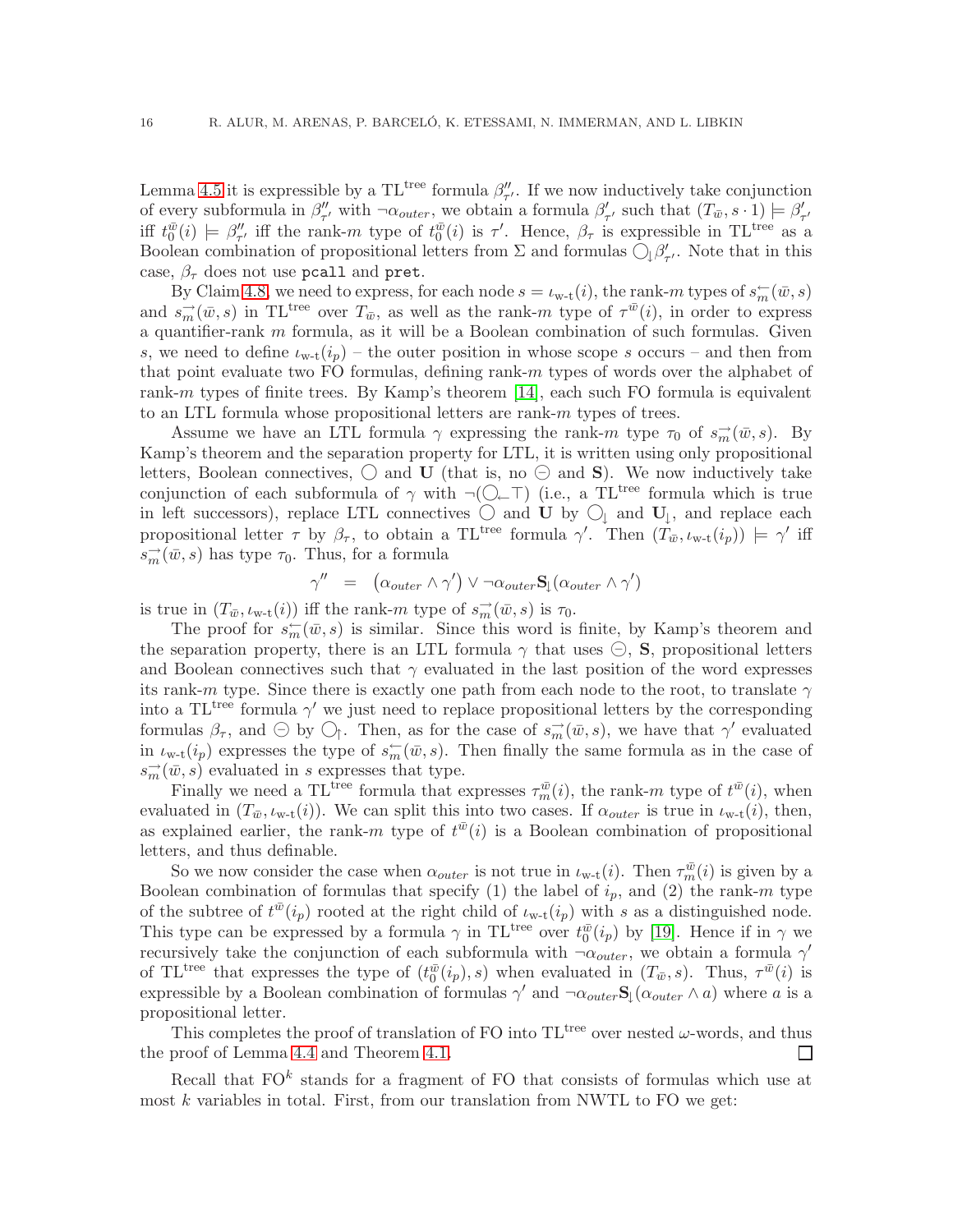Lemma 4.5 it is expressible by a $\text{TL}^{\text{tree}}$ formula $\beta''_{\tau'}$. If we now inductively take conjunction of every subformula in $\beta''_{\tau'}$ with $\neg\alpha_{outer}$, we obtain a formula $\beta'_{\tau'}$ such that $(T_{\bar{w}}, s \cdot 1) \models \beta'_{\tau'}$ iff $t_0^{\bar{w}}(i) \models \beta''_{\tau'}$ iff the rank-$m$ type of $t_0^{\bar{w}}(i)$ is $\tau'$. Hence, $\beta_\tau$ is expressible in $\text{TL}^{\text{tree}}$ as a Boolean combination of propositional letters from $\Sigma$ and formulas $\bigcirc_{\downarrow}\beta'_{\tau'}$. Note that in this case, $\beta_\tau$ does not use `pcall` and `pret`.

By Claim 4.8, we need to express, for each node $s = \iota_{\text{w-t}}(i)$, the rank-$m$ types of $s_m^{\leftarrow}(\bar{w}, s)$ and $s_m^{\rightarrow}(\bar{w}, s)$ in $\text{TL}^{\text{tree}}$ over $T_{\bar{w}}$, as well as the rank-$m$ type of $\tau^{\bar{w}}(i)$, in order to express a quantifier-rank $m$ formula, as it will be a Boolean combination of such formulas. Given $s$, we need to define $\iota_{\text{w-t}}(i_p)$ – the outer position in whose scope $s$ occurs – and then from that point evaluate two FO formulas, defining rank-$m$ types of words over the alphabet of rank-$m$ types of finite trees. By Kamp's theorem [14], each such FO formula is equivalent to an LTL formula whose propositional letters are rank-$m$ types of trees.

Assume we have an LTL formula $\gamma$ expressing the rank-$m$ type $\tau_0$ of $s_m^{\rightarrow}(\bar{w}, s)$. By Kamp's theorem and the separation property for LTL, it is written using only propositional letters, Boolean connectives, $\bigcirc$ and $\mathbf{U}$ (that is, no $\ominus$ and $\mathbf{S}$). We now inductively take conjunction of each subformula of $\gamma$ with $\neg(\bigcirc_{\leftarrow}\top)$ (i.e., a $\text{TL}^{\text{tree}}$ formula which is true in left successors), replace LTL connectives $\bigcirc$ and $\mathbf{U}$ by $\bigcirc_{\downarrow}$ and $\mathbf{U}_{\downarrow}$, and replace each propositional letter $\tau$ by $\beta_\tau$, to obtain a $\text{TL}^{\text{tree}}$ formula $\gamma'$. Then $(T_{\bar{w}}, \iota_{\text{w-t}}(i_p)) \models \gamma'$ iff $s_m^{\rightarrow}(\bar{w}, s)$ has type $\tau_0$. Thus, for a formula

$$\gamma'' \quad = \quad \big(\alpha_{outer} \wedge \gamma'\big) \vee \neg\alpha_{outer}\mathbf{S}_{\downarrow}(\alpha_{outer} \wedge \gamma')$$

is true in $(T_{\bar{w}}, \iota_{\text{w-t}}(i))$ iff the rank-$m$ type of $s_m^{\rightarrow}(\bar{w}, s)$ is $\tau_0$.

The proof for $s_m^{\leftarrow}(\bar{w}, s)$ is similar. Since this word is finite, by Kamp's theorem and the separation property, there is an LTL formula $\gamma$ that uses $\ominus$, $\mathbf{S}$, propositional letters and Boolean connectives such that $\gamma$ evaluated in the last position of the word expresses its rank-$m$ type. Since there is exactly one path from each node to the root, to translate $\gamma$ into a $\text{TL}^{\text{tree}}$ formula $\gamma'$ we just need to replace propositional letters by the corresponding formulas $\beta_\tau$, and $\ominus$ by $\bigcirc_{\uparrow}$. Then, as for the case of $s_m^{\rightarrow}(\bar{w}, s)$, we have that $\gamma'$ evaluated in $\iota_{\text{w-t}}(i_p)$ expresses the type of $s_m^{\leftarrow}(\bar{w}, s)$. Then finally the same formula as in the case of $s_m^{\rightarrow}(\bar{w}, s)$ evaluated in $s$ expresses that type.

Finally we need a $\text{TL}^{\text{tree}}$ formula that expresses $\tau_m^{\bar{w}}(i)$, the rank-$m$ type of $t^{\bar{w}}(i)$, when evaluated in $(T_{\bar{w}}, \iota_{\text{w-t}}(i))$. We can split this into two cases. If $\alpha_{outer}$ is true in $\iota_{\text{w-t}}(i)$, then, as explained earlier, the rank-$m$ type of $t^{\bar{w}}(i)$ is a Boolean combination of propositional letters, and thus definable.

So we now consider the case when $\alpha_{outer}$ is not true in $\iota_{\text{w-t}}(i)$. Then $\tau_m^{\bar{w}}(i)$ is given by a Boolean combination of formulas that specify (1) the label of $i_p$, and (2) the rank-$m$ type of the subtree of $t^{\bar{w}}(i_p)$ rooted at the right child of $\iota_{\text{w-t}}(i_p)$ with $s$ as a distinguished node. This type can be expressed by a formula $\gamma$ in $\text{TL}^{\text{tree}}$ over $t_0^{\bar{w}}(i_p)$ by [19]. Hence if in $\gamma$ we recursively take the conjunction of each subformula with $\neg\alpha_{outer}$, we obtain a formula $\gamma'$ of $\text{TL}^{\text{tree}}$ that expresses the type of $(t_0^{\bar{w}}(i_p), s)$ when evaluated in $(T_{\bar{w}}, s)$. Thus, $\tau^{\bar{w}}(i)$ is expressible by a Boolean combination of formulas $\gamma'$ and $\neg\alpha_{outer}\mathbf{S}_{\downarrow}(\alpha_{outer} \wedge a)$ where $a$ is a propositional letter.

This completes the proof of translation of FO into $\text{TL}^{\text{tree}}$ over nested $\omega$-words, and thus the proof of Lemma 4.4 and Theorem 4.1. □

Recall that $\text{FO}^k$ stands for a fragment of FO that consists of formulas which use at most $k$ variables in total. First, from our translation from NWTL to FO we get: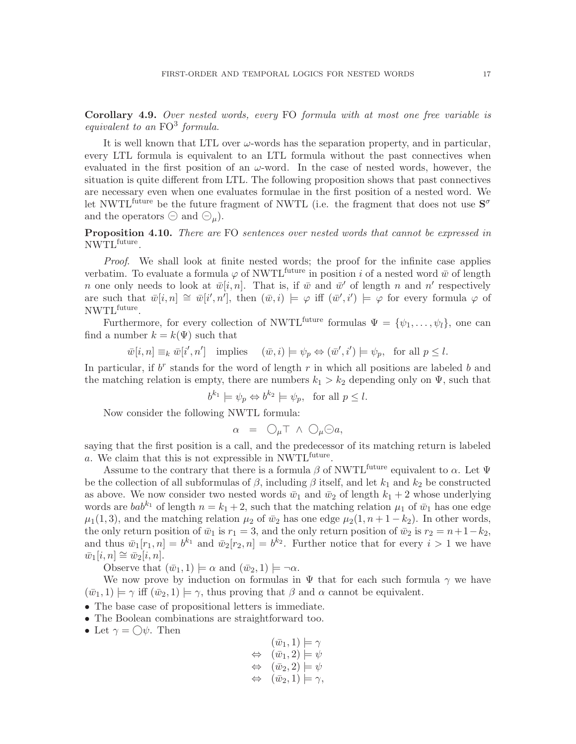**Corollary 4.9.** *Over nested words, every* FO *formula with at most one free variable is equivalent to an* $\mathrm{FO}^3$ *formula.*

It is well known that LTL over $\omega$-words has the separation property, and in particular, every LTL formula is equivalent to an LTL formula without the past connectives when evaluated in the first position of an $\omega$-word. In the case of nested words, however, the situation is quite different from LTL. The following proposition shows that past connectives are necessary even when one evaluates formulae in the first position of a nested word. We let $\mathrm{NWTL}^{\mathrm{future}}$ be the future fragment of NWTL (i.e. the fragment that does not use $\mathbf{S}^\sigma$ and the operators $\ominus$ and $\ominus_\mu$).

**Proposition 4.10.** *There are* FO *sentences over nested words that cannot be expressed in* $\mathrm{NWTL}^{\mathrm{future}}$.

*Proof.* We shall look at finite nested words; the proof for the infinite case applies verbatim. To evaluate a formula $\varphi$ of $\mathrm{NWTL}^{\mathrm{future}}$ in position $i$ of a nested word $\bar{w}$ of length $n$ one only needs to look at $\bar{w}[i,n]$. That is, if $\bar{w}$ and $\bar{w}'$ of length $n$ and $n'$ respectively are such that $\bar{w}[i,n] \cong \bar{w}[i',n']$, then $(\bar{w},i) \models \varphi$ iff $(\bar{w}',i') \models \varphi$ for every formula $\varphi$ of $\mathrm{NWTL}^{\mathrm{future}}$.

Furthermore, for every collection of $\mathrm{NWTL}^{\mathrm{future}}$ formulas $\Psi = \{\psi_1,\dots,\psi_l\}$, one can find a number $k = k(\Psi)$ such that

$$\bar{w}[i,n] \equiv_k \bar{w}[i',n'] \quad \text{implies} \quad (\bar{w},i) \models \psi_p \Leftrightarrow (\bar{w}',i') \models \psi_p, \quad \text{for all } p \leq l.$$

In particular, if $b^r$ stands for the word of length $r$ in which all positions are labeled $b$ and the matching relation is empty, there are numbers $k_1 > k_2$ depending only on $\Psi$, such that

$$b^{k_1} \models \psi_p \Leftrightarrow b^{k_2} \models \psi_p, \quad \text{for all } p \leq l.$$

Now consider the following NWTL formula:

$$\alpha \;\; = \;\; \bigcirc_\mu \top \;\wedge\; \bigcirc_\mu \ominus a,$$

saying that the first position is a call, and the predecessor of its matching return is labeled $a$. We claim that this is not expressible in $\mathrm{NWTL}^{\mathrm{future}}$.

Assume to the contrary that there is a formula $\beta$ of $\mathrm{NWTL}^{\mathrm{future}}$ equivalent to $\alpha$. Let $\Psi$ be the collection of all subformulas of $\beta$, including $\beta$ itself, and let $k_1$ and $k_2$ be constructed as above. We now consider two nested words $\bar{w}_1$ and $\bar{w}_2$ of length $k_1+2$ whose underlying words are $bab^{k_1}$ of length $n = k_1+2$, such that the matching relation $\mu_1$ of $\bar{w}_1$ has one edge $\mu_1(1,3)$, and the matching relation $\mu_2$ of $\bar{w}_2$ has one edge $\mu_2(1, n+1-k_2)$. In other words, the only return position of $\bar{w}_1$ is $r_1 = 3$, and the only return position of $\bar{w}_2$ is $r_2 = n+1-k_2$, and thus $\bar{w}_1[r_1,n] = b^{k_1}$ and $\bar{w}_2[r_2,n] = b^{k_2}$. Further notice that for every $i > 1$ we have $\bar{w}_1[i,n] \cong \bar{w}_2[i,n]$.

Observe that $(\bar{w}_1,1) \models \alpha$ and $(\bar{w}_2,1) \models \neg\alpha$.

We now prove by induction on formulas in $\Psi$ that for each such formula $\gamma$ we have $(\bar{w}_1,1) \models \gamma$ iff $(\bar{w}_2,1) \models \gamma$, thus proving that $\beta$ and $\alpha$ cannot be equivalent.

- The base case of propositional letters is immediate.
- The Boolean combinations are straightforward too.
- Let $\gamma = \bigcirc\psi$. Then

$$\begin{array}{cl} & (\bar{w}_1,1) \models \gamma \\ \Leftrightarrow & (\bar{w}_1,2) \models \psi \\ \Leftrightarrow & (\bar{w}_2,2) \models \psi \\ \Leftrightarrow & (\bar{w}_2,1) \models \gamma, \end{array}$$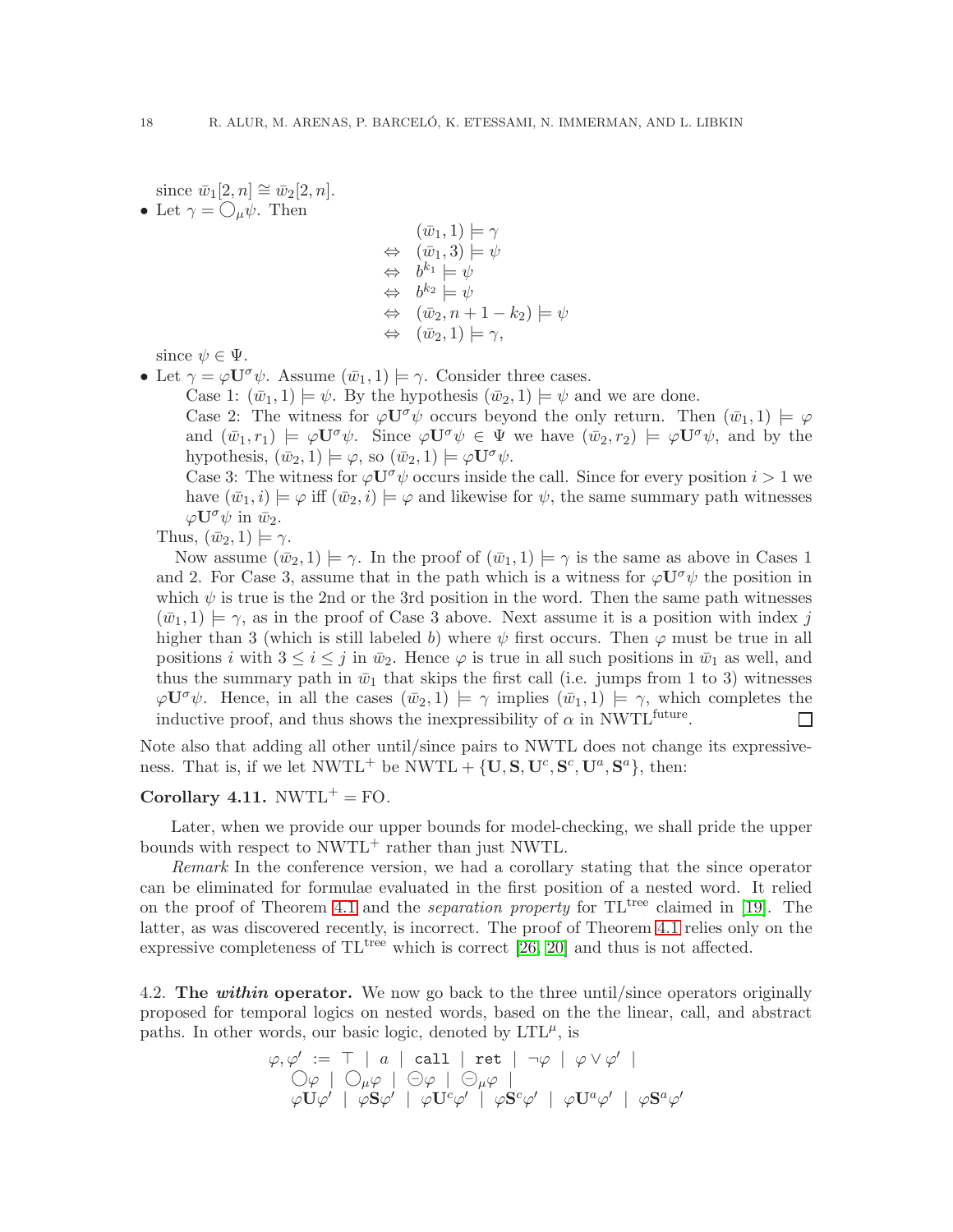since $\bar{w}_1[2,n] \cong \bar{w}_2[2,n]$.

- Let $\gamma = \bigcirc_\mu \psi$. Then

$$\begin{array}{ll} & (\bar{w}_1, 1) \models \gamma \\ \Leftrightarrow & (\bar{w}_1, 3) \models \psi \\ \Leftrightarrow & b^{k_1} \models \psi \\ \Leftrightarrow & b^{k_2} \models \psi \\ \Leftrightarrow & (\bar{w}_2, n+1-k_2) \models \psi \\ \Leftrightarrow & (\bar{w}_2, 1) \models \gamma, \end{array}$$

since $\psi \in \Psi$.

- Let $\gamma = \varphi \mathbf{U}^\sigma \psi$. Assume $(\bar{w}_1, 1) \models \gamma$. Consider three cases.

  Case 1: $(\bar{w}_1, 1) \models \psi$. By the hypothesis $(\bar{w}_2, 1) \models \psi$ and we are done.

  Case 2: The witness for $\varphi \mathbf{U}^\sigma \psi$ occurs beyond the only return. Then $(\bar{w}_1, 1) \models \varphi$ and $(\bar{w}_1, r_1) \models \varphi \mathbf{U}^\sigma \psi$. Since $\varphi \mathbf{U}^\sigma \psi \in \Psi$ we have $(\bar{w}_2, r_2) \models \varphi \mathbf{U}^\sigma \psi$, and by the hypothesis, $(\bar{w}_2, 1) \models \varphi$, so $(\bar{w}_2, 1) \models \varphi \mathbf{U}^\sigma \psi$.

  Case 3: The witness for $\varphi \mathbf{U}^\sigma \psi$ occurs inside the call. Since for every position $i > 1$ we have $(\bar{w}_1, i) \models \varphi$ iff $(\bar{w}_2, i) \models \varphi$ and likewise for $\psi$, the same summary path witnesses $\varphi \mathbf{U}^\sigma \psi$ in $\bar{w}_2$.

  Thus, $(\bar{w}_2, 1) \models \gamma$.

  Now assume $(\bar{w}_2, 1) \models \gamma$. In the proof of $(\bar{w}_1, 1) \models \gamma$ is the same as above in Cases 1 and 2. For Case 3, assume that in the path which is a witness for $\varphi \mathbf{U}^\sigma \psi$ the position in which $\psi$ is true is the 2nd or the 3rd position in the word. Then the same path witnesses $(\bar{w}_1, 1) \models \gamma$, as in the proof of Case 3 above. Next assume it is a position with index $j$ higher than 3 (which is still labeled $b$) where $\psi$ first occurs. Then $\varphi$ must be true in all positions $i$ with $3 \leq i \leq j$ in $\bar{w}_2$. Hence $\varphi$ is true in all such positions in $\bar{w}_1$ as well, and thus the summary path in $\bar{w}_1$ that skips the first call (i.e. jumps from 1 to 3) witnesses $\varphi \mathbf{U}^\sigma \psi$. Hence, in all the cases $(\bar{w}_2, 1) \models \gamma$ implies $(\bar{w}_1, 1) \models \gamma$, which completes the inductive proof, and thus shows the inexpressibility of $\alpha$ in NWTL$^{\text{future}}$. □

Note also that adding all other until/since pairs to NWTL does not change its expressiveness. That is, if we let NWTL$^+$ be NWTL + $\{\mathbf{U}, \mathbf{S}, \mathbf{U}^c, \mathbf{S}^c, \mathbf{U}^a, \mathbf{S}^a\}$, then:

**Corollary 4.11.** NWTL$^+$ = FO.

Later, when we provide our upper bounds for model-checking, we shall pride the upper bounds with respect to NWTL$^+$ rather than just NWTL.

*Remark* In the conference version, we had a corollary stating that the since operator can be eliminated for formulae evaluated in the first position of a nested word. It relied on the proof of Theorem 4.1 and the *separation property* for TL$^{\text{tree}}$ claimed in [19]. The latter, as was discovered recently, is incorrect. The proof of Theorem 4.1 relies only on the expressive completeness of TL$^{\text{tree}}$ which is correct [26, 20] and thus is not affected.

4.2. **The *within* operator.** We now go back to the three until/since operators originally proposed for temporal logics on nested words, based on the the linear, call, and abstract paths. In other words, our basic logic, denoted by LTL$^\mu$, is

$$\begin{array}{l} \varphi, \varphi' := \top \mid a \mid \texttt{call} \mid \texttt{ret} \mid \neg\varphi \mid \varphi \vee \varphi' \mid \\ \quad \bigcirc\varphi \mid \bigcirc_\mu\varphi \mid \ominus\varphi \mid \ominus_\mu\varphi \mid \\ \quad \varphi\mathbf{U}\varphi' \mid \varphi\mathbf{S}\varphi' \mid \varphi\mathbf{U}^c\varphi' \mid \varphi\mathbf{S}^c\varphi' \mid \varphi\mathbf{U}^a\varphi' \mid \varphi\mathbf{S}^a\varphi' \end{array}$$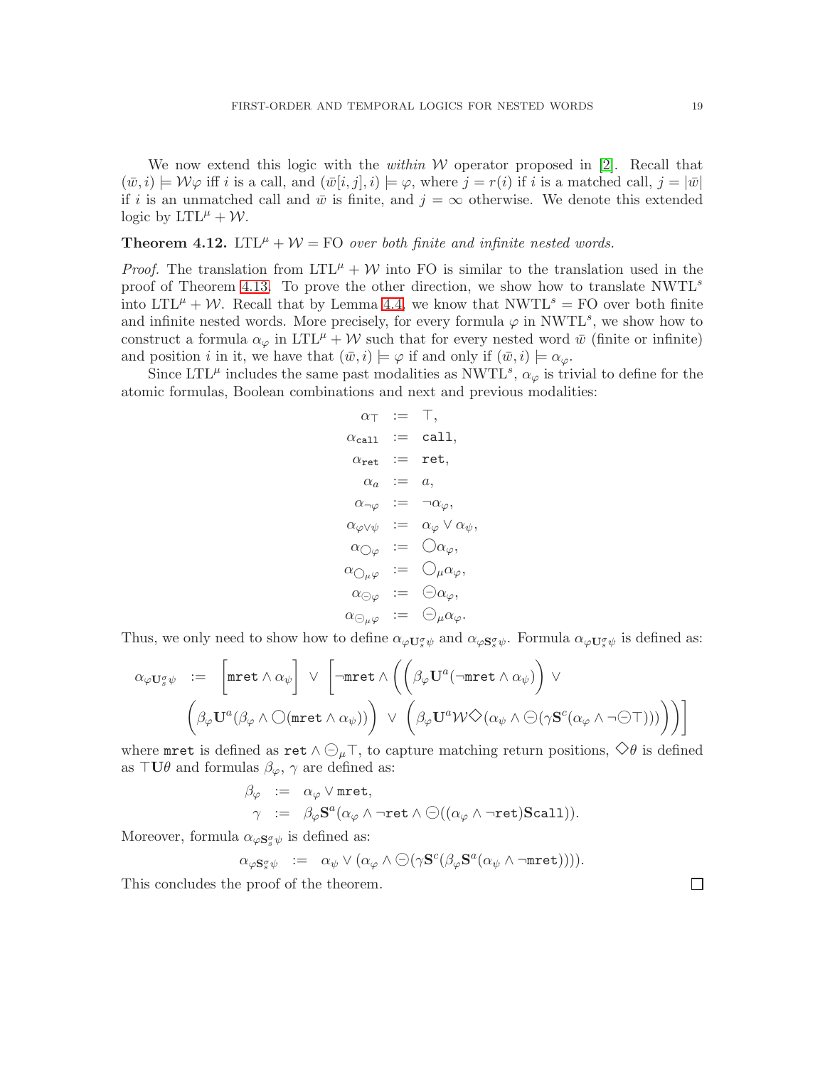We now extend this logic with the *within* $\mathcal{W}$ operator proposed in [2]. Recall that $(\bar{w}, i) \models \mathcal{W}\varphi$ iff $i$ is a call, and $(\bar{w}[i,j], i) \models \varphi$, where $j = r(i)$ if $i$ is a matched call, $j = |\bar{w}|$ if $i$ is an unmatched call and $\bar{w}$ is finite, and $j = \infty$ otherwise. We denote this extended logic by $\text{LTL}^\mu + \mathcal{W}$.

**Theorem 4.12.** $\text{LTL}^\mu + \mathcal{W} = \text{FO}$ *over both finite and infinite nested words.*

*Proof.* The translation from $\text{LTL}^\mu + \mathcal{W}$ into FO is similar to the translation used in the proof of Theorem 4.13. To prove the other direction, we show how to translate $\text{NWTL}^s$ into $\text{LTL}^\mu + \mathcal{W}$. Recall that by Lemma 4.4, we know that $\text{NWTL}^s = \text{FO}$ over both finite and infinite nested words. More precisely, for every formula $\varphi$ in $\text{NWTL}^s$, we show how to construct a formula $\alpha_\varphi$ in $\text{LTL}^\mu + \mathcal{W}$ such that for every nested word $\bar{w}$ (finite or infinite) and position $i$ in it, we have that $(\bar{w}, i) \models \varphi$ if and only if $(\bar{w}, i) \models \alpha_\varphi$.

Since $\text{LTL}^\mu$ includes the same past modalities as $\text{NWTL}^s$, $\alpha_\varphi$ is trivial to define for the atomic formulas, Boolean combinations and next and previous modalities:

$$
\begin{aligned}
\alpha_\top &:= \top, \\
\alpha_{\texttt{call}} &:= \texttt{call}, \\
\alpha_{\texttt{ret}} &:= \texttt{ret}, \\
\alpha_a &:= a, \\
\alpha_{\neg\varphi} &:= \neg\alpha_\varphi, \\
\alpha_{\varphi\vee\psi} &:= \alpha_\varphi \vee \alpha_\psi, \\
\alpha_{\bigcirc\varphi} &:= \bigcirc\alpha_\varphi, \\
\alpha_{\bigcirc_\mu\varphi} &:= \bigcirc_\mu\alpha_\varphi, \\
\alpha_{\ominus\varphi} &:= \ominus\alpha_\varphi, \\
\alpha_{\ominus_\mu\varphi} &:= \ominus_\mu\alpha_\varphi.
\end{aligned}
$$

Thus, we only need to show how to define $\alpha_{\varphi\mathbf{U}_s^\sigma\psi}$ and $\alpha_{\varphi\mathbf{S}_s^\sigma\psi}$. Formula $\alpha_{\varphi\mathbf{U}_s^\sigma\psi}$ is defined as:

$$
\begin{aligned}
\alpha_{\varphi\mathbf{U}_s^\sigma\psi} \;:=\; & \Big[\texttt{mret} \wedge \alpha_\psi\Big] \;\vee\; \Big[\neg\texttt{mret} \wedge \Big(\Big(\beta_\varphi \mathbf{U}^a(\neg\texttt{mret} \wedge \alpha_\psi)\Big) \;\vee \\
& \Big(\beta_\varphi \mathbf{U}^a(\beta_\varphi \wedge \bigcirc(\texttt{mret} \wedge \alpha_\psi))\Big) \;\vee\; \Big(\beta_\varphi \mathbf{U}^a \mathcal{W}\Diamond(\alpha_\psi \wedge \ominus(\gamma\mathbf{S}^c(\alpha_\varphi \wedge \neg\ominus\top)))\Big)\Big)\Big]
\end{aligned}
$$

where $\texttt{mret}$ is defined as $\texttt{ret} \wedge \ominus_\mu\top$, to capture matching return positions, $\Diamond\theta$ is defined as $\top\mathbf{U}\theta$ and formulas $\beta_\varphi$, $\gamma$ are defined as:

$$
\begin{aligned}
\beta_\varphi &:= \alpha_\varphi \vee \texttt{mret}, \\
\gamma &:= \beta_\varphi \mathbf{S}^a(\alpha_\varphi \wedge \neg\texttt{ret} \wedge \ominus((\alpha_\varphi \wedge \neg\texttt{ret})\mathbf{S}\texttt{call})).
\end{aligned}
$$

Moreover, formula $\alpha_{\varphi\mathbf{S}_s^\sigma\psi}$ is defined as:

$$
\alpha_{\varphi\mathbf{S}_s^\sigma\psi} \;:=\; \alpha_\psi \vee (\alpha_\varphi \wedge \ominus(\gamma\mathbf{S}^c(\beta_\varphi\mathbf{S}^a(\alpha_\psi \wedge \neg\texttt{mret})))).
$$

This concludes the proof of the theorem. ☐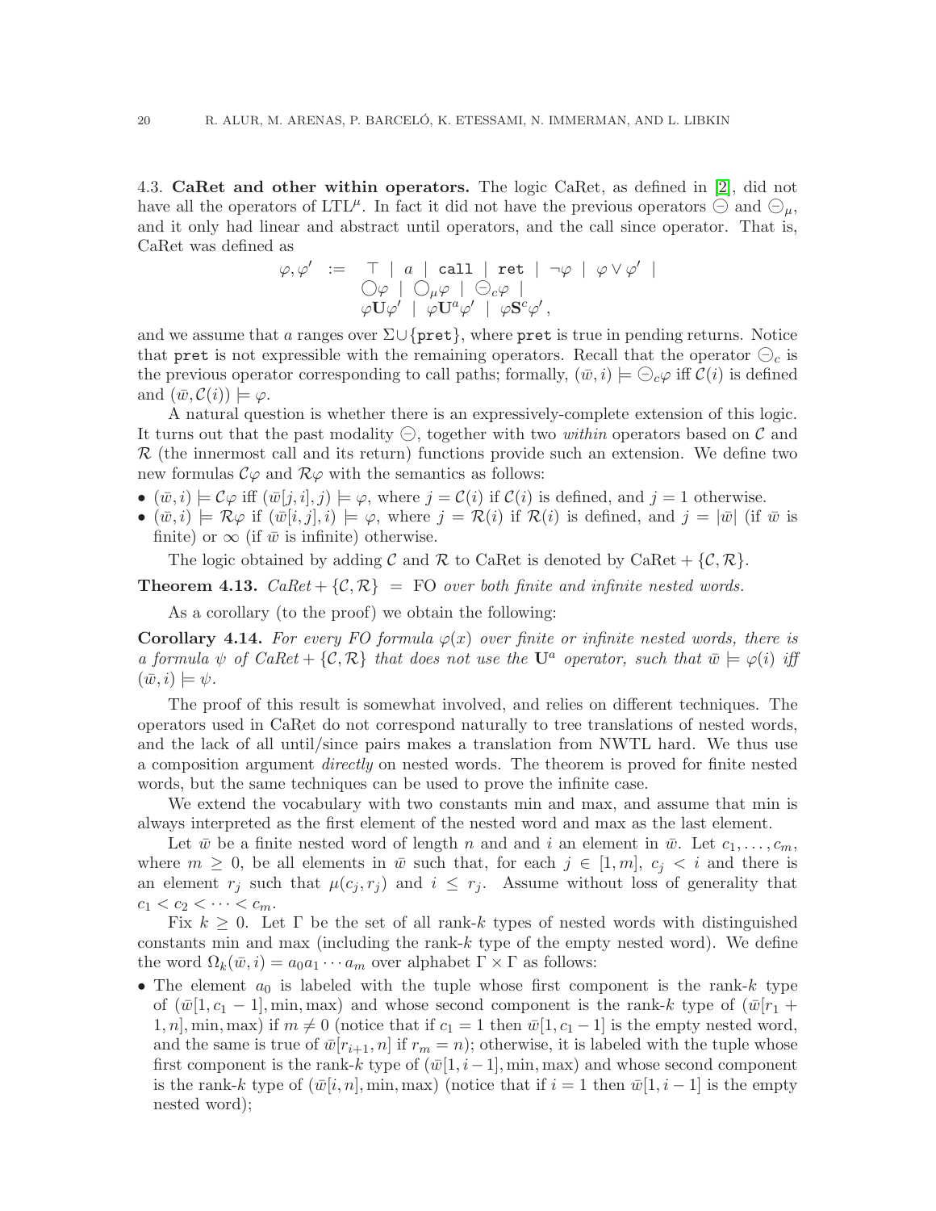### 4.3. CaRet and other within operators.

The logic CaRet, as defined in [2], did not have all the operators of LTL$^\mu$. In fact it did not have the previous operators $\ominus$ and $\ominus_\mu$, and it only had linear and abstract until operators, and the call since operator. That is, CaRet was defined as

$$\begin{array}{rcl} \varphi, \varphi' & := & \top \mid a \mid \texttt{call} \mid \texttt{ret} \mid \neg\varphi \mid \varphi \vee \varphi' \mid \\ & & \bigcirc\varphi \mid \bigcirc_\mu \varphi \mid \ominus_c \varphi \mid \\ & & \varphi \mathbf{U} \varphi' \mid \varphi \mathbf{U}^a \varphi' \mid \varphi \mathbf{S}^c \varphi', \end{array}$$

and we assume that $a$ ranges over $\Sigma \cup \{\texttt{pret}\}$, where $\texttt{pret}$ is true in pending returns. Notice that $\texttt{pret}$ is not expressible with the remaining operators. Recall that the operator $\ominus_c$ is the previous operator corresponding to call paths; formally, $(\bar{w}, i) \models \ominus_c \varphi$ iff $\mathcal{C}(i)$ is defined and $(\bar{w}, \mathcal{C}(i)) \models \varphi$.

A natural question is whether there is an expressively-complete extension of this logic. It turns out that the past modality $\ominus$, together with two *within* operators based on $\mathcal{C}$ and $\mathcal{R}$ (the innermost call and its return) functions provide such an extension. We define two new formulas $\mathcal{C}\varphi$ and $\mathcal{R}\varphi$ with the semantics as follows:

- $(\bar{w}, i) \models \mathcal{C}\varphi$ iff $(\bar{w}[j, i], j) \models \varphi$, where $j = \mathcal{C}(i)$ if $\mathcal{C}(i)$ is defined, and $j = 1$ otherwise.
- $(\bar{w}, i) \models \mathcal{R}\varphi$ if $(\bar{w}[i, j], i) \models \varphi$, where $j = \mathcal{R}(i)$ if $\mathcal{R}(i)$ is defined, and $j = |\bar{w}|$ (if $\bar{w}$ is finite) or $\infty$ (if $\bar{w}$ is infinite) otherwise.

The logic obtained by adding $\mathcal{C}$ and $\mathcal{R}$ to CaRet is denoted by CaRet + $\{\mathcal{C}, \mathcal{R}\}$.

**Theorem 4.13.** *CaRet* + $\{\mathcal{C}, \mathcal{R}\}$ = FO *over both finite and infinite nested words.*

As a corollary (to the proof) we obtain the following:

**Corollary 4.14.** *For every FO formula $\varphi(x)$ over finite or infinite nested words, there is a formula $\psi$ of CaRet + $\{\mathcal{C}, \mathcal{R}\}$ that does not use the $\mathbf{U}^a$ operator, such that $\bar{w} \models \varphi(i)$ iff $(\bar{w}, i) \models \psi$.*

The proof of this result is somewhat involved, and relies on different techniques. The operators used in CaRet do not correspond naturally to tree translations of nested words, and the lack of all until/since pairs makes a translation from NWTL hard. We thus use a composition argument *directly* on nested words. The theorem is proved for finite nested words, but the same techniques can be used to prove the infinite case.

We extend the vocabulary with two constants min and max, and assume that min is always interpreted as the first element of the nested word and max as the last element.

Let $\bar{w}$ be a finite nested word of length $n$ and and $i$ an element in $\bar{w}$. Let $c_1, \ldots, c_m$, where $m \geq 0$, be all elements in $\bar{w}$ such that, for each $j \in [1, m]$, $c_j < i$ and there is an element $r_j$ such that $\mu(c_j, r_j)$ and $i \leq r_j$. Assume without loss of generality that $c_1 < c_2 < \cdots < c_m$.

Fix $k \geq 0$. Let $\Gamma$ be the set of all rank-$k$ types of nested words with distinguished constants min and max (including the rank-$k$ type of the empty nested word). We define the word $\Omega_k(\bar{w}, i) = a_0 a_1 \cdots a_m$ over alphabet $\Gamma \times \Gamma$ as follows:

- The element $a_0$ is labeled with the tuple whose first component is the rank-$k$ type of $(\bar{w}[1, c_1 - 1], \min, \max)$ and whose second component is the rank-$k$ type of $(\bar{w}[r_1 + 1, n], \min, \max)$ if $m \neq 0$ (notice that if $c_1 = 1$ then $\bar{w}[1, c_1 - 1]$ is the empty nested word, and the same is true of $\bar{w}[r_{i+1}, n]$ if $r_m = n$); otherwise, it is labeled with the tuple whose first component is the rank-$k$ type of $(\bar{w}[1, i-1], \min, \max)$ and whose second component is the rank-$k$ type of $(\bar{w}[i, n], \min, \max)$ (notice that if $i = 1$ then $\bar{w}[1, i-1]$ is the empty nested word);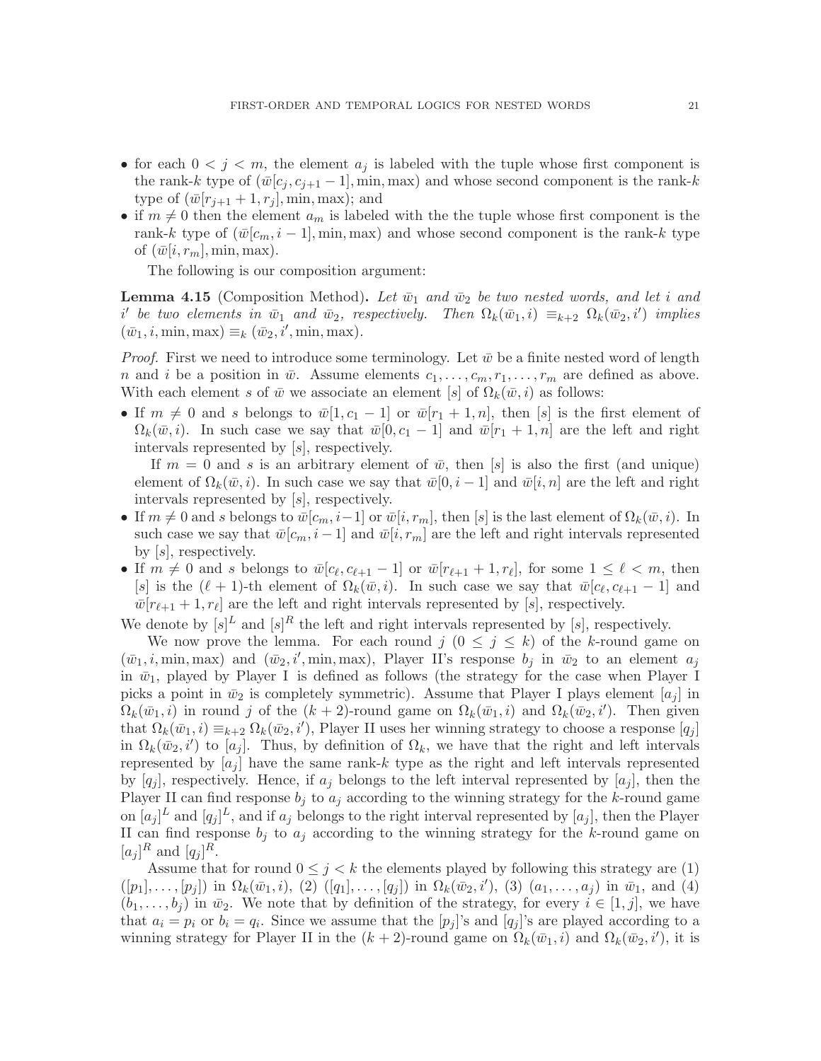- for each $0 < j < m$, the element $a_j$ is labeled with the tuple whose first component is the rank-$k$ type of $(\bar{w}[c_j, c_{j+1} - 1], \min, \max)$ and whose second component is the rank-$k$ type of $(\bar{w}[r_{j+1} + 1, r_j], \min, \max)$; and
- if $m \neq 0$ then the element $a_m$ is labeled with the the tuple whose first component is the rank-$k$ type of $(\bar{w}[c_m, i - 1], \min, \max)$ and whose second component is the rank-$k$ type of $(\bar{w}[i, r_m], \min, \max)$.

The following is our composition argument:

**Lemma 4.15** (Composition Method)**.** *Let $\bar{w}_1$ and $\bar{w}_2$ be two nested words, and let $i$ and $i'$ be two elements in $\bar{w}_1$ and $\bar{w}_2$, respectively. Then $\Omega_k(\bar{w}_1, i) \equiv_{k+2} \Omega_k(\bar{w}_2, i')$ implies $(\bar{w}_1, i, \min, \max) \equiv_k (\bar{w}_2, i', \min, \max)$.*

*Proof.* First we need to introduce some terminology. Let $\bar{w}$ be a finite nested word of length $n$ and $i$ be a position in $\bar{w}$. Assume elements $c_1, \ldots, c_m, r_1, \ldots, r_m$ are defined as above. With each element $s$ of $\bar{w}$ we associate an element $[s]$ of $\Omega_k(\bar{w}, i)$ as follows:

- If $m \neq 0$ and $s$ belongs to $\bar{w}[1, c_1 - 1]$ or $\bar{w}[r_1 + 1, n]$, then $[s]$ is the first element of $\Omega_k(\bar{w}, i)$. In such case we say that $\bar{w}[0, c_1 - 1]$ and $\bar{w}[r_1 + 1, n]$ are the left and right intervals represented by $[s]$, respectively.

  If $m = 0$ and $s$ is an arbitrary element of $\bar{w}$, then $[s]$ is also the first (and unique) element of $\Omega_k(\bar{w}, i)$. In such case we say that $\bar{w}[0, i - 1]$ and $\bar{w}[i, n]$ are the left and right intervals represented by $[s]$, respectively.
- If $m \neq 0$ and $s$ belongs to $\bar{w}[c_m, i-1]$ or $\bar{w}[i, r_m]$, then $[s]$ is the last element of $\Omega_k(\bar{w}, i)$. In such case we say that $\bar{w}[c_m, i - 1]$ and $\bar{w}[i, r_m]$ are the left and right intervals represented by $[s]$, respectively.
- If $m \neq 0$ and $s$ belongs to $\bar{w}[c_\ell, c_{\ell+1} - 1]$ or $\bar{w}[r_{\ell+1} + 1, r_\ell]$, for some $1 \leq \ell < m$, then $[s]$ is the $(\ell + 1)$-th element of $\Omega_k(\bar{w}, i)$. In such case we say that $\bar{w}[c_\ell, c_{\ell+1} - 1]$ and $\bar{w}[r_{\ell+1} + 1, r_\ell]$ are the left and right intervals represented by $[s]$, respectively.

We denote by $[s]^L$ and $[s]^R$ the left and right intervals represented by $[s]$, respectively.

We now prove the lemma. For each round $j$ $(0 \leq j \leq k)$ of the $k$-round game on $(\bar{w}_1, i, \min, \max)$ and $(\bar{w}_2, i', \min, \max)$, Player II's response $b_j$ in $\bar{w}_2$ to an element $a_j$ in $\bar{w}_1$, played by Player I is defined as follows (the strategy for the case when Player I picks a point in $\bar{w}_2$ is completely symmetric). Assume that Player I plays element $[a_j]$ in $\Omega_k(\bar{w}_1, i)$ in round $j$ of the $(k + 2)$-round game on $\Omega_k(\bar{w}_1, i)$ and $\Omega_k(\bar{w}_2, i')$. Then given that $\Omega_k(\bar{w}_1, i) \equiv_{k+2} \Omega_k(\bar{w}_2, i')$, Player II uses her winning strategy to choose a response $[q_j]$ in $\Omega_k(\bar{w}_2, i')$ to $[a_j]$. Thus, by definition of $\Omega_k$, we have that the right and left intervals represented by $[a_j]$ have the same rank-$k$ type as the right and left intervals represented by $[q_j]$, respectively. Hence, if $a_j$ belongs to the left interval represented by $[a_j]$, then the Player II can find response $b_j$ to $a_j$ according to the winning strategy for the $k$-round game on $[a_j]^L$ and $[q_j]^L$, and if $a_j$ belongs to the right interval represented by $[a_j]$, then the Player II can find response $b_j$ to $a_j$ according to the winning strategy for the $k$-round game on $[a_j]^R$ and $[q_j]^R$.

Assume that for round $0 \leq j < k$ the elements played by following this strategy are (1) $([p_1], \ldots, [p_j])$ in $\Omega_k(\bar{w}_1, i)$, (2) $([q_1], \ldots, [q_j])$ in $\Omega_k(\bar{w}_2, i')$, (3) $(a_1, \ldots, a_j)$ in $\bar{w}_1$, and (4) $(b_1, \ldots, b_j)$ in $\bar{w}_2$. We note that by definition of the strategy, for every $i \in [1, j]$, we have that $a_i = p_i$ or $b_i = q_i$. Since we assume that the $[p_j]$'s and $[q_j]$'s are played according to a winning strategy for Player II in the $(k + 2)$-round game on $\Omega_k(\bar{w}_1, i)$ and $\Omega_k(\bar{w}_2, i')$, it is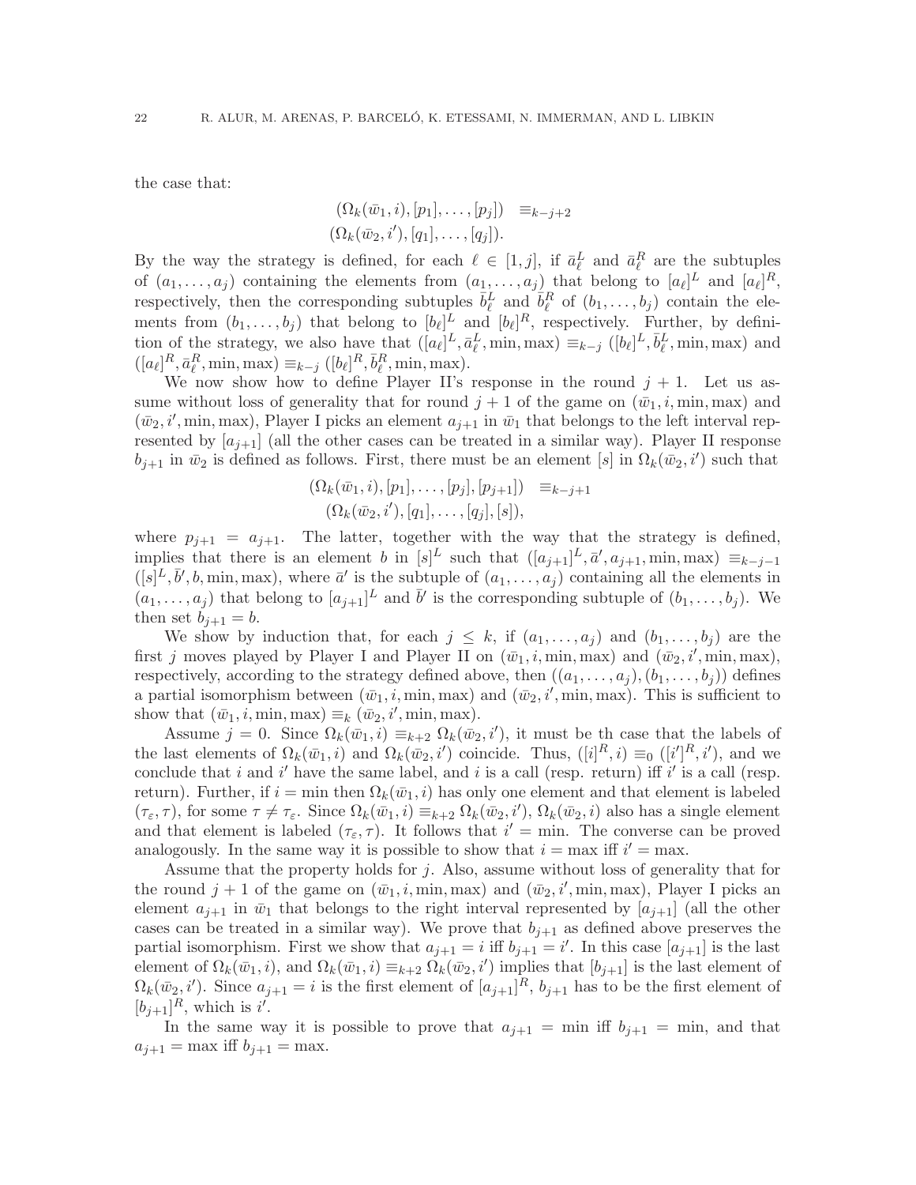the case that:

$$(\Omega_k(\bar{w}_1, i), [p_1], \ldots, [p_j]) \quad \equiv_{k-j+2}$$
$$(\Omega_k(\bar{w}_2, i'), [q_1], \ldots, [q_j]).$$

By the way the strategy is defined, for each $\ell \in [1, j]$, if $\bar{a}_\ell^L$ and $\bar{a}_\ell^R$ are the subtuples of $(a_1, \ldots, a_j)$ containing the elements from $(a_1, \ldots, a_j)$ that belong to $[a_\ell]^L$ and $[a_\ell]^R$, respectively, then the corresponding subtuples $\bar{b}_\ell^L$ and $\bar{b}_\ell^R$ of $(b_1, \ldots, b_j)$ contain the elements from $(b_1, \ldots, b_j)$ that belong to $[b_\ell]^L$ and $[b_\ell]^R$, respectively. Further, by definition of the strategy, we also have that $([a_\ell]^L, \bar{a}_\ell^L, \min, \max) \equiv_{k-j} ([b_\ell]^L, \bar{b}_\ell^L, \min, \max)$ and $([a_\ell]^R, \bar{a}_\ell^R, \min, \max) \equiv_{k-j} ([b_\ell]^R, \bar{b}_\ell^R, \min, \max)$.

We now show how to define Player II's response in the round $j + 1$. Let us assume without loss of generality that for round $j + 1$ of the game on $(\bar{w}_1, i, \min, \max)$ and $(\bar{w}_2, i', \min, \max)$, Player I picks an element $a_{j+1}$ in $\bar{w}_1$ that belongs to the left interval represented by $[a_{j+1}]$ (all the other cases can be treated in a similar way). Player II response $b_{j+1}$ in $\bar{w}_2$ is defined as follows. First, there must be an element $[s]$ in $\Omega_k(\bar{w}_2, i')$ such that

$$(\Omega_k(\bar{w}_1, i), [p_1], \ldots, [p_j], [p_{j+1}]) \quad \equiv_{k-j+1}$$
$$(\Omega_k(\bar{w}_2, i'), [q_1], \ldots, [q_j], [s]),$$

where $p_{j+1} = a_{j+1}$. The latter, together with the way that the strategy is defined, implies that there is an element $b$ in $[s]^L$ such that $([a_{j+1}]^L, \bar{a}', a_{j+1}, \min, \max) \equiv_{k-j-1} ([s]^L, \bar{b}', b, \min, \max)$, where $\bar{a}'$ is the subtuple of $(a_1, \ldots, a_j)$ containing all the elements in $(a_1, \ldots, a_j)$ that belong to $[a_{j+1}]^L$ and $\bar{b}'$ is the corresponding subtuple of $(b_1, \ldots, b_j)$. We then set $b_{j+1} = b$.

We show by induction that, for each $j \leq k$, if $(a_1, \ldots, a_j)$ and $(b_1, \ldots, b_j)$ are the first $j$ moves played by Player I and Player II on $(\bar{w}_1, i, \min, \max)$ and $(\bar{w}_2, i', \min, \max)$, respectively, according to the strategy defined above, then $((a_1, \ldots, a_j), (b_1, \ldots, b_j))$ defines a partial isomorphism between $(\bar{w}_1, i, \min, \max)$ and $(\bar{w}_2, i', \min, \max)$. This is sufficient to show that $(\bar{w}_1, i, \min, \max) \equiv_k (\bar{w}_2, i', \min, \max)$.

Assume $j = 0$. Since $\Omega_k(\bar{w}_1, i) \equiv_{k+2} \Omega_k(\bar{w}_2, i')$, it must be th case that the labels of the last elements of $\Omega_k(\bar{w}_1, i)$ and $\Omega_k(\bar{w}_2, i')$ coincide. Thus, $([i]^R, i) \equiv_0 ([i']^R, i')$, and we conclude that $i$ and $i'$ have the same label, and $i$ is a call (resp. return) iff $i'$ is a call (resp. return). Further, if $i = \min$ then $\Omega_k(\bar{w}_1, i)$ has only one element and that element is labeled $(\tau_\varepsilon, \tau)$, for some $\tau \neq \tau_\varepsilon$. Since $\Omega_k(\bar{w}_1, i) \equiv_{k+2} \Omega_k(\bar{w}_2, i')$, $\Omega_k(\bar{w}_2, i)$ also has a single element and that element is labeled $(\tau_\varepsilon, \tau)$. It follows that $i' = \min$. The converse can be proved analogously. In the same way it is possible to show that $i = \max$ iff $i' = \max$.

Assume that the property holds for $j$. Also, assume without loss of generality that for the round $j + 1$ of the game on $(\bar{w}_1, i, \min, \max)$ and $(\bar{w}_2, i', \min, \max)$, Player I picks an element $a_{j+1}$ in $\bar{w}_1$ that belongs to the right interval represented by $[a_{j+1}]$ (all the other cases can be treated in a similar way). We prove that $b_{j+1}$ as defined above preserves the partial isomorphism. First we show that $a_{j+1} = i$ iff $b_{j+1} = i'$. In this case $[a_{j+1}]$ is the last element of $\Omega_k(\bar{w}_1, i)$, and $\Omega_k(\bar{w}_1, i) \equiv_{k+2} \Omega_k(\bar{w}_2, i')$ implies that $[b_{j+1}]$ is the last element of $\Omega_k(\bar{w}_2, i')$. Since $a_{j+1} = i$ is the first element of $[a_{j+1}]^R$, $b_{j+1}$ has to be the first element of $[b_{j+1}]^R$, which is $i'$.

In the same way it is possible to prove that $a_{j+1} = \min$ iff $b_{j+1} = \min$, and that $a_{j+1} = \max$ iff $b_{j+1} = \max$.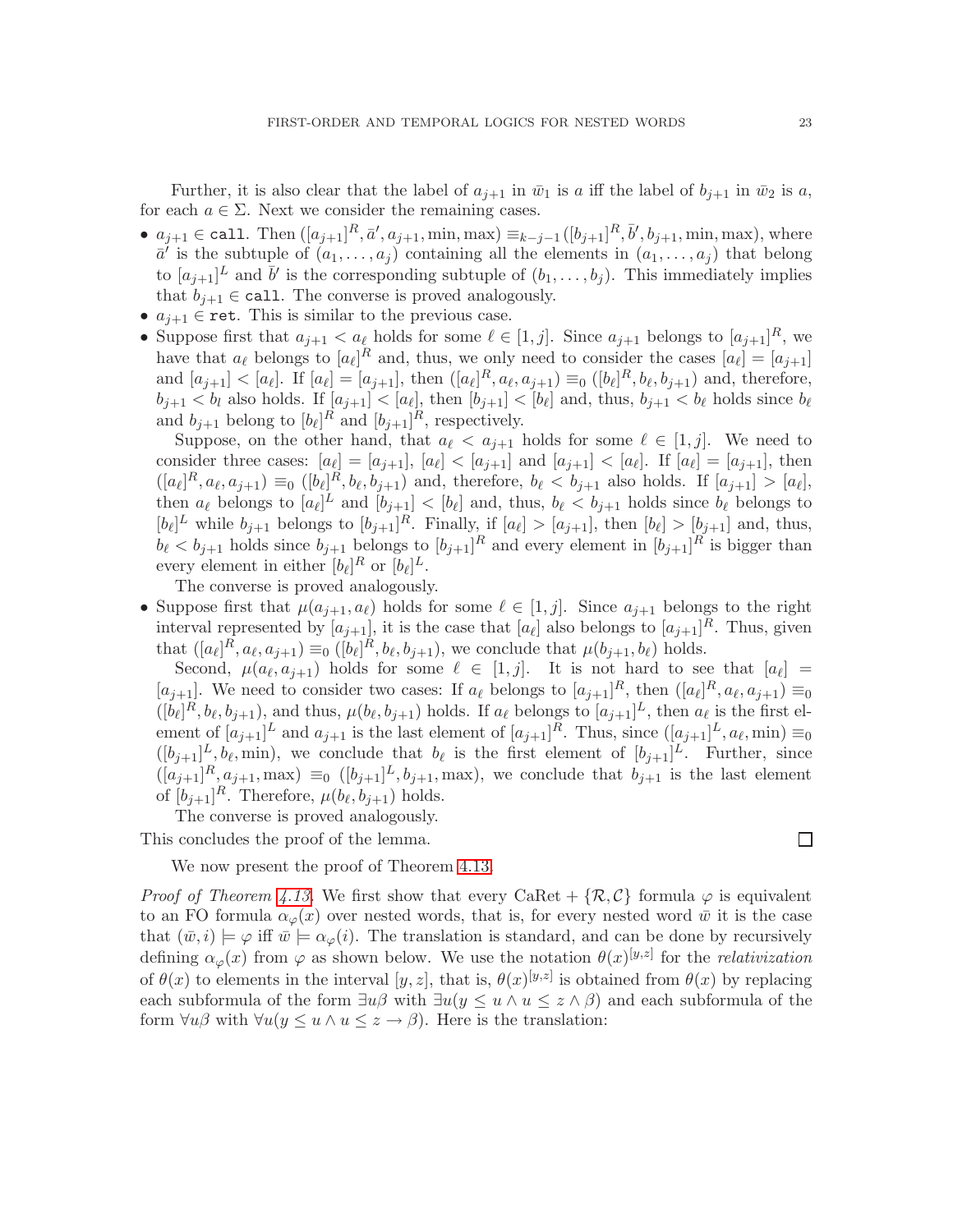Further, it is also clear that the label of $a_{j+1}$ in $\bar{w}_1$ is $a$ iff the label of $b_{j+1}$ in $\bar{w}_2$ is $a$, for each $a \in \Sigma$. Next we consider the remaining cases.

- $a_{j+1} \in \texttt{call}$. Then $([a_{j+1}]^R, \bar{a}', a_{j+1}, \min, \max) \equiv_{k-j-1} ([b_{j+1}]^R, \bar{b}', b_{j+1}, \min, \max)$, where $\bar{a}'$ is the subtuple of $(a_1, \ldots, a_j)$ containing all the elements in $(a_1, \ldots, a_j)$ that belong to $[a_{j+1}]^L$ and $\bar{b}'$ is the corresponding subtuple of $(b_1, \ldots, b_j)$. This immediately implies that $b_{j+1} \in \texttt{call}$. The converse is proved analogously.
- $a_{j+1} \in \texttt{ret}$. This is similar to the previous case.
- Suppose first that $a_{j+1} < a_\ell$ holds for some $\ell \in [1, j]$. Since $a_{j+1}$ belongs to $[a_{j+1}]^R$, we have that $a_\ell$ belongs to $[a_\ell]^R$ and, thus, we only need to consider the cases $[a_\ell] = [a_{j+1}]$ and $[a_{j+1}] < [a_\ell]$. If $[a_\ell] = [a_{j+1}]$, then $([a_\ell]^R, a_\ell, a_{j+1}) \equiv_0 ([b_\ell]^R, b_\ell, b_{j+1})$ and, therefore, $b_{j+1} < b_l$ also holds. If $[a_{j+1}] < [a_\ell]$, then $[b_{j+1}] < [b_\ell]$ and, thus, $b_{j+1} < b_\ell$ holds since $b_\ell$ and $b_{j+1}$ belong to $[b_\ell]^R$ and $[b_{j+1}]^R$, respectively.

  Suppose, on the other hand, that $a_\ell < a_{j+1}$ holds for some $\ell \in [1, j]$. We need to consider three cases: $[a_\ell] = [a_{j+1}]$, $[a_\ell] < [a_{j+1}]$ and $[a_{j+1}] < [a_\ell]$. If $[a_\ell] = [a_{j+1}]$, then $([a_\ell]^R, a_\ell, a_{j+1}) \equiv_0 ([b_\ell]^R, b_\ell, b_{j+1})$ and, therefore, $b_\ell < b_{j+1}$ also holds. If $[a_{j+1}] > [a_\ell]$, then $a_\ell$ belongs to $[a_\ell]^L$ and $[b_{j+1}] < [b_\ell]$ and, thus, $b_\ell < b_{j+1}$ holds since $b_\ell$ belongs to $[b_\ell]^L$ while $b_{j+1}$ belongs to $[b_{j+1}]^R$. Finally, if $[a_\ell] > [a_{j+1}]$, then $[b_\ell] > [b_{j+1}]$ and, thus, $b_\ell < b_{j+1}$ holds since $b_{j+1}$ belongs to $[b_{j+1}]^R$ and every element in $[b_{j+1}]^R$ is bigger than every element in either $[b_\ell]^R$ or $[b_\ell]^L$.

  The converse is proved analogously.
- Suppose first that $\mu(a_{j+1}, a_\ell)$ holds for some $\ell \in [1, j]$. Since $a_{j+1}$ belongs to the right interval represented by $[a_{j+1}]$, it is the case that $[a_\ell]$ also belongs to $[a_{j+1}]^R$. Thus, given that $([a_\ell]^R, a_\ell, a_{j+1}) \equiv_0 ([b_\ell]^R, b_\ell, b_{j+1})$, we conclude that $\mu(b_{j+1}, b_\ell)$ holds.

  Second, $\mu(a_\ell, a_{j+1})$ holds for some $\ell \in [1, j]$. It is not hard to see that $[a_\ell] = [a_{j+1}]$. We need to consider two cases: If $a_\ell$ belongs to $[a_{j+1}]^R$, then $([a_\ell]^R, a_\ell, a_{j+1}) \equiv_0 ([b_\ell]^R, b_\ell, b_{j+1})$, and thus, $\mu(b_\ell, b_{j+1})$ holds. If $a_\ell$ belongs to $[a_{j+1}]^L$, then $a_\ell$ is the first element of $[a_{j+1}]^L$ and $a_{j+1}$ is the last element of $[a_{j+1}]^R$. Thus, since $([a_{j+1}]^L, a_\ell, \min) \equiv_0 ([b_{j+1}]^L, b_\ell, \min)$, we conclude that $b_\ell$ is the first element of $[b_{j+1}]^L$. Further, since $([a_{j+1}]^R, a_{j+1}, \max) \equiv_0 ([b_{j+1}]^L, b_{j+1}, \max)$, we conclude that $b_{j+1}$ is the last element of $[b_{j+1}]^R$. Therefore, $\mu(b_\ell, b_{j+1})$ holds.

  The converse is proved analogously.

This concludes the proof of the lemma. ◻

We now present the proof of Theorem 4.13.

*Proof of Theorem 4.13.* We first show that every CaRet + $\{\mathcal{R}, \mathcal{C}\}$ formula $\varphi$ is equivalent to an FO formula $\alpha_\varphi(x)$ over nested words, that is, for every nested word $\bar{w}$ it is the case that $(\bar{w}, i) \models \varphi$ iff $\bar{w} \models \alpha_\varphi(i)$. The translation is standard, and can be done by recursively defining $\alpha_\varphi(x)$ from $\varphi$ as shown below. We use the notation $\theta(x)^{[y,z]}$ for the *relativization* of $\theta(x)$ to elements in the interval $[y, z]$, that is, $\theta(x)^{[y,z]}$ is obtained from $\theta(x)$ by replacing each subformula of the form $\exists u \beta$ with $\exists u (y \leq u \wedge u \leq z \wedge \beta)$ and each subformula of the form $\forall u \beta$ with $\forall u (y \leq u \wedge u \leq z \rightarrow \beta)$. Here is the translation: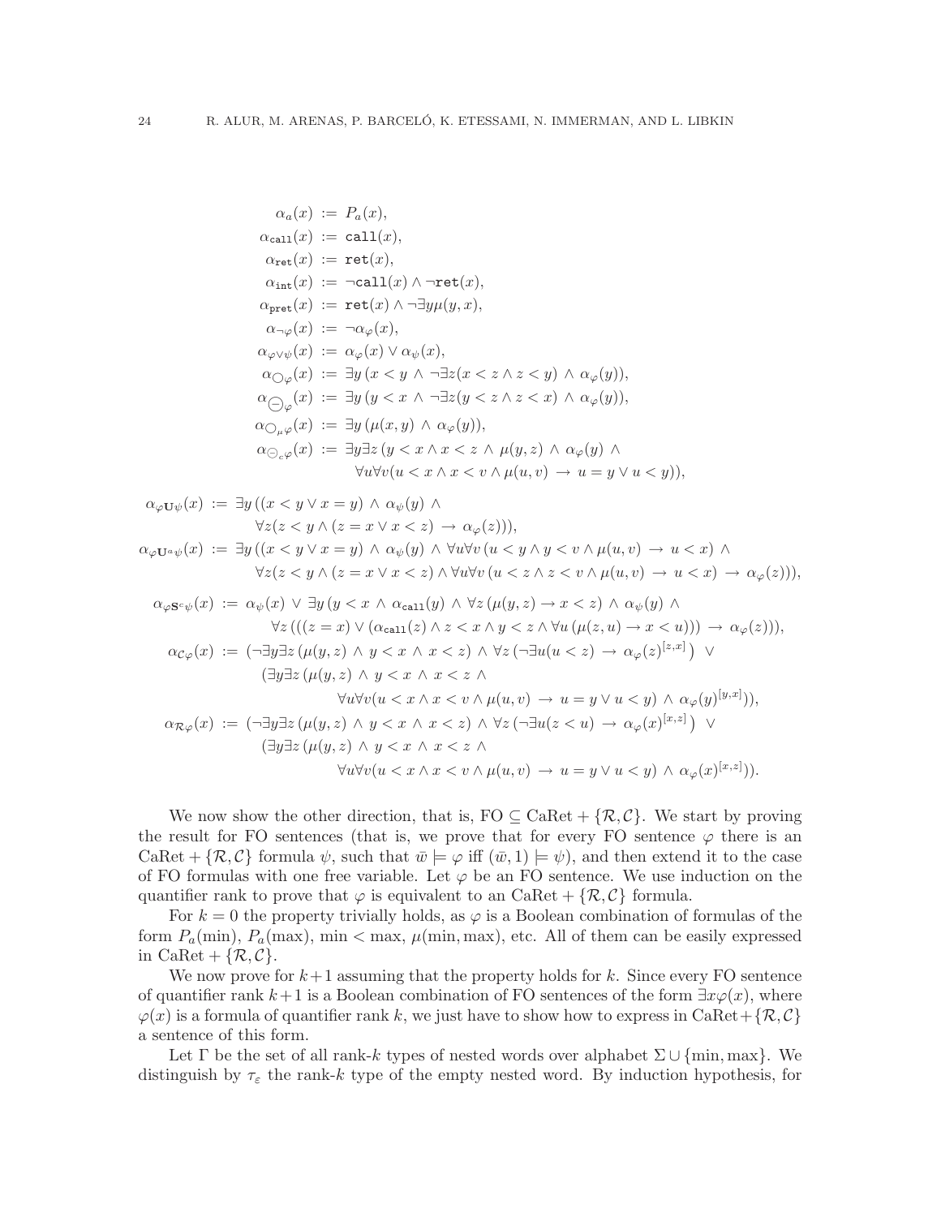$$
\begin{aligned}
\alpha_a(x) &:= P_a(x),\\
\alpha_{\texttt{call}}(x) &:= \texttt{call}(x),\\
\alpha_{\texttt{ret}}(x) &:= \texttt{ret}(x),\\
\alpha_{\texttt{int}}(x) &:= \neg\texttt{call}(x) \wedge \neg\texttt{ret}(x),\\
\alpha_{\texttt{pret}}(x) &:= \texttt{ret}(x) \wedge \neg\exists y \mu(y,x),\\
\alpha_{\neg\varphi}(x) &:= \neg\alpha_{\varphi}(x),\\
\alpha_{\varphi\vee\psi}(x) &:= \alpha_{\varphi}(x) \vee \alpha_{\psi}(x),\\
\alpha_{\bigcirc\varphi}(x) &:= \exists y\,(x<y \,\wedge\, \neg\exists z(x<z \wedge z<y) \,\wedge\, \alpha_{\varphi}(y)),\\
\alpha_{\ominus\varphi}(x) &:= \exists y\,(y<x \,\wedge\, \neg\exists z(y<z \wedge z<x) \,\wedge\, \alpha_{\varphi}(y)),\\
\alpha_{\bigcirc_{\mu}\varphi}(x) &:= \exists y\,(\mu(x,y) \,\wedge\, \alpha_{\varphi}(y)),\\
\alpha_{\ominus_{c}\varphi}(x) &:= \exists y\exists z\,(y<x \wedge x<z \,\wedge\, \mu(y,z) \,\wedge\, \alpha_{\varphi}(y) \,\wedge\\
&\qquad \forall u\forall v(u<x \wedge x<v \wedge \mu(u,v) \,\rightarrow\, u=y \vee u<y)),
\end{aligned}
$$

$$
\begin{aligned}
\alpha_{\varphi\mathbf{U}\psi}(x) &:= \exists y\,((x<y \vee x=y) \,\wedge\, \alpha_{\psi}(y) \,\wedge\\
&\qquad \forall z(z<y \wedge (z=x \vee x<z) \,\rightarrow\, \alpha_{\varphi}(z))),\\
\alpha_{\varphi\mathbf{U}^{a}\psi}(x) &:= \exists y\,((x<y \vee x=y) \,\wedge\, \alpha_{\psi}(y) \,\wedge\, \forall u\forall v\,(u<y \wedge y<v \wedge \mu(u,v) \,\rightarrow\, u<x) \,\wedge\\
&\qquad \forall z(z<y \wedge (z=x \vee x<z) \wedge \forall u\forall v\,(u<z \wedge z<v \wedge \mu(u,v) \,\rightarrow\, u<x) \,\rightarrow\, \alpha_{\varphi}(z))),
\end{aligned}
$$

$$
\begin{aligned}
\alpha_{\varphi\mathbf{S}^{c}\psi}(x) &:= \alpha_{\psi}(x) \,\vee\, \exists y\,(y<x \,\wedge\, \alpha_{\texttt{call}}(y) \,\wedge\, \forall z\,(\mu(y,z) \rightarrow x<z) \,\wedge\, \alpha_{\psi}(y) \,\wedge\\
&\qquad \forall z\,(((z=x) \vee (\alpha_{\texttt{call}}(z) \wedge z<x \wedge y<z \wedge \forall u\,(\mu(z,u) \rightarrow x<u))) \,\rightarrow\, \alpha_{\varphi}(z))),\\
\alpha_{\mathcal{C}\varphi}(x) &:= (\neg\exists y\exists z\,(\mu(y,z) \,\wedge\, y<x \,\wedge\, x<z) \wedge \forall z\,(\neg\exists u(u<z) \,\rightarrow\, \alpha_{\varphi}(z)^{[z,x]}\big) \,\vee\\
&\qquad (\exists y\exists z\,(\mu(y,z) \,\wedge\, y<x \,\wedge\, x<z \,\wedge\\
&\qquad\qquad \forall u\forall v(u<x \wedge x<v \wedge \mu(u,v) \,\rightarrow\, u=y \vee u<y) \,\wedge\, \alpha_{\varphi}(y)^{[y,x]})),\\
\alpha_{\mathcal{R}\varphi}(x) &:= (\neg\exists y\exists z\,(\mu(y,z) \,\wedge\, y<x \,\wedge\, x<z) \wedge \forall z\,(\neg\exists u(z<u) \,\rightarrow\, \alpha_{\varphi}(x)^{[x,z]}\big) \,\vee\\
&\qquad (\exists y\exists z\,(\mu(y,z) \,\wedge\, y<x \,\wedge\, x<z \,\wedge\\
&\qquad\qquad \forall u\forall v(u<x \wedge x<v \wedge \mu(u,v) \,\rightarrow\, u=y \vee u<y) \,\wedge\, \alpha_{\varphi}(x)^{[x,z]})).
\end{aligned}
$$

We now show the other direction, that is, FO $\subseteq$ CaRet + $\{\mathcal{R},\mathcal{C}\}$. We start by proving the result for FO sentences (that is, we prove that for every FO sentence $\varphi$ there is an CaRet + $\{\mathcal{R},\mathcal{C}\}$ formula $\psi$, such that $\bar{w} \models \varphi$ iff $(\bar{w}, 1) \models \psi$), and then extend it to the case of FO formulas with one free variable. Let $\varphi$ be an FO sentence. We use induction on the quantifier rank to prove that $\varphi$ is equivalent to an CaRet + $\{\mathcal{R},\mathcal{C}\}$ formula.

For $k = 0$ the property trivially holds, as $\varphi$ is a Boolean combination of formulas of the form $P_a(\min)$, $P_a(\max)$, $\min < \max$, $\mu(\min, \max)$, etc. All of them can be easily expressed in CaRet + $\{\mathcal{R},\mathcal{C}\}$.

We now prove for $k+1$ assuming that the property holds for $k$. Since every FO sentence of quantifier rank $k+1$ is a Boolean combination of FO sentences of the form $\exists x \varphi(x)$, where $\varphi(x)$ is a formula of quantifier rank $k$, we just have to show how to express in CaRet+$\{\mathcal{R},\mathcal{C}\}$ a sentence of this form.

Let $\Gamma$ be the set of all rank-$k$ types of nested words over alphabet $\Sigma \cup \{\min, \max\}$. We distinguish by $\tau_\varepsilon$ the rank-$k$ type of the empty nested word. By induction hypothesis, for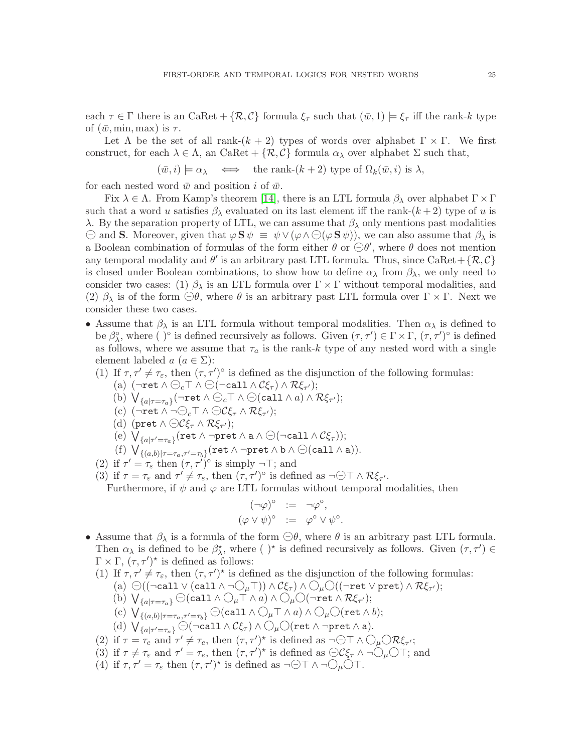each $\tau \in \Gamma$ there is an CaRet + $\{\mathcal{R}, \mathcal{C}\}$ formula $\xi_\tau$ such that $(\bar{w}, 1) \models \xi_\tau$ iff the rank-$k$ type of $(\bar{w}, \min, \max)$ is $\tau$.

Let $\Lambda$ be the set of all rank-$(k+2)$ types of words over alphabet $\Gamma \times \Gamma$. We first construct, for each $\lambda \in \Lambda$, an CaRet + $\{\mathcal{R}, \mathcal{C}\}$ formula $\alpha_\lambda$ over alphabet $\Sigma$ such that,

$$(\bar{w}, i) \models \alpha_\lambda \iff \text{the rank-}(k+2) \text{ type of } \Omega_k(\bar{w}, i) \text{ is } \lambda,$$

for each nested word $\bar{w}$ and position $i$ of $\bar{w}$.

Fix $\lambda \in \Lambda$. From Kamp's theorem [14], there is an LTL formula $\beta_\lambda$ over alphabet $\Gamma \times \Gamma$ such that a word $u$ satisfies $\beta_\lambda$ evaluated on its last element iff the rank-$(k+2)$ type of $u$ is $\lambda$. By the separation property of LTL, we can assume that $\beta_\lambda$ only mentions past modalities $\ominus$ and $\mathbf{S}$. Moreover, given that $\varphi \, \mathbf{S} \, \psi \equiv \psi \vee (\varphi \wedge \ominus(\varphi \, \mathbf{S} \, \psi))$, we can also assume that $\beta_\lambda$ is a Boolean combination of formulas of the form either $\theta$ or $\ominus\theta'$, where $\theta$ does not mention any temporal modality and $\theta'$ is an arbitrary past LTL formula. Thus, since CaRet + $\{\mathcal{R}, \mathcal{C}\}$ is closed under Boolean combinations, to show how to define $\alpha_\lambda$ from $\beta_\lambda$, we only need to consider two cases: (1) $\beta_\lambda$ is an LTL formula over $\Gamma \times \Gamma$ without temporal modalities, and (2) $\beta_\lambda$ is of the form $\ominus\theta$, where $\theta$ is an arbitrary past LTL formula over $\Gamma \times \Gamma$. Next we consider these two cases.

- Assume that $\beta_\lambda$ is an LTL formula without temporal modalities. Then $\alpha_\lambda$ is defined to be $\beta_\lambda^\circ$, where $(\,)^\circ$ is defined recursively as follows. Given $(\tau, \tau') \in \Gamma \times \Gamma$, $(\tau, \tau')^\circ$ is defined as follows, where we assume that $\tau_a$ is the rank-$k$ type of any nested word with a single element labeled $a$ ($a \in \Sigma$):
  (1) If $\tau, \tau' \neq \tau_\varepsilon$, then $(\tau, \tau')^\circ$ is defined as the disjunction of the following formulas:
    (a) $(\neg \mathtt{ret} \wedge \ominus_c \top \wedge \ominus(\neg \mathtt{call} \wedge \mathcal{C}\xi_\tau) \wedge \mathcal{R}\xi_{\tau'})$;
    (b) $\bigvee_{\{a \mid \tau = \tau_a\}} (\neg \mathtt{ret} \wedge \ominus_c \top \wedge \ominus(\mathtt{call} \wedge a) \wedge \mathcal{R}\xi_{\tau'})$;
    (c) $(\neg \mathtt{ret} \wedge \neg\ominus_c \top \wedge \ominus\mathcal{C}\xi_\tau \wedge \mathcal{R}\xi_{\tau'})$;
    (d) $(\mathtt{pret} \wedge \ominus\mathcal{C}\xi_\tau \wedge \mathcal{R}\xi_{\tau'})$;
    (e) $\bigvee_{\{a \mid \tau' = \tau_a\}} (\mathtt{ret} \wedge \neg\mathtt{pret} \wedge \mathtt{a} \wedge \ominus(\neg\mathtt{call} \wedge \mathcal{C}\xi_\tau))$;
    (f) $\bigvee_{\{(a,b) \mid \tau = \tau_a, \tau' = \tau_b\}} (\mathtt{ret} \wedge \neg\mathtt{pret} \wedge \mathtt{b} \wedge \ominus(\mathtt{call} \wedge \mathtt{a}))$.
  (2) if $\tau' = \tau_\varepsilon$ then $(\tau, \tau')^\circ$ is simply $\neg\top$; and
  (3) if $\tau = \tau_\varepsilon$ and $\tau' \neq \tau_\varepsilon$, then $(\tau, \tau')^\circ$ is defined as $\neg\ominus\top \wedge \mathcal{R}\xi_{\tau'}$.

  Furthermore, if $\psi$ and $\varphi$ are LTL formulas without temporal modalities, then

$$
\begin{aligned}
(\neg\varphi)^\circ &:= \neg\varphi^\circ, \\
(\varphi \vee \psi)^\circ &:= \varphi^\circ \vee \psi^\circ.
\end{aligned}
$$

- Assume that $\beta_\lambda$ is a formula of the form $\ominus\theta$, where $\theta$ is an arbitrary past LTL formula. Then $\alpha_\lambda$ is defined to be $\beta_\lambda^\star$, where $(\,)^\star$ is defined recursively as follows. Given $(\tau, \tau') \in \Gamma \times \Gamma$, $(\tau, \tau')^\star$ is defined as follows:
  (1) If $\tau, \tau' \neq \tau_\varepsilon$, then $(\tau, \tau')^\star$ is defined as the disjunction of the following formulas:
    (a) $\ominus((\neg\mathtt{call} \vee (\mathtt{call} \wedge \neg\bigcirc_\mu \top)) \wedge \mathcal{C}\xi_\tau) \wedge \bigcirc_\mu \bigcirc((\neg\mathtt{ret} \vee \mathtt{pret}) \wedge \mathcal{R}\xi_{\tau'})$;
    (b) $\bigvee_{\{a \mid \tau = \tau_a\}} \ominus(\mathtt{call} \wedge \bigcirc_\mu \top \wedge a) \wedge \bigcirc_\mu \bigcirc(\neg\mathtt{ret} \wedge \mathcal{R}\xi_{\tau'})$;
    (c) $\bigvee_{\{(a,b) \mid \tau = \tau_a, \tau' = \tau_b\}} \ominus(\mathtt{call} \wedge \bigcirc_\mu \top \wedge a) \wedge \bigcirc_\mu \bigcirc(\mathtt{ret} \wedge b)$;
    (d) $\bigvee_{\{a \mid \tau' = \tau_a\}} \ominus(\neg\mathtt{call} \wedge \mathcal{C}\xi_\tau) \wedge \bigcirc_\mu \bigcirc(\mathtt{ret} \wedge \neg\mathtt{pret} \wedge \mathtt{a})$.
  (2) if $\tau = \tau_e$ and $\tau' \neq \tau_e$, then $(\tau, \tau')^\star$ is defined as $\neg\ominus\top \wedge \bigcirc_\mu \bigcirc \mathcal{R}\xi_{\tau'}$;
  (3) if $\tau \neq \tau_\varepsilon$ and $\tau' = \tau_e$, then $(\tau, \tau')^\star$ is defined as $\ominus\mathcal{C}\xi_\tau \wedge \neg\bigcirc_\mu \bigcirc \top$; and
  (4) if $\tau, \tau' = \tau_\varepsilon$ then $(\tau, \tau')^\star$ is defined as $\neg\ominus\top \wedge \neg\bigcirc_\mu \bigcirc \top$.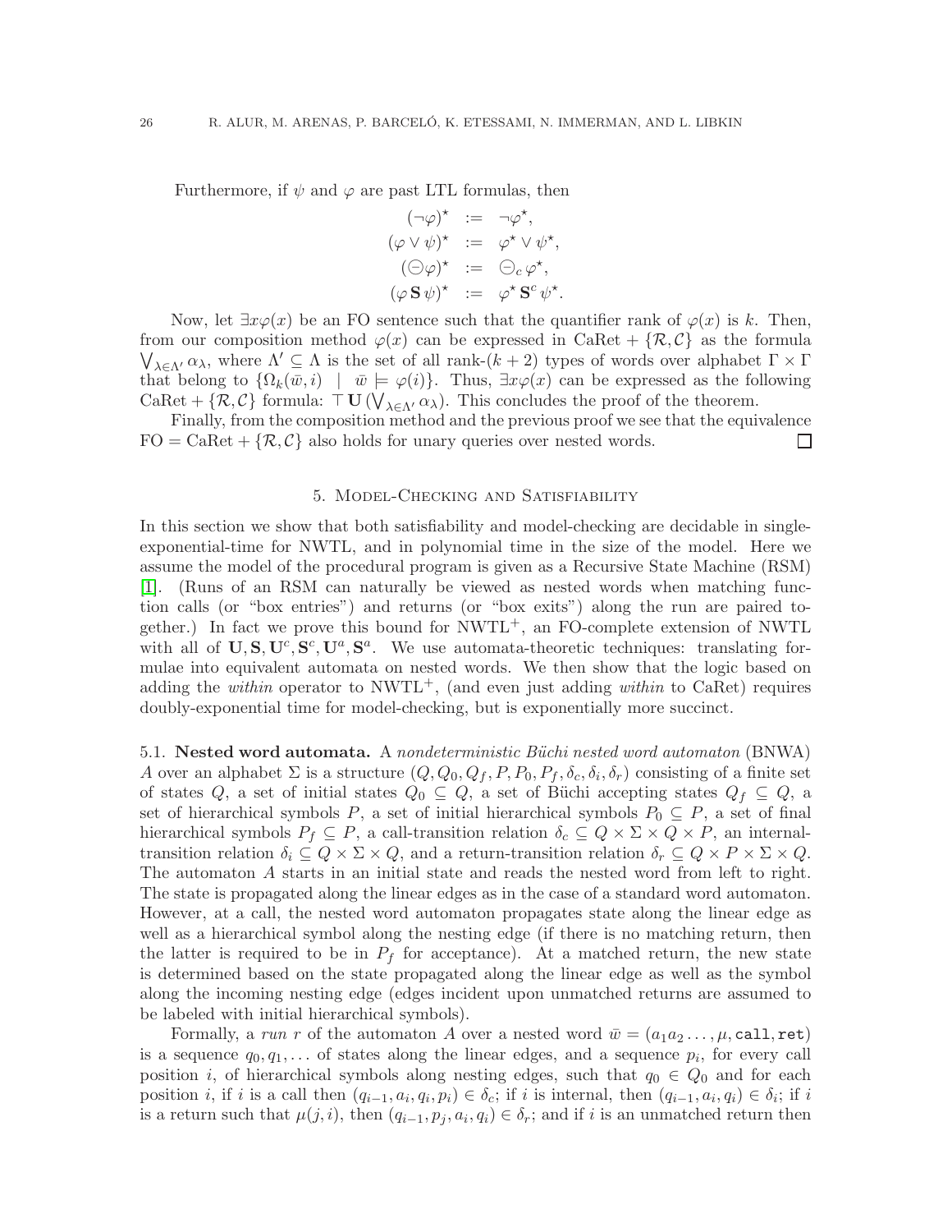Furthermore, if $\psi$ and $\varphi$ are past LTL formulas, then

$$
\begin{aligned}
(\neg\varphi)^\star &:= \neg\varphi^\star, \\
(\varphi \vee \psi)^\star &:= \varphi^\star \vee \psi^\star, \\
(\ominus\varphi)^\star &:= \ominus_c\, \varphi^\star, \\
(\varphi\, \mathbf{S}\, \psi)^\star &:= \varphi^\star\, \mathbf{S}^c\, \psi^\star.
\end{aligned}
$$

Now, let $\exists x \varphi(x)$ be an FO sentence such that the quantifier rank of $\varphi(x)$ is $k$. Then, from our composition method $\varphi(x)$ can be expressed in CaRet + $\{\mathcal{R}, \mathcal{C}\}$ as the formula $\bigvee_{\lambda \in \Lambda'} \alpha_\lambda$, where $\Lambda' \subseteq \Lambda$ is the set of all rank-$(k+2)$ types of words over alphabet $\Gamma \times \Gamma$ that belong to $\{\Omega_k(\bar{w}, i) \mid \bar{w} \models \varphi(i)\}$. Thus, $\exists x \varphi(x)$ can be expressed as the following CaRet + $\{\mathcal{R}, \mathcal{C}\}$ formula: $\top\, \mathbf{U}\, (\bigvee_{\lambda \in \Lambda'} \alpha_\lambda)$. This concludes the proof of the theorem.

Finally, from the composition method and the previous proof we see that the equivalence FO = CaRet + $\{\mathcal{R}, \mathcal{C}\}$ also holds for unary queries over nested words. $\square$

## 5. Model-Checking and Satisfiability

In this section we show that both satisfiability and model-checking are decidable in single-exponential-time for NWTL, and in polynomial time in the size of the model. Here we assume the model of the procedural program is given as a Recursive State Machine (RSM) [1]. (Runs of an RSM can naturally be viewed as nested words when matching function calls (or "box entries") and returns (or "box exits") along the run are paired together.) In fact we prove this bound for NWTL$^+$, an FO-complete extension of NWTL with all of $\mathbf{U}, \mathbf{S}, \mathbf{U}^c, \mathbf{S}^c, \mathbf{U}^a, \mathbf{S}^a$. We use automata-theoretic techniques: translating formulae into equivalent automata on nested words. We then show that the logic based on adding the *within* operator to NWTL$^+$, (and even just adding *within* to CaRet) requires doubly-exponential time for model-checking, but is exponentially more succinct.

**5.1. Nested word automata.** A *nondeterministic Büchi nested word automaton* (BNWA) $A$ over an alphabet $\Sigma$ is a structure $(Q, Q_0, Q_f, P, P_0, P_f, \delta_c, \delta_i, \delta_r)$ consisting of a finite set of states $Q$, a set of initial states $Q_0 \subseteq Q$, a set of Büchi accepting states $Q_f \subseteq Q$, a set of hierarchical symbols $P$, a set of initial hierarchical symbols $P_0 \subseteq P$, a set of final hierarchical symbols $P_f \subseteq P$, a call-transition relation $\delta_c \subseteq Q \times \Sigma \times Q \times P$, an internal-transition relation $\delta_i \subseteq Q \times \Sigma \times Q$, and a return-transition relation $\delta_r \subseteq Q \times P \times \Sigma \times Q$. The automaton $A$ starts in an initial state and reads the nested word from left to right. The state is propagated along the linear edges as in the case of a standard word automaton. However, at a call, the nested word automaton propagates state along the linear edge as well as a hierarchical symbol along the nesting edge (if there is no matching return, then the latter is required to be in $P_f$ for acceptance). At a matched return, the new state is determined based on the state propagated along the linear edge as well as the symbol along the incoming nesting edge (edges incident upon unmatched returns are assumed to be labeled with initial hierarchical symbols).

Formally, a *run* $r$ of the automaton $A$ over a nested word $\bar{w} = (a_1 a_2 \ldots, \mu, \mathtt{call}, \mathtt{ret})$ is a sequence $q_0, q_1, \ldots$ of states along the linear edges, and a sequence $p_i$, for every call position $i$, of hierarchical symbols along nesting edges, such that $q_0 \in Q_0$ and for each position $i$, if $i$ is a call then $(q_{i-1}, a_i, q_i, p_i) \in \delta_c$; if $i$ is internal, then $(q_{i-1}, a_i, q_i) \in \delta_i$; if $i$ is a return such that $\mu(j, i)$, then $(q_{i-1}, p_j, a_i, q_i) \in \delta_r$; and if $i$ is an unmatched return then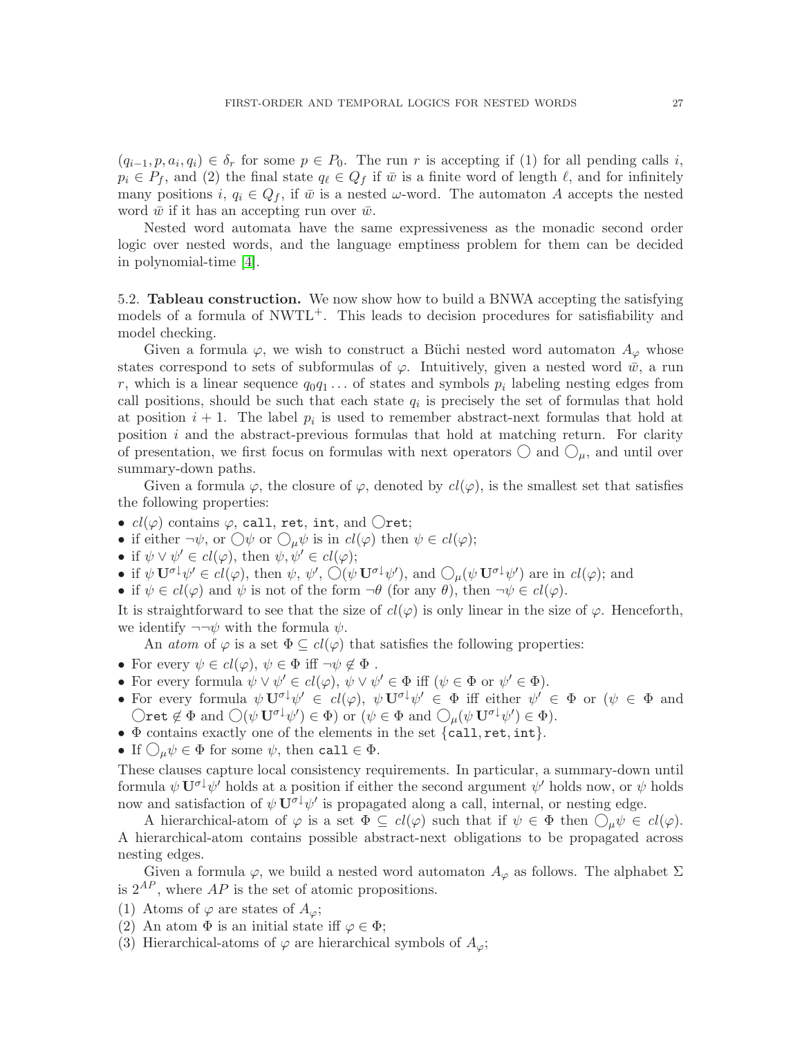$(q_{i-1}, p, a_i, q_i) \in \delta_r$ for some $p \in P_0$. The run $r$ is accepting if (1) for all pending calls $i$, $p_i \in P_f$, and (2) the final state $q_\ell \in Q_f$ if $\bar{w}$ is a finite word of length $\ell$, and for infinitely many positions $i$, $q_i \in Q_f$, if $\bar{w}$ is a nested $\omega$-word. The automaton $A$ accepts the nested word $\bar{w}$ if it has an accepting run over $\bar{w}$.

Nested word automata have the same expressiveness as the monadic second order logic over nested words, and the language emptiness problem for them can be decided in polynomial-time [4].

5.2. **Tableau construction.** We now show how to build a BNWA accepting the satisfying models of a formula of NWTL$^+$. This leads to decision procedures for satisfiability and model checking.

Given a formula $\varphi$, we wish to construct a Büchi nested word automaton $A_\varphi$ whose states correspond to sets of subformulas of $\varphi$. Intuitively, given a nested word $\bar{w}$, a run $r$, which is a linear sequence $q_0 q_1 \ldots$ of states and symbols $p_i$ labeling nesting edges from call positions, should be such that each state $q_i$ is precisely the set of formulas that hold at position $i+1$. The label $p_i$ is used to remember abstract-next formulas that hold at position $i$ and the abstract-previous formulas that hold at matching return. For clarity of presentation, we first focus on formulas with next operators $\bigcirc$ and $\bigcirc_\mu$, and until over summary-down paths.

Given a formula $\varphi$, the closure of $\varphi$, denoted by $cl(\varphi)$, is the smallest set that satisfies the following properties:

- $cl(\varphi)$ contains $\varphi$, call, ret, int, and $\bigcirc$ret;
- if either $\neg\psi$, or $\bigcirc\psi$ or $\bigcirc_\mu\psi$ is in $cl(\varphi)$ then $\psi \in cl(\varphi)$;
- if $\psi \vee \psi' \in cl(\varphi)$, then $\psi, \psi' \in cl(\varphi)$;
- if $\psi\,\mathbf{U}^{\sigma\downarrow}\psi' \in cl(\varphi)$, then $\psi$, $\psi'$, $\bigcirc(\psi\,\mathbf{U}^{\sigma\downarrow}\psi')$, and $\bigcirc_\mu(\psi\,\mathbf{U}^{\sigma\downarrow}\psi')$ are in $cl(\varphi)$; and
- if $\psi \in cl(\varphi)$ and $\psi$ is not of the form $\neg\theta$ (for any $\theta$), then $\neg\psi \in cl(\varphi)$.

It is straightforward to see that the size of $cl(\varphi)$ is only linear in the size of $\varphi$. Henceforth, we identify $\neg\neg\psi$ with the formula $\psi$.

An *atom* of $\varphi$ is a set $\Phi \subseteq cl(\varphi)$ that satisfies the following properties:

- For every $\psi \in cl(\varphi)$, $\psi \in \Phi$ iff $\neg\psi \notin \Phi$ .
- For every formula $\psi \vee \psi' \in cl(\varphi)$, $\psi \vee \psi' \in \Phi$ iff ($\psi \in \Phi$ or $\psi' \in \Phi$).
- For every formula $\psi\,\mathbf{U}^{\sigma\downarrow}\psi' \in cl(\varphi)$, $\psi\,\mathbf{U}^{\sigma\downarrow}\psi' \in \Phi$ iff either $\psi' \in \Phi$ or ($\psi \in \Phi$ and $\bigcirc$ret $\notin \Phi$ and $\bigcirc(\psi\,\mathbf{U}^{\sigma\downarrow}\psi') \in \Phi$) or ($\psi \in \Phi$ and $\bigcirc_\mu(\psi\,\mathbf{U}^{\sigma\downarrow}\psi') \in \Phi$).
- $\Phi$ contains exactly one of the elements in the set {call, ret, int}.
- If $\bigcirc_\mu\psi \in \Phi$ for some $\psi$, then call $\in \Phi$.

These clauses capture local consistency requirements. In particular, a summary-down until formula $\psi\,\mathbf{U}^{\sigma\downarrow}\psi'$ holds at a position if either the second argument $\psi'$ holds now, or $\psi$ holds now and satisfaction of $\psi\,\mathbf{U}^{\sigma\downarrow}\psi'$ is propagated along a call, internal, or nesting edge.

A hierarchical-atom of $\varphi$ is a set $\Phi \subseteq cl(\varphi)$ such that if $\psi \in \Phi$ then $\bigcirc_\mu\psi \in cl(\varphi)$. A hierarchical-atom contains possible abstract-next obligations to be propagated across nesting edges.

Given a formula $\varphi$, we build a nested word automaton $A_\varphi$ as follows. The alphabet $\Sigma$ is $2^{AP}$, where $AP$ is the set of atomic propositions.

(1) Atoms of $\varphi$ are states of $A_\varphi$;
(2) An atom $\Phi$ is an initial state iff $\varphi \in \Phi$;
(3) Hierarchical-atoms of $\varphi$ are hierarchical symbols of $A_\varphi$;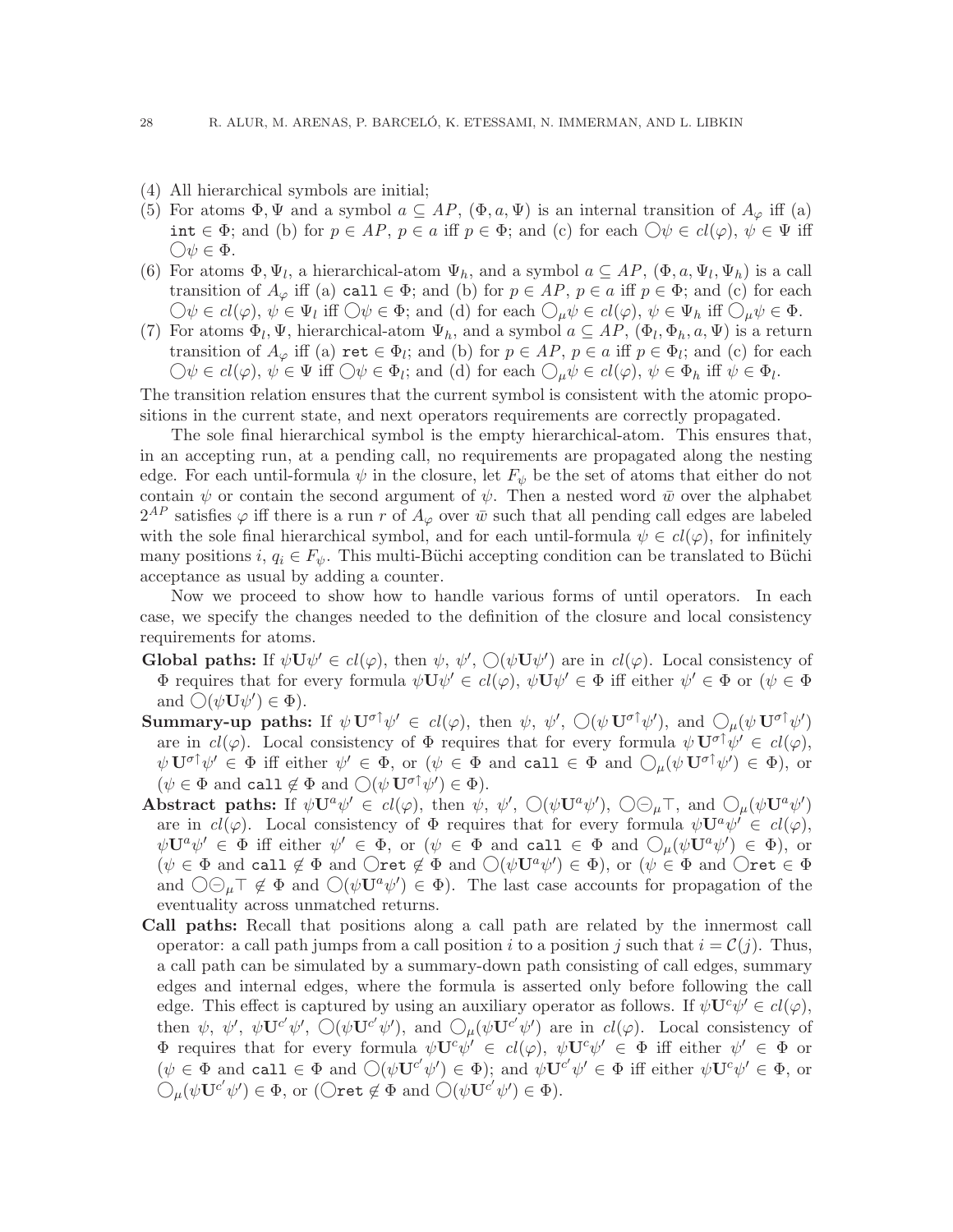(4) All hierarchical symbols are initial;

(5) For atoms $\Phi, \Psi$ and a symbol $a \subseteq AP$, $(\Phi, a, \Psi)$ is an internal transition of $A_\varphi$ iff (a) int $\in \Phi$; and (b) for $p \in AP$, $p \in a$ iff $p \in \Phi$; and (c) for each $\bigcirc\psi \in cl(\varphi)$, $\psi \in \Psi$ iff $\bigcirc\psi \in \Phi$.

(6) For atoms $\Phi, \Psi_l$, a hierarchical-atom $\Psi_h$, and a symbol $a \subseteq AP$, $(\Phi, a, \Psi_l, \Psi_h)$ is a call transition of $A_\varphi$ iff (a) call $\in \Phi$; and (b) for $p \in AP$, $p \in a$ iff $p \in \Phi$; and (c) for each $\bigcirc\psi \in cl(\varphi)$, $\psi \in \Psi_l$ iff $\bigcirc\psi \in \Phi$; and (d) for each $\bigcirc_\mu\psi \in cl(\varphi)$, $\psi \in \Psi_h$ iff $\bigcirc_\mu\psi \in \Phi$.

(7) For atoms $\Phi_l, \Psi$, hierarchical-atom $\Psi_h$, and a symbol $a \subseteq AP$, $(\Phi_l, \Phi_h, a, \Psi)$ is a return transition of $A_\varphi$ iff (a) ret $\in \Phi_l$; and (b) for $p \in AP$, $p \in a$ iff $p \in \Phi_l$; and (c) for each $\bigcirc\psi \in cl(\varphi)$, $\psi \in \Psi$ iff $\bigcirc\psi \in \Phi_l$; and (d) for each $\bigcirc_\mu\psi \in cl(\varphi)$, $\psi \in \Phi_h$ iff $\psi \in \Phi_l$.

The transition relation ensures that the current symbol is consistent with the atomic propositions in the current state, and next operators requirements are correctly propagated.

The sole final hierarchical symbol is the empty hierarchical-atom. This ensures that, in an accepting run, at a pending call, no requirements are propagated along the nesting edge. For each until-formula $\psi$ in the closure, let $F_\psi$ be the set of atoms that either do not contain $\psi$ or contain the second argument of $\psi$. Then a nested word $\bar{w}$ over the alphabet $2^{AP}$ satisfies $\varphi$ iff there is a run $r$ of $A_\varphi$ over $\bar{w}$ such that all pending call edges are labeled with the sole final hierarchical symbol, and for each until-formula $\psi \in cl(\varphi)$, for infinitely many positions $i$, $q_i \in F_\psi$. This multi-Büchi accepting condition can be translated to Büchi acceptance as usual by adding a counter.

Now we proceed to show how to handle various forms of until operators. In each case, we specify the changes needed to the definition of the closure and local consistency requirements for atoms.

**Global paths:** If $\psi\mathbf{U}\psi' \in cl(\varphi)$, then $\psi$, $\psi'$, $\bigcirc(\psi\mathbf{U}\psi')$ are in $cl(\varphi)$. Local consistency of $\Phi$ requires that for every formula $\psi\mathbf{U}\psi' \in cl(\varphi)$, $\psi\mathbf{U}\psi' \in \Phi$ iff either $\psi' \in \Phi$ or ($\psi \in \Phi$ and $\bigcirc(\psi\mathbf{U}\psi') \in \Phi$).

**Summary-up paths:** If $\psi\,\mathbf{U}^{\sigma\uparrow}\psi' \in cl(\varphi)$, then $\psi$, $\psi'$, $\bigcirc(\psi\,\mathbf{U}^{\sigma\uparrow}\psi')$, and $\bigcirc_\mu(\psi\,\mathbf{U}^{\sigma\uparrow}\psi')$ are in $cl(\varphi)$. Local consistency of $\Phi$ requires that for every formula $\psi\,\mathbf{U}^{\sigma\uparrow}\psi' \in cl(\varphi)$, $\psi\,\mathbf{U}^{\sigma\uparrow}\psi' \in \Phi$ iff either $\psi' \in \Phi$, or ($\psi \in \Phi$ and call $\in \Phi$ and $\bigcirc_\mu(\psi\,\mathbf{U}^{\sigma\uparrow}\psi') \in \Phi$), or ($\psi \in \Phi$ and call $\notin \Phi$ and $\bigcirc(\psi\,\mathbf{U}^{\sigma\uparrow}\psi') \in \Phi$).

**Abstract paths:** If $\psi\mathbf{U}^a\psi' \in cl(\varphi)$, then $\psi$, $\psi'$, $\bigcirc(\psi\mathbf{U}^a\psi')$, $\bigcirc\circleddash_\mu\top$, and $\bigcirc_\mu(\psi\mathbf{U}^a\psi')$ are in $cl(\varphi)$. Local consistency of $\Phi$ requires that for every formula $\psi\mathbf{U}^a\psi' \in cl(\varphi)$, $\psi\mathbf{U}^a\psi' \in \Phi$ iff either $\psi' \in \Phi$, or ($\psi \in \Phi$ and call $\in \Phi$ and $\bigcirc_\mu(\psi\mathbf{U}^a\psi') \in \Phi$), or ($\psi \in \Phi$ and call $\notin \Phi$ and $\bigcirc$ret $\notin \Phi$ and $\bigcirc(\psi\mathbf{U}^a\psi') \in \Phi$), or ($\psi \in \Phi$ and $\bigcirc$ret $\in \Phi$ and $\bigcirc\circleddash_\mu\top \notin \Phi$ and $\bigcirc(\psi\mathbf{U}^a\psi') \in \Phi$). The last case accounts for propagation of the eventuality across unmatched returns.

**Call paths:** Recall that positions along a call path are related by the innermost call operator: a call path jumps from a call position $i$ to a position $j$ such that $i = \mathcal{C}(j)$. Thus, a call path can be simulated by a summary-down path consisting of call edges, summary edges and internal edges, where the formula is asserted only before following the call edge. This effect is captured by using an auxiliary operator as follows. If $\psi\mathbf{U}^c\psi' \in cl(\varphi)$, then $\psi$, $\psi'$, $\psi\mathbf{U}^{c'}\psi'$, $\bigcirc(\psi\mathbf{U}^{c'}\psi')$, and $\bigcirc_\mu(\psi\mathbf{U}^{c'}\psi')$ are in $cl(\varphi)$. Local consistency of $\Phi$ requires that for every formula $\psi\mathbf{U}^c\psi' \in cl(\varphi)$, $\psi\mathbf{U}^c\psi' \in \Phi$ iff either $\psi' \in \Phi$ or ($\psi \in \Phi$ and call $\in \Phi$ and $\bigcirc(\psi\mathbf{U}^{c'}\psi') \in \Phi$); and $\psi\mathbf{U}^{c'}\psi' \in \Phi$ iff either $\psi\mathbf{U}^c\psi' \in \Phi$, or $\bigcirc_\mu(\psi\mathbf{U}^{c'}\psi') \in \Phi$, or ($\bigcirc$ret $\notin \Phi$ and $\bigcirc(\psi\mathbf{U}^{c'}\psi') \in \Phi$).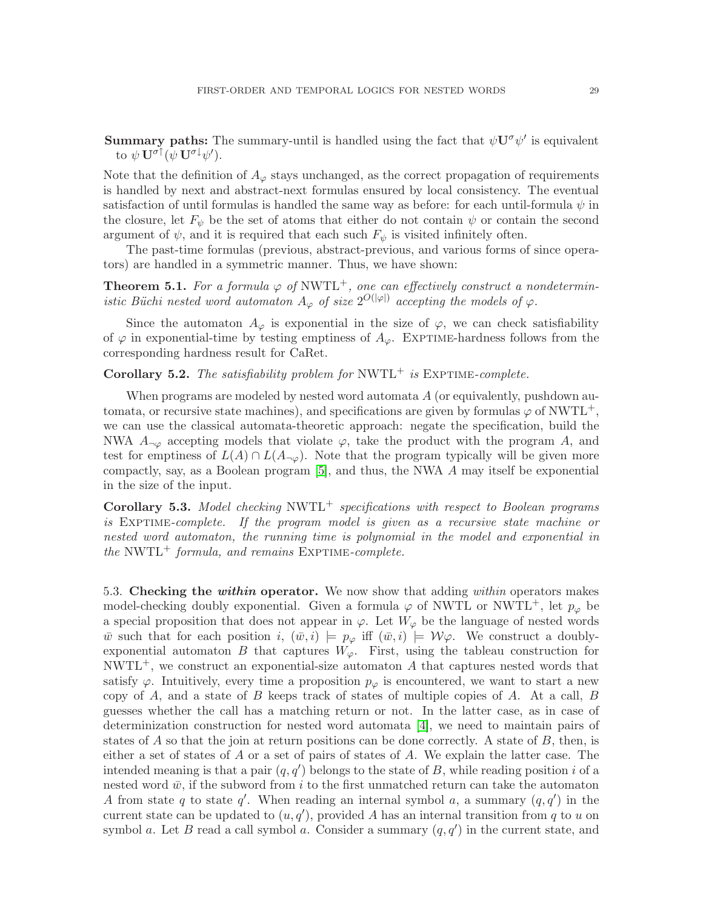**Summary paths:** The summary-until is handled using the fact that $\psi \mathbf{U}^{\sigma} \psi'$ is equivalent to $\psi\, \mathbf{U}^{\sigma\uparrow}(\psi\, \mathbf{U}^{\sigma\downarrow}\psi')$.

Note that the definition of $A_\varphi$ stays unchanged, as the correct propagation of requirements is handled by next and abstract-next formulas ensured by local consistency. The eventual satisfaction of until formulas is handled the same way as before: for each until-formula $\psi$ in the closure, let $F_\psi$ be the set of atoms that either do not contain $\psi$ or contain the second argument of $\psi$, and it is required that each such $F_\psi$ is visited infinitely often.

The past-time formulas (previous, abstract-previous, and various forms of since operators) are handled in a symmetric manner. Thus, we have shown:

**Theorem 5.1.** *For a formula $\varphi$ of* $\mathrm{NWTL}^+$*, one can effectively construct a nondeterministic Büchi nested word automaton $A_\varphi$ of size $2^{O(|\varphi|)}$ accepting the models of $\varphi$.*

Since the automaton $A_\varphi$ is exponential in the size of $\varphi$, we can check satisfiability of $\varphi$ in exponential-time by testing emptiness of $A_\varphi$. Exptime-hardness follows from the corresponding hardness result for CaRet.

**Corollary 5.2.** *The satisfiability problem for* $\mathrm{NWTL}^+$ *is* Exptime*-complete.*

When programs are modeled by nested word automata $A$ (or equivalently, pushdown automata, or recursive state machines), and specifications are given by formulas $\varphi$ of $\mathrm{NWTL}^+$, we can use the classical automata-theoretic approach: negate the specification, build the NWA $A_{\neg\varphi}$ accepting models that violate $\varphi$, take the product with the program $A$, and test for emptiness of $L(A) \cap L(A_{\neg\varphi})$. Note that the program typically will be given more compactly, say, as a Boolean program [5], and thus, the NWA $A$ may itself be exponential in the size of the input.

**Corollary 5.3.** *Model checking* $\mathrm{NWTL}^+$ *specifications with respect to Boolean programs is* Exptime*-complete. If the program model is given as a recursive state machine or nested word automaton, the running time is polynomial in the model and exponential in the* $\mathrm{NWTL}^+$ *formula, and remains* Exptime*-complete.*

5.3. **Checking the *within* operator.** We now show that adding *within* operators makes model-checking doubly exponential. Given a formula $\varphi$ of NWTL or $\mathrm{NWTL}^+$, let $p_\varphi$ be a special proposition that does not appear in $\varphi$. Let $W_\varphi$ be the language of nested words $\bar{w}$ such that for each position $i$, $(\bar{w}, i) \models p_\varphi$ iff $(\bar{w}, i) \models \mathcal{W}\varphi$. We construct a doubly-exponential automaton $B$ that captures $W_\varphi$. First, using the tableau construction for $\mathrm{NWTL}^+$, we construct an exponential-size automaton $A$ that captures nested words that satisfy $\varphi$. Intuitively, every time a proposition $p_\varphi$ is encountered, we want to start a new copy of $A$, and a state of $B$ keeps track of states of multiple copies of $A$. At a call, $B$ guesses whether the call has a matching return or not. In the latter case, as in case of determinization construction for nested word automata [4], we need to maintain pairs of states of $A$ so that the join at return positions can be done correctly. A state of $B$, then, is either a set of states of $A$ or a set of pairs of states of $A$. We explain the latter case. The intended meaning is that a pair $(q, q')$ belongs to the state of $B$, while reading position $i$ of a nested word $\bar{w}$, if the subword from $i$ to the first unmatched return can take the automaton $A$ from state $q$ to state $q'$. When reading an internal symbol $a$, a summary $(q, q')$ in the current state can be updated to $(u, q')$, provided $A$ has an internal transition from $q$ to $u$ on symbol $a$. Let $B$ read a call symbol $a$. Consider a summary $(q, q')$ in the current state, and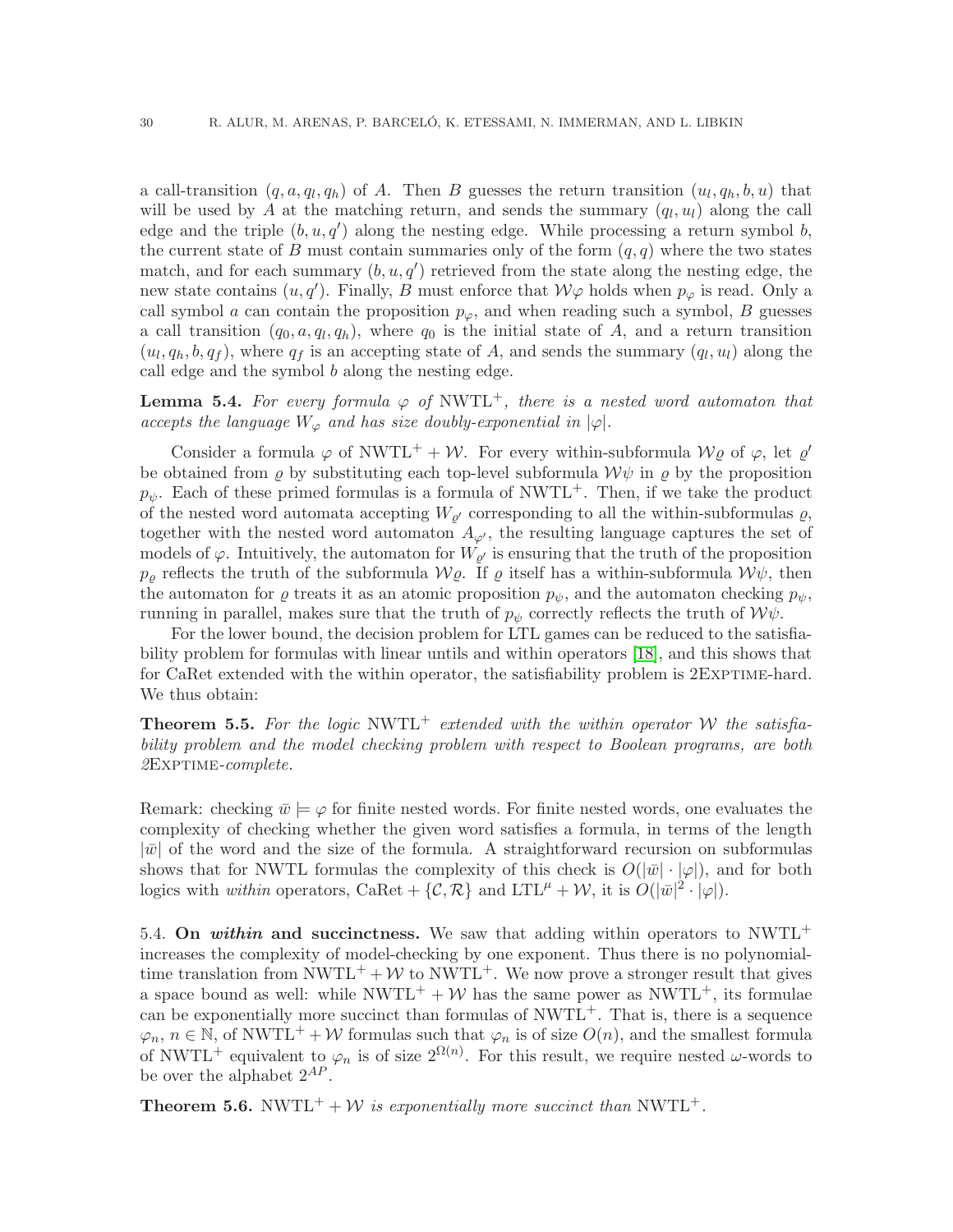a call-transition $(q, a, q_l, q_h)$ of $A$. Then $B$ guesses the return transition $(u_l, q_h, b, u)$ that will be used by $A$ at the matching return, and sends the summary $(q_l, u_l)$ along the call edge and the triple $(b, u, q')$ along the nesting edge. While processing a return symbol $b$, the current state of $B$ must contain summaries only of the form $(q, q)$ where the two states match, and for each summary $(b, u, q')$ retrieved from the state along the nesting edge, the new state contains $(u, q')$. Finally, $B$ must enforce that $\mathcal{W}\varphi$ holds when $p_\varphi$ is read. Only a call symbol $a$ can contain the proposition $p_\varphi$, and when reading such a symbol, $B$ guesses a call transition $(q_0, a, q_l, q_h)$, where $q_0$ is the initial state of $A$, and a return transition $(u_l, q_h, b, q_f)$, where $q_f$ is an accepting state of $A$, and sends the summary $(q_l, u_l)$ along the call edge and the symbol $b$ along the nesting edge.

**Lemma 5.4.** *For every formula $\varphi$ of* NWTL$^+$*, there is a nested word automaton that accepts the language $W_\varphi$ and has size doubly-exponential in $|\varphi|$.*

Consider a formula $\varphi$ of NWTL$^+ + \mathcal{W}$. For every within-subformula $\mathcal{W}\varrho$ of $\varphi$, let $\varrho'$ be obtained from $\varrho$ by substituting each top-level subformula $\mathcal{W}\psi$ in $\varrho$ by the proposition $p_\psi$. Each of these primed formulas is a formula of NWTL$^+$. Then, if we take the product of the nested word automata accepting $W_{\varrho'}$ corresponding to all the within-subformulas $\varrho$, together with the nested word automaton $A_{\varphi'}$, the resulting language captures the set of models of $\varphi$. Intuitively, the automaton for $W_{\varrho'}$ is ensuring that the truth of the proposition $p_\varrho$ reflects the truth of the subformula $\mathcal{W}\varrho$. If $\varrho$ itself has a within-subformula $\mathcal{W}\psi$, then the automaton for $\varrho$ treats it as an atomic proposition $p_\psi$, and the automaton checking $p_\psi$, running in parallel, makes sure that the truth of $p_\psi$ correctly reflects the truth of $\mathcal{W}\psi$.

For the lower bound, the decision problem for LTL games can be reduced to the satisfiability problem for formulas with linear untils and within operators [18], and this shows that for CaRet extended with the within operator, the satisfiability problem is 2EXPTIME-hard. We thus obtain:

**Theorem 5.5.** *For the logic* NWTL$^+$ *extended with the within operator $\mathcal{W}$ the satisfiability problem and the model checking problem with respect to Boolean programs, are both* 2EXPTIME*-complete.*

Remark: checking $\bar{w} \models \varphi$ for finite nested words. For finite nested words, one evaluates the complexity of checking whether the given word satisfies a formula, in terms of the length $|\bar{w}|$ of the word and the size of the formula. A straightforward recursion on subformulas shows that for NWTL formulas the complexity of this check is $O(|\bar{w}| \cdot |\varphi|)$, and for both logics with *within* operators, CaRet + $\{\mathcal{C}, \mathcal{R}\}$ and LTL$^\mu + \mathcal{W}$, it is $O(|\bar{w}|^2 \cdot |\varphi|)$.

## 5.4. On *within* and succinctness.

We saw that adding within operators to NWTL$^+$ increases the complexity of model-checking by one exponent. Thus there is no polynomial-time translation from NWTL$^+ + \mathcal{W}$ to NWTL$^+$. We now prove a stronger result that gives a space bound as well: while NWTL$^+ + \mathcal{W}$ has the same power as NWTL$^+$, its formulae can be exponentially more succinct than formulas of NWTL$^+$. That is, there is a sequence $\varphi_n$, $n \in \mathbb{N}$, of NWTL$^+ + \mathcal{W}$ formulas such that $\varphi_n$ is of size $O(n)$, and the smallest formula of NWTL$^+$ equivalent to $\varphi_n$ is of size $2^{\Omega(n)}$. For this result, we require nested $\omega$-words to be over the alphabet $2^{AP}$.

**Theorem 5.6.** NWTL$^+ + \mathcal{W}$ *is exponentially more succinct than* NWTL$^+$*.*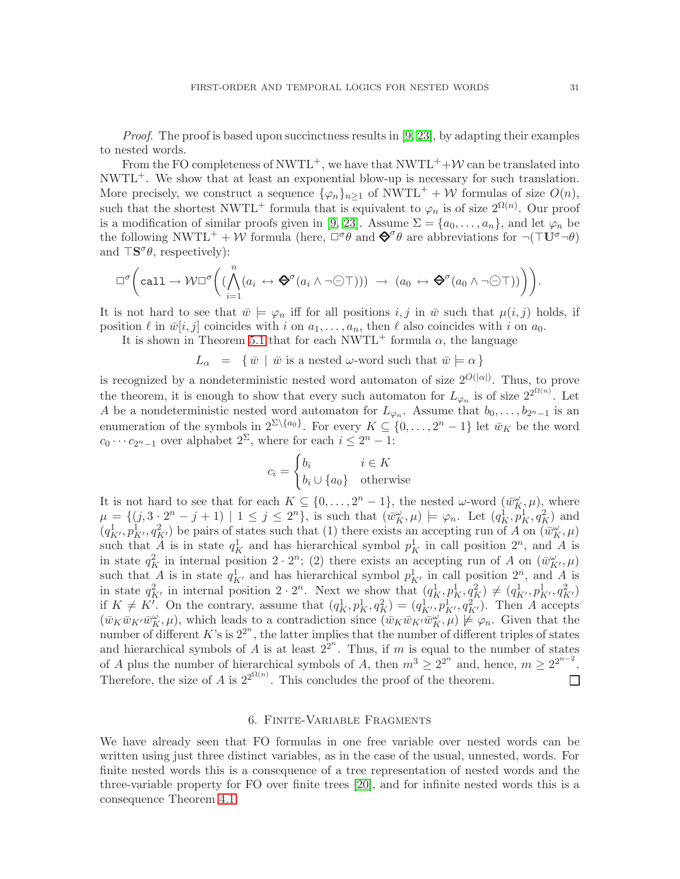*Proof.* The proof is based upon succinctness results in [9, 23], by adapting their examples to nested words.

From the FO completeness of NWTL$^+$, we have that NWTL$^+$+$\mathcal{W}$ can be translated into NWTL$^+$. We show that at least an exponential blow-up is necessary for such translation. More precisely, we construct a sequence $\{\varphi_n\}_{n\geq 1}$ of NWTL$^+ + \mathcal{W}$ formulas of size $O(n)$, such that the shortest NWTL$^+$ formula that is equivalent to $\varphi_n$ is of size $2^{\Omega(n)}$. Our proof is a modification of similar proofs given in [9, 23]. Assume $\Sigma = \{a_0, \ldots, a_n\}$, and let $\varphi_n$ be the following NWTL$^+ + \mathcal{W}$ formula (here, $\Box^\sigma\theta$ and $\diamondminus^\sigma\theta$ are abbreviations for $\neg(\top \mathbf{U}^\sigma \neg\theta)$ and $\top\mathbf{S}^\sigma\theta$, respectively):

$$\Box^\sigma\bigg(\texttt{call} \to \mathcal{W}\Box^\sigma\bigg( (\bigwedge_{i=1}^{n} (a_i \leftrightarrow \diamondminus^\sigma(a_i \wedge \neg\circleddash\top))) \;\to\; (a_0 \leftrightarrow \diamondminus^\sigma(a_0 \wedge \neg\circleddash\top))\bigg)\bigg).$$

It is not hard to see that $\bar{w} \models \varphi_n$ iff for all positions $i, j$ in $\bar{w}$ such that $\mu(i, j)$ holds, if position $\ell$ in $\bar{w}[i, j]$ coincides with $i$ on $a_1, \ldots, a_n$, then $\ell$ also coincides with $i$ on $a_0$.

It is shown in Theorem 5.1 that for each NWTL$^+$ formula $\alpha$, the language

$$L_\alpha \;\;=\;\; \{\, \bar{w} \mid \bar{w} \text{ is a nested } \omega\text{-word such that } \bar{w} \models \alpha \,\}$$

is recognized by a nondeterministic nested word automaton of size $2^{O(|\alpha|)}$. Thus, to prove the theorem, it is enough to show that every such automaton for $L_{\varphi_n}$ is of size $2^{2^{\Omega(n)}}$. Let $A$ be a nondeterministic nested word automaton for $L_{\varphi_n}$. Assume that $b_0, \ldots, b_{2^n-1}$ is an enumeration of the symbols in $2^{\Sigma\setminus\{a_0\}}$. For every $K \subseteq \{0, \ldots, 2^n - 1\}$ let $\bar{w}_K$ be the word $c_0 \cdots c_{2^n-1}$ over alphabet $2^\Sigma$, where for each $i \leq 2^n - 1$:

$$c_i = \begin{cases} b_i & i \in K \\ b_i \cup \{a_0\} & \text{otherwise} \end{cases}$$

It is not hard to see that for each $K \subseteq \{0, \ldots, 2^n - 1\}$, the nested $\omega$-word $(\bar{w}_K^\omega, \mu)$, where $\mu = \{(j, 3 \cdot 2^n - j + 1) \mid 1 \leq j \leq 2^n\}$, is such that $(\bar{w}_K^\omega, \mu) \models \varphi_n$. Let $(q_K^1, p_K^1, q_K^2)$ and $(q_{K'}^1, p_{K'}^1, q_{K'}^2)$ be pairs of states such that (1) there exists an accepting run of $A$ on $(\bar{w}_K^\omega, \mu)$ such that $A$ is in state $q_K^1$ and has hierarchical symbol $p_K^1$ in call position $2^n$, and $A$ is in state $q_K^2$ in internal position $2 \cdot 2^n$; (2) there exists an accepting run of $A$ on $(\bar{w}_{K'}^\omega, \mu)$ such that $A$ is in state $q_{K'}^1$ and has hierarchical symbol $p_{K'}^1$ in call position $2^n$, and $A$ is in state $q_{K'}^2$ in internal position $2 \cdot 2^n$. Next we show that $(q_K^1, p_K^1, q_K^2) \neq (q_{K'}^1, p_{K'}^1, q_{K'}^2)$ if $K \neq K'$. On the contrary, assume that $(q_K^1, p_K^1, q_K^2) = (q_{K'}^1, p_{K'}^1, q_{K'}^2)$. Then $A$ accepts $(\bar{w}_K \bar{w}_{K'} \bar{w}_K^\omega, \mu)$, which leads to a contradiction since $(\bar{w}_K \bar{w}_{K'} \bar{w}_K^\omega, \mu) \not\models \varphi_n$. Given that the number of different $K$'s is $2^{2^n}$, the latter implies that the number of different triples of states and hierarchical symbols of $A$ is at least $2^{2^n}$. Thus, if $m$ is equal to the number of states of $A$ plus the number of hierarchical symbols of $A$, then $m^3 \geq 2^{2^n}$ and, hence, $m \geq 2^{2^{n-2}}$. Therefore, the size of $A$ is $2^{2^{\Omega(n)}}$. This concludes the proof of the theorem. $\square$

## 6. Finite-Variable Fragments

We have already seen that FO formulas in one free variable over nested words can be written using just three distinct variables, as in the case of the usual, unnested, words. For finite nested words this is a consequence of a tree representation of nested words and the three-variable property for FO over finite trees [20], and for infinite nested words this is a consequence Theorem 4.1.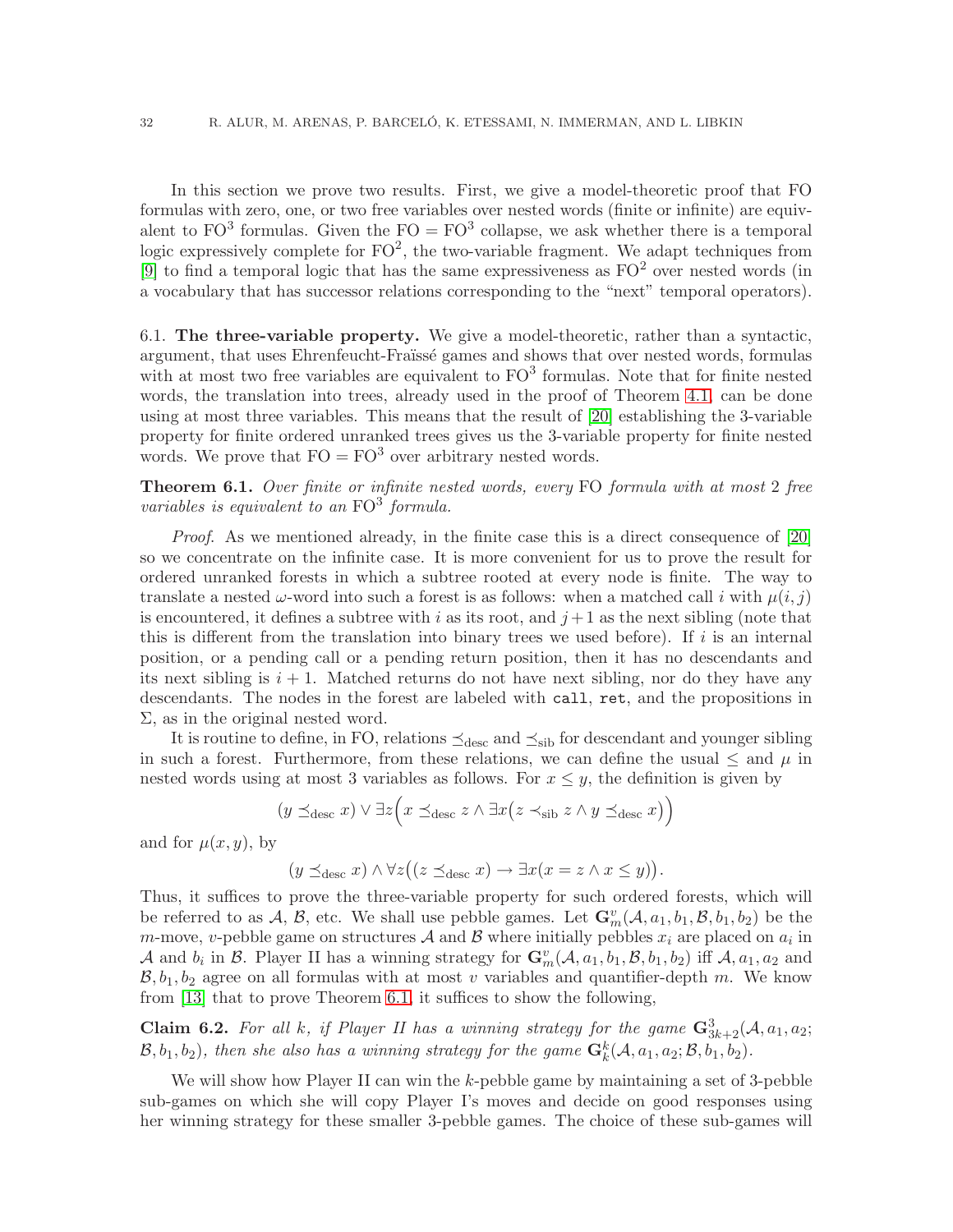In this section we prove two results. First, we give a model-theoretic proof that FO formulas with zero, one, or two free variables over nested words (finite or infinite) are equivalent to $\mathrm{FO}^3$ formulas. Given the $\mathrm{FO} = \mathrm{FO}^3$ collapse, we ask whether there is a temporal logic expressively complete for $\mathrm{FO}^2$, the two-variable fragment. We adapt techniques from [9] to find a temporal logic that has the same expressiveness as $\mathrm{FO}^2$ over nested words (in a vocabulary that has successor relations corresponding to the "next" temporal operators).

### 6.1. The three-variable property.

We give a model-theoretic, rather than a syntactic, argument, that uses Ehrenfeucht-Fraïssé games and shows that over nested words, formulas with at most two free variables are equivalent to $\mathrm{FO}^3$ formulas. Note that for finite nested words, the translation into trees, already used in the proof of Theorem 4.1, can be done using at most three variables. This means that the result of [20] establishing the 3-variable property for finite ordered unranked trees gives us the 3-variable property for finite nested words. We prove that $\mathrm{FO} = \mathrm{FO}^3$ over arbitrary nested words.

**Theorem 6.1.** *Over finite or infinite nested words, every* FO *formula with at most* 2 *free variables is equivalent to an* $\mathrm{FO}^3$ *formula.*

*Proof.* As we mentioned already, in the finite case this is a direct consequence of [20] so we concentrate on the infinite case. It is more convenient for us to prove the result for ordered unranked forests in which a subtree rooted at every node is finite. The way to translate a nested $\omega$-word into such a forest is as follows: when a matched call $i$ with $\mu(i, j)$ is encountered, it defines a subtree with $i$ as its root, and $j+1$ as the next sibling (note that this is different from the translation into binary trees we used before). If $i$ is an internal position, or a pending call or a pending return position, then it has no descendants and its next sibling is $i+1$. Matched returns do not have next sibling, nor do they have any descendants. The nodes in the forest are labeled with `call`, `ret`, and the propositions in $\Sigma$, as in the original nested word.

It is routine to define, in FO, relations $\preceq_{\mathrm{desc}}$ and $\preceq_{\mathrm{sib}}$ for descendant and younger sibling in such a forest. Furthermore, from these relations, we can define the usual $\leq$ and $\mu$ in nested words using at most 3 variables as follows. For $x \leq y$, the definition is given by

$$(y \preceq_{\mathrm{desc}} x) \vee \exists z \Big( x \preceq_{\mathrm{desc}} z \wedge \exists x \big( z \prec_{\mathrm{sib}} z \wedge y \preceq_{\mathrm{desc}} x \big) \Big)$$

and for $\mu(x, y)$, by

$$(y \preceq_{\mathrm{desc}} x) \wedge \forall z \big( (z \preceq_{\mathrm{desc}} x) \rightarrow \exists x (x = z \wedge x \leq y) \big).$$

Thus, it suffices to prove the three-variable property for such ordered forests, which will be referred to as $\mathcal{A}$, $\mathcal{B}$, etc. We shall use pebble games. Let $\mathbf{G}^v_m(\mathcal{A}, a_1, b_1, \mathcal{B}, b_1, b_2)$ be the $m$-move, $v$-pebble game on structures $\mathcal{A}$ and $\mathcal{B}$ where initially pebbles $x_i$ are placed on $a_i$ in $\mathcal{A}$ and $b_i$ in $\mathcal{B}$. Player II has a winning strategy for $\mathbf{G}^v_m(\mathcal{A}, a_1, b_1, \mathcal{B}, b_1, b_2)$ iff $\mathcal{A}, a_1, a_2$ and $\mathcal{B}, b_1, b_2$ agree on all formulas with at most $v$ variables and quantifier-depth $m$. We know from [13] that to prove Theorem 6.1, it suffices to show the following,

**Claim 6.2.** *For all* $k$*, if Player II has a winning strategy for the game* $\mathbf{G}^3_{3k+2}(\mathcal{A}, a_1, a_2; \mathcal{B}, b_1, b_2)$*, then she also has a winning strategy for the game* $\mathbf{G}^k_k(\mathcal{A}, a_1, a_2; \mathcal{B}, b_1, b_2)$*.*

We will show how Player II can win the $k$-pebble game by maintaining a set of 3-pebble sub-games on which she will copy Player I's moves and decide on good responses using her winning strategy for these smaller 3-pebble games. The choice of these sub-games will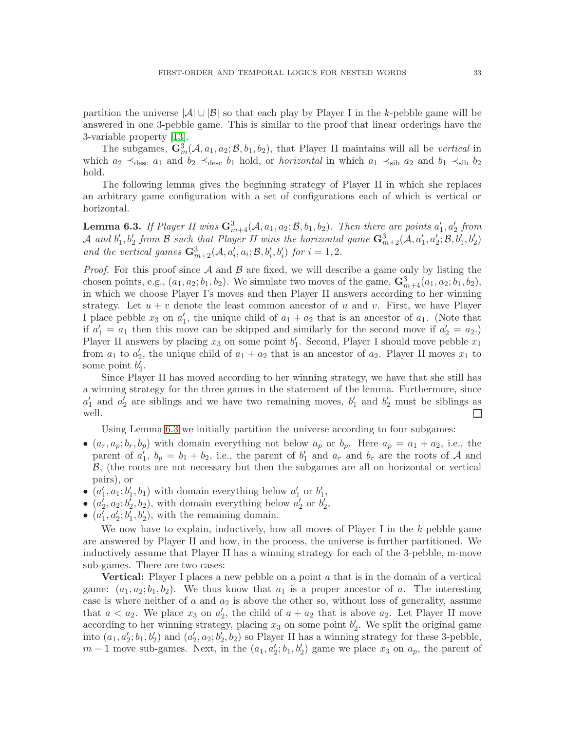partition the universe $|\mathcal{A}| \cup |\mathcal{B}|$ so that each play by Player I in the $k$-pebble game will be answered in one 3-pebble game. This is similar to the proof that linear orderings have the 3-variable property [13].

The subgames, $\mathbf{G}^3_m(\mathcal{A}, a_1, a_2; \mathcal{B}, b_1, b_2)$, that Player II maintains will all be *vertical* in which $a_2 \preceq_{\rm desc} a_1$ and $b_2 \preceq_{\rm desc} b_1$ hold, or *horizontal* in which $a_1 \prec_{\rm sib} a_2$ and $b_1 \prec_{\rm sib} b_2$ hold.

The following lemma gives the beginning strategy of Player II in which she replaces an arbitrary game configuration with a set of configurations each of which is vertical or horizontal.

**Lemma 6.3.** *If Player II wins $\mathbf{G}^3_{m+4}(\mathcal{A}, a_1, a_2; \mathcal{B}, b_1, b_2)$. Then there are points $a'_1, a'_2$ from $\mathcal{A}$ and $b'_1, b'_2$ from $\mathcal{B}$ such that Player II wins the horizontal game $\mathbf{G}^3_{m+2}(\mathcal{A}, a'_1, a'_2; \mathcal{B}, b'_1, b'_2)$ and the vertical games $\mathbf{G}^3_{m+2}(\mathcal{A}, a'_i, a_i; \mathcal{B}, b'_i, b'_i)$ for $i = 1, 2$.*

*Proof.* For this proof since $\mathcal{A}$ and $\mathcal{B}$ are fixed, we will describe a game only by listing the chosen points, e.g., $(a_1, a_2; b_1, b_2)$. We simulate two moves of the game, $\mathbf{G}^3_{m+4}(a_1, a_2; b_1, b_2)$, in which we choose Player I's moves and then Player II answers according to her winning strategy. Let $u + v$ denote the least common ancestor of $u$ and $v$. First, we have Player I place pebble $x_3$ on $a'_1$, the unique child of $a_1 + a_2$ that is an ancestor of $a_1$. (Note that if $a'_1 = a_1$ then this move can be skipped and similarly for the second move if $a'_2 = a_2$.) Player II answers by placing $x_3$ on some point $b'_1$. Second, Player I should move pebble $x_1$ from $a_1$ to $a'_2$, the unique child of $a_1 + a_2$ that is an ancestor of $a_2$. Player II moves $x_1$ to some point $b'_2$.

Since Player II has moved according to her winning strategy, we have that she still has a winning strategy for the three games in the statement of the lemma. Furthermore, since $a'_1$ and $a'_2$ are siblings and we have two remaining moves, $b'_1$ and $b'_2$ must be siblings as well. ◻

Using Lemma 6.3 we initially partition the universe according to four subgames:

- $(a_r, a_p; b_r, b_p)$ with domain everything not below $a_p$ or $b_p$. Here $a_p = a_1 + a_2$, i.e., the parent of $a'_1$, $b_p = b_1 + b_2$, i.e., the parent of $b'_1$ and $a_r$ and $b_r$ are the roots of $\mathcal{A}$ and $\mathcal{B}$, (the roots are not necessary but then the subgames are all on horizontal or vertical pairs), or
- $(a'_1, a_1; b'_1, b_1)$ with domain everything below $a'_1$ or $b'_1$,
- $(a'_2, a_2; b'_2, b_2)$, with domain everything below $a'_2$ or $b'_2$,
- $(a'_1, a'_2; b'_1, b'_2)$, with the remaining domain.

We now have to explain, inductively, how all moves of Player I in the $k$-pebble game are answered by Player II and how, in the process, the universe is further partitioned. We inductively assume that Player II has a winning strategy for each of the 3-pebble, m-move sub-games. There are two cases:

**Vertical:** Player I places a new pebble on a point $a$ that is in the domain of a vertical game: $(a_1, a_2; b_1, b_2)$. We thus know that $a_1$ is a proper ancestor of $a$. The interesting case is where neither of $a$ and $a_2$ is above the other so, without loss of generality, assume that $a < a_2$. We place $x_3$ on $a'_2$, the child of $a + a_2$ that is above $a_2$. Let Player II move according to her winning strategy, placing $x_3$ on some point $b'_2$. We split the original game into $(a_1, a'_2; b_1, b'_2)$ and $(a'_2, a_2; b'_2, b_2)$ so Player II has a winning strategy for these 3-pebble, $m - 1$ move sub-games. Next, in the $(a_1, a'_2; b_1, b'_2)$ game we place $x_3$ on $a_p$, the parent of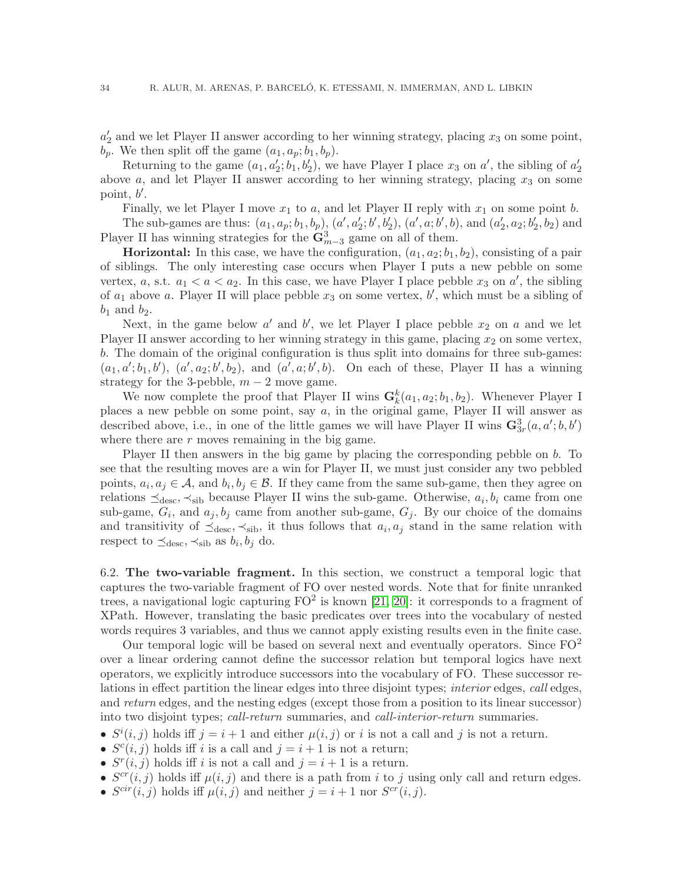$a'_2$ and we let Player II answer according to her winning strategy, placing $x_3$ on some point, $b_p$. We then split off the game $(a_1, a_p; b_1, b_p)$.

Returning to the game $(a_1, a'_2; b_1, b'_2)$, we have Player I place $x_3$ on $a'$, the sibling of $a'_2$ above $a$, and let Player II answer according to her winning strategy, placing $x_3$ on some point, $b'$.

Finally, we let Player I move $x_1$ to $a$, and let Player II reply with $x_1$ on some point $b$.

The sub-games are thus: $(a_1, a_p; b_1, b_p)$, $(a', a'_2; b', b'_2)$, $(a', a; b', b)$, and $(a'_2, a_2; b'_2, b_2)$ and Player II has winning strategies for the $\mathbf{G}^3_{m-3}$ game on all of them.

**Horizontal:** In this case, we have the configuration, $(a_1, a_2; b_1, b_2)$, consisting of a pair of siblings. The only interesting case occurs when Player I puts a new pebble on some vertex, $a$, s.t. $a_1 < a < a_2$. In this case, we have Player I place pebble $x_3$ on $a'$, the sibling of $a_1$ above $a$. Player II will place pebble $x_3$ on some vertex, $b'$, which must be a sibling of $b_1$ and $b_2$.

Next, in the game below $a'$ and $b'$, we let Player I place pebble $x_2$ on $a$ and we let Player II answer according to her winning strategy in this game, placing $x_2$ on some vertex, $b$. The domain of the original configuration is thus split into domains for three sub-games: $(a_1, a'; b_1, b')$, $(a', a_2; b', b_2)$, and $(a', a; b', b)$. On each of these, Player II has a winning strategy for the 3-pebble, $m-2$ move game.

We now complete the proof that Player II wins $\mathbf{G}^k_k(a_1, a_2; b_1, b_2)$. Whenever Player I places a new pebble on some point, say $a$, in the original game, Player II will answer as described above, i.e., in one of the little games we will have Player II wins $\mathbf{G}^3_{3r}(a, a'; b, b')$ where there are $r$ moves remaining in the big game.

Player II then answers in the big game by placing the corresponding pebble on $b$. To see that the resulting moves are a win for Player II, we must just consider any two pebbled points, $a_i, a_j \in \mathcal{A}$, and $b_i, b_j \in \mathcal{B}$. If they came from the same sub-game, then they agree on relations $\preceq_{\text{desc}}, \prec_{\text{sib}}$ because Player II wins the sub-game. Otherwise, $a_i, b_i$ came from one sub-game, $G_i$, and $a_j, b_j$ came from another sub-game, $G_j$. By our choice of the domains and transitivity of $\preceq_{\text{desc}}, \prec_{\text{sib}}$, it thus follows that $a_i, a_j$ stand in the same relation with respect to $\preceq_{\text{desc}}, \prec_{\text{sib}}$ as $b_i, b_j$ do.

## 6.2. The two-variable fragment.

In this section, we construct a temporal logic that captures the two-variable fragment of FO over nested words. Note that for finite unranked trees, a navigational logic capturing $\text{FO}^2$ is known [21, 20]: it corresponds to a fragment of XPath. However, translating the basic predicates over trees into the vocabulary of nested words requires 3 variables, and thus we cannot apply existing results even in the finite case.

Our temporal logic will be based on several next and eventually operators. Since $\text{FO}^2$ over a linear ordering cannot define the successor relation but temporal logics have next operators, we explicitly introduce successors into the vocabulary of FO. These successor relations in effect partition the linear edges into three disjoint types; *interior* edges, *call* edges, and *return* edges, and the nesting edges (except those from a position to its linear successor) into two disjoint types; *call-return* summaries, and *call-interior-return* summaries.

- $S^i(i,j)$ holds iff $j = i+1$ and either $\mu(i,j)$ or $i$ is not a call and $j$ is not a return.
- $S^c(i,j)$ holds iff $i$ is a call and $j = i+1$ is not a return;
- $S^r(i,j)$ holds iff $i$ is not a call and $j = i+1$ is a return.
- $S^{cr}(i,j)$ holds iff $\mu(i,j)$ and there is a path from $i$ to $j$ using only call and return edges.
- $S^{cir}(i,j)$ holds iff $\mu(i,j)$ and neither $j = i+1$ nor $S^{cr}(i,j)$.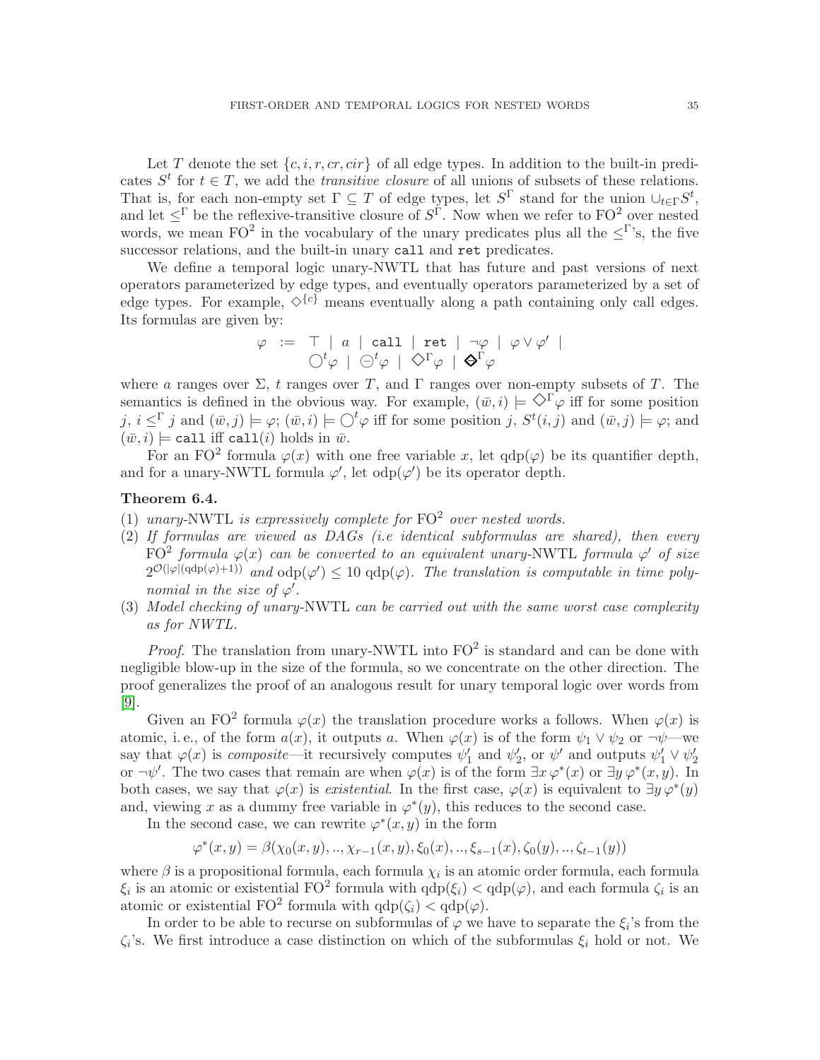Let $T$ denote the set $\{c, i, r, cr, cir\}$ of all edge types. In addition to the built-in predicates $S^t$ for $t \in T$, we add the *transitive closure* of all unions of subsets of these relations. That is, for each non-empty set $\Gamma \subseteq T$ of edge types, let $S^\Gamma$ stand for the union $\cup_{t\in\Gamma} S^t$, and let $\leq^\Gamma$ be the reflexive-transitive closure of $S^\Gamma$. Now when we refer to $\mathrm{FO}^2$ over nested words, we mean $\mathrm{FO}^2$ in the vocabulary of the unary predicates plus all the $\leq^\Gamma$'s, the five successor relations, and the built-in unary `call` and `ret` predicates.

We define a temporal logic unary-NWTL that has future and past versions of next operators parameterized by edge types, and eventually operators parameterized by a set of edge types. For example, $\Diamond^{\{c\}}$ means eventually along a path containing only call edges. Its formulas are given by:

$$\begin{array}{rcl} \varphi & := & \top \mid a \mid \texttt{call} \mid \texttt{ret} \mid \neg\varphi \mid \varphi \vee \varphi' \mid \\ & & \bigcirc^t \varphi \mid \circleddash^t \varphi \mid \Diamond^\Gamma \varphi \mid \diamondminus^\Gamma \varphi \end{array}$$

where $a$ ranges over $\Sigma$, $t$ ranges over $T$, and $\Gamma$ ranges over non-empty subsets of $T$. The semantics is defined in the obvious way. For example, $(\bar{w}, i) \models \Diamond^\Gamma \varphi$ iff for some position $j$, $i \leq^\Gamma j$ and $(\bar{w}, j) \models \varphi$; $(\bar{w}, i) \models \bigcirc^t \varphi$ iff for some position $j$, $S^t(i, j)$ and $(\bar{w}, j) \models \varphi$; and $(\bar{w}, i) \models \texttt{call}$ iff $\texttt{call}(i)$ holds in $\bar{w}$.

For an $\mathrm{FO}^2$ formula $\varphi(x)$ with one free variable $x$, let $\mathrm{qdp}(\varphi)$ be its quantifier depth, and for a unary-NWTL formula $\varphi'$, let $\mathrm{odp}(\varphi')$ be its operator depth.

**Theorem 6.4.**

(1) *unary-NWTL is expressively complete for $\mathrm{FO}^2$ over nested words.*

(2) *If formulas are viewed as DAGs (i.e identical subformulas are shared), then every $\mathrm{FO}^2$ formula $\varphi(x)$ can be converted to an equivalent unary-NWTL formula $\varphi'$ of size $2^{\mathcal{O}(|\varphi|(\mathrm{qdp}(\varphi)+1))}$ and $\mathrm{odp}(\varphi') \leq 10\ \mathrm{qdp}(\varphi)$. The translation is computable in time polynomial in the size of $\varphi'$.*

(3) *Model checking of unary-NWTL can be carried out with the same worst case complexity as for NWTL.*

*Proof.* The translation from unary-NWTL into $\mathrm{FO}^2$ is standard and can be done with negligible blow-up in the size of the formula, so we concentrate on the other direction. The proof generalizes the proof of an analogous result for unary temporal logic over words from [9].

Given an $\mathrm{FO}^2$ formula $\varphi(x)$ the translation procedure works a follows. When $\varphi(x)$ is atomic, i. e., of the form $a(x)$, it outputs $a$. When $\varphi(x)$ is of the form $\psi_1 \vee \psi_2$ or $\neg\psi$—we say that $\varphi(x)$ is *composite*—it recursively computes $\psi_1'$ and $\psi_2'$, or $\psi'$ and outputs $\psi_1' \vee \psi_2'$ or $\neg\psi'$. The two cases that remain are when $\varphi(x)$ is of the form $\exists x\, \varphi^*(x)$ or $\exists y\, \varphi^*(x, y)$. In both cases, we say that $\varphi(x)$ is *existential*. In the first case, $\varphi(x)$ is equivalent to $\exists y\, \varphi^*(y)$ and, viewing $x$ as a dummy free variable in $\varphi^*(y)$, this reduces to the second case.

In the second case, we can rewrite $\varphi^*(x, y)$ in the form

$$\varphi^*(x, y) = \beta(\chi_0(x, y), .., \chi_{r-1}(x, y), \xi_0(x), .., \xi_{s-1}(x), \zeta_0(y), .., \zeta_{t-1}(y))$$

where $\beta$ is a propositional formula, each formula $\chi_i$ is an atomic order formula, each formula $\xi_i$ is an atomic or existential $\mathrm{FO}^2$ formula with $\mathrm{qdp}(\xi_i) < \mathrm{qdp}(\varphi)$, and each formula $\zeta_i$ is an atomic or existential $\mathrm{FO}^2$ formula with $\mathrm{qdp}(\zeta_i) < \mathrm{qdp}(\varphi)$.

In order to be able to recurse on subformulas of $\varphi$ we have to separate the $\xi_i$'s from the $\zeta_i$'s. We first introduce a case distinction on which of the subformulas $\xi_i$ hold or not. We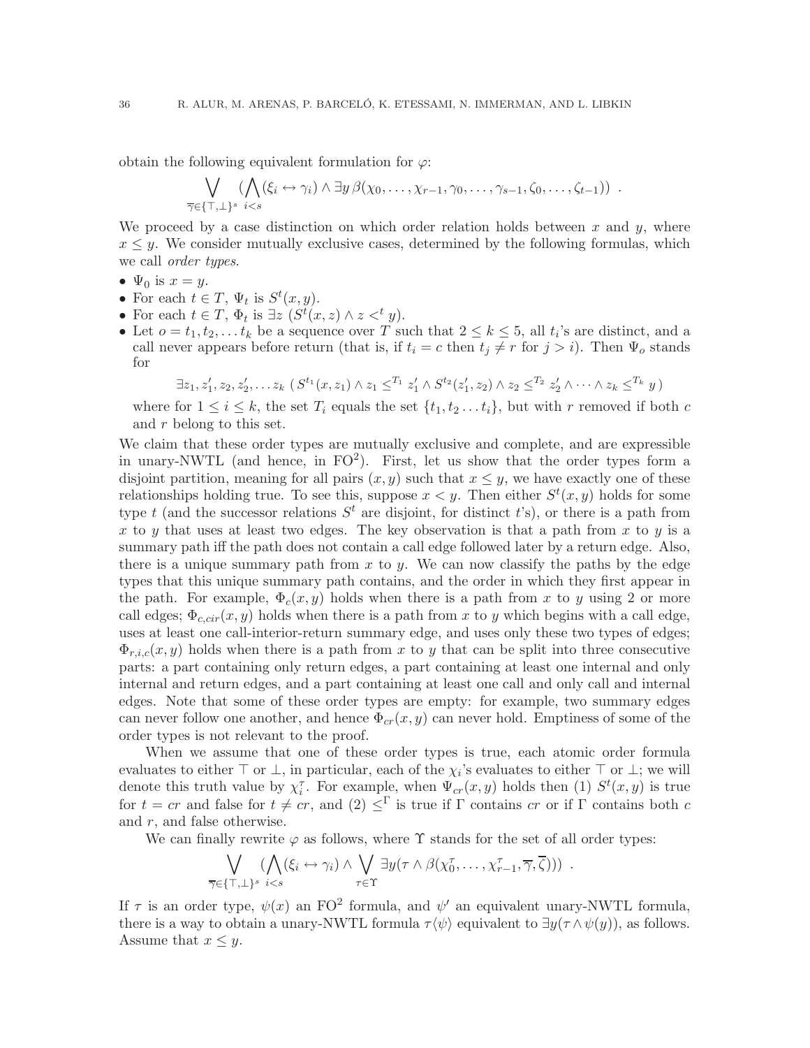obtain the following equivalent formulation for $\varphi$:

$$\bigvee_{\overline{\gamma}\in\{\top,\bot\}^s} (\bigwedge_{i<s}(\xi_i \leftrightarrow \gamma_i) \wedge \exists y\, \beta(\chi_0,\ldots,\chi_{r-1},\gamma_0,\ldots,\gamma_{s-1},\zeta_0,\ldots,\zeta_{t-1}))\ .$$

We proceed by a case distinction on which order relation holds between $x$ and $y$, where $x \leq y$. We consider mutually exclusive cases, determined by the following formulas, which we call *order types*.

- $\Psi_0$ is $x = y$.
- For each $t \in T$, $\Psi_t$ is $S^t(x, y)$.
- For each $t \in T$, $\Phi_t$ is $\exists z\ (S^t(x, z) \wedge z <^t y)$.
- Let $o = t_1, t_2, \ldots t_k$ be a sequence over $T$ such that $2 \leq k \leq 5$, all $t_i$'s are distinct, and a call never appears before return (that is, if $t_i = c$ then $t_j \neq r$ for $j > i$). Then $\Psi_o$ stands for

$$\exists z_1, z_1', z_2, z_2', \ldots z_k\ (\,S^{t_1}(x, z_1) \wedge z_1 \leq^{T_1} z_1' \wedge S^{t_2}(z_1', z_2) \wedge z_2 \leq^{T_2} z_2' \wedge \cdots \wedge z_k \leq^{T_k} y\,)$$

  where for $1 \leq i \leq k$, the set $T_i$ equals the set $\{t_1, t_2 \ldots t_i\}$, but with $r$ removed if both $c$ and $r$ belong to this set.

We claim that these order types are mutually exclusive and complete, and are expressible in unary-NWTL (and hence, in FO$^2$). First, let us show that the order types form a disjoint partition, meaning for all pairs $(x, y)$ such that $x \leq y$, we have exactly one of these relationships holding true. To see this, suppose $x < y$. Then either $S^t(x, y)$ holds for some type $t$ (and the successor relations $S^t$ are disjoint, for distinct $t$'s), or there is a path from $x$ to $y$ that uses at least two edges. The key observation is that a path from $x$ to $y$ is a summary path iff the path does not contain a call edge followed later by a return edge. Also, there is a unique summary path from $x$ to $y$. We can now classify the paths by the edge types that this unique summary path contains, and the order in which they first appear in the path. For example, $\Phi_c(x, y)$ holds when there is a path from $x$ to $y$ using 2 or more call edges; $\Phi_{c,cir}(x, y)$ holds when there is a path from $x$ to $y$ which begins with a call edge, uses at least one call-interior-return summary edge, and uses only these two types of edges; $\Phi_{r,i,c}(x, y)$ holds when there is a path from $x$ to $y$ that can be split into three consecutive parts: a part containing only return edges, a part containing at least one internal and only internal and return edges, and a part containing at least one call and only call and internal edges. Note that some of these order types are empty: for example, two summary edges can never follow one another, and hence $\Phi_{cr}(x, y)$ can never hold. Emptiness of some of the order types is not relevant to the proof.

When we assume that one of these order types is true, each atomic order formula evaluates to either $\top$ or $\bot$, in particular, each of the $\chi_i$'s evaluates to either $\top$ or $\bot$; we will denote this truth value by $\chi_i^\tau$. For example, when $\Psi_{cr}(x, y)$ holds then (1) $S^t(x, y)$ is true for $t = cr$ and false for $t \neq cr$, and (2) $\leq^\Gamma$ is true if $\Gamma$ contains $cr$ or if $\Gamma$ contains both $c$ and $r$, and false otherwise.

We can finally rewrite $\varphi$ as follows, where $\Upsilon$ stands for the set of all order types:

$$\bigvee_{\overline{\gamma}\in\{\top,\bot\}^s} (\bigwedge_{i<s}(\xi_i \leftrightarrow \gamma_i) \wedge \bigvee_{\tau\in\Upsilon} \exists y(\tau \wedge \beta(\chi_0^\tau,\ldots,\chi_{r-1}^\tau,\overline{\gamma},\overline{\zeta})))\ .$$

If $\tau$ is an order type, $\psi(x)$ an FO$^2$ formula, and $\psi'$ an equivalent unary-NWTL formula, there is a way to obtain a unary-NWTL formula $\tau\langle\psi\rangle$ equivalent to $\exists y(\tau \wedge \psi(y))$, as follows. Assume that $x \leq y$.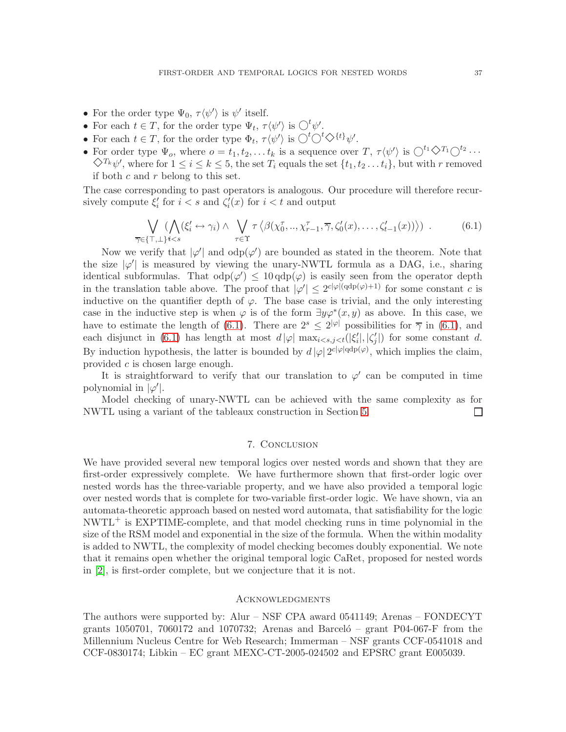- For the order type $\Psi_0$, $\tau\langle\psi'\rangle$ is $\psi'$ itself.
- For each $t \in T$, for the order type $\Psi_t$, $\tau\langle\psi'\rangle$ is $\bigcirc^t \psi'$.
- For each $t \in T$, for the order type $\Phi_t$, $\tau\langle\psi'\rangle$ is $\bigcirc^t \bigcirc^t \Diamond^{\{t\}} \psi'$.
- For order type $\Psi_o$, where $o = t_1, t_2, \dots t_k$ is a sequence over $T$, $\tau\langle\psi'\rangle$ is $\bigcirc^{t_1} \Diamond^{T_1} \bigcirc^{t_2} \cdots \Diamond^{T_k} \psi'$, where for $1 \leq i \leq k \leq 5$, the set $T_i$ equals the set $\{t_1, t_2 \dots t_i\}$, but with $r$ removed if both $c$ and $r$ belong to this set.

The case corresponding to past operators is analogous. Our procedure will therefore recursively compute $\xi'_i$ for $i < s$ and $\zeta'_i(x)$ for $i < t$ and output

$$\bigvee_{\overline{\gamma} \in \{\top, \bot\}^s} (\bigwedge_{i<s} (\xi'_i \leftrightarrow \gamma_i) \wedge \bigvee_{\tau \in \Upsilon} \tau \left\langle \beta(\chi_0^\tau, .., \chi_{r-1}^\tau, \overline{\gamma}, \zeta'_0(x), \dots, \zeta'_{t-1}(x)) \right\rangle) \ . \tag{6.1}$$

Now we verify that $|\varphi'|$ and $\mathrm{odp}(\varphi')$ are bounded as stated in the theorem. Note that the size $|\varphi'|$ is measured by viewing the unary-NWTL formula as a DAG, i.e., sharing identical subformulas. That $\mathrm{odp}(\varphi') \leq 10\,\mathrm{qdp}(\varphi)$ is easily seen from the operator depth in the translation table above. The proof that $|\varphi'| \leq 2^{c|\varphi|(\mathrm{qdp}(\varphi)+1)}$ for some constant $c$ is inductive on the quantifier depth of $\varphi$. The base case is trivial, and the only interesting case in the inductive step is when $\varphi$ is of the form $\exists y \varphi^*(x, y)$ as above. In this case, we have to estimate the length of (6.1). There are $2^s \leq 2^{|\varphi|}$ possibilities for $\overline{\gamma}$ in (6.1), and each disjunct in (6.1) has length at most $d\,|\varphi|\, \max_{i<s, j<t}(|\xi'_i|, |\zeta'_j|)$ for some constant $d$. By induction hypothesis, the latter is bounded by $d\,|\varphi|\, 2^{c|\varphi|\mathrm{qdp}(\varphi)}$, which implies the claim, provided $c$ is chosen large enough.

It is straightforward to verify that our translation to $\varphi'$ can be computed in time polynomial in $|\varphi'|$.

Model checking of unary-NWTL can be achieved with the same complexity as for NWTL using a variant of the tableaux construction in Section 5. ☐

## 7. Conclusion

We have provided several new temporal logics over nested words and shown that they are first-order expressively complete. We have furthermore shown that first-order logic over nested words has the three-variable property, and we have also provided a temporal logic over nested words that is complete for two-variable first-order logic. We have shown, via an automata-theoretic approach based on nested word automata, that satisfiability for the logic NWTL$^+$ is EXPTIME-complete, and that model checking runs in time polynomial in the size of the RSM model and exponential in the size of the formula. When the within modality is added to NWTL, the complexity of model checking becomes doubly exponential. We note that it remains open whether the original temporal logic CaRet, proposed for nested words in [2], is first-order complete, but we conjecture that it is not.

## Acknowledgments

The authors were supported by: Alur – NSF CPA award 0541149; Arenas – FONDECYT grants 1050701, 7060172 and 1070732; Arenas and Barceló – grant P04-067-F from the Millennium Nucleus Centre for Web Research; Immerman – NSF grants CCF-0541018 and CCF-0830174; Libkin – EC grant MEXC-CT-2005-024502 and EPSRC grant E005039.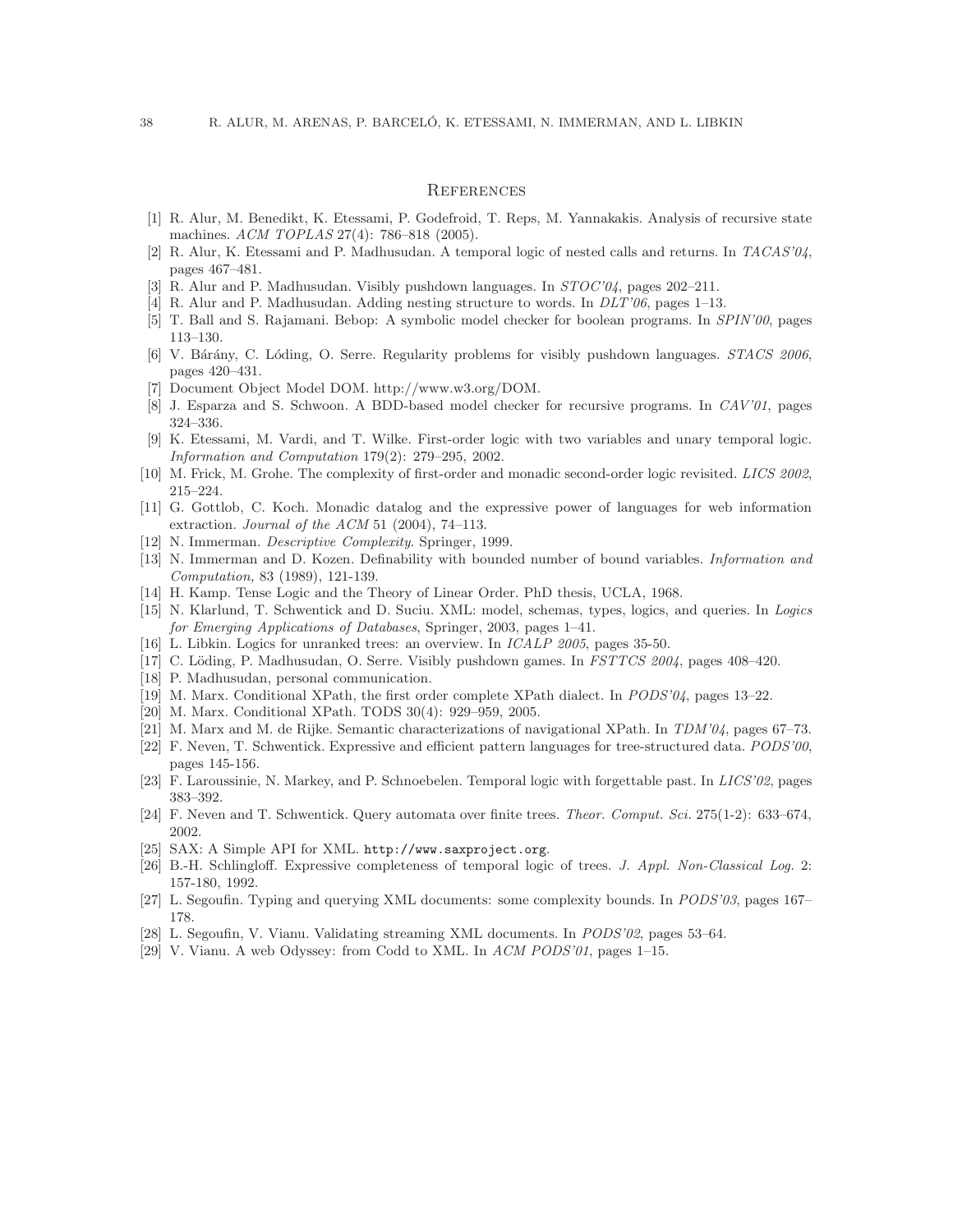## References

[1] R. Alur, M. Benedikt, K. Etessami, P. Godefroid, T. Reps, M. Yannakakis. Analysis of recursive state machines. *ACM TOPLAS* 27(4): 786–818 (2005).

[2] R. Alur, K. Etessami and P. Madhusudan. A temporal logic of nested calls and returns. In *TACAS'04*, pages 467–481.

[3] R. Alur and P. Madhusudan. Visibly pushdown languages. In *STOC'04*, pages 202–211.

[4] R. Alur and P. Madhusudan. Adding nesting structure to words. In *DLT'06*, pages 1–13.

[5] T. Ball and S. Rajamani. Bebop: A symbolic model checker for boolean programs. In *SPIN'00*, pages 113–130.

[6] V. Bárány, C. Lóding, O. Serre. Regularity problems for visibly pushdown languages. *STACS 2006*, pages 420–431.

[7] Document Object Model DOM. http://www.w3.org/DOM.

[8] J. Esparza and S. Schwoon. A BDD-based model checker for recursive programs. In *CAV'01*, pages 324–336.

[9] K. Etessami, M. Vardi, and T. Wilke. First-order logic with two variables and unary temporal logic. *Information and Computation* 179(2): 279–295, 2002.

[10] M. Frick, M. Grohe. The complexity of first-order and monadic second-order logic revisited. *LICS 2002*, 215–224.

[11] G. Gottlob, C. Koch. Monadic datalog and the expressive power of languages for web information extraction. *Journal of the ACM* 51 (2004), 74–113.

[12] N. Immerman. *Descriptive Complexity*. Springer, 1999.

[13] N. Immerman and D. Kozen. Definability with bounded number of bound variables. *Information and Computation,* 83 (1989), 121-139.

[14] H. Kamp. Tense Logic and the Theory of Linear Order. PhD thesis, UCLA, 1968.

[15] N. Klarlund, T. Schwentick and D. Suciu. XML: model, schemas, types, logics, and queries. In *Logics for Emerging Applications of Databases*, Springer, 2003, pages 1–41.

[16] L. Libkin. Logics for unranked trees: an overview. In *ICALP 2005*, pages 35-50.

[17] C. Löding, P. Madhusudan, O. Serre. Visibly pushdown games. In *FSTTCS 2004*, pages 408–420.

[18] P. Madhusudan, personal communication.

[19] M. Marx. Conditional XPath, the first order complete XPath dialect. In *PODS'04*, pages 13–22.

[20] M. Marx. Conditional XPath. TODS 30(4): 929–959, 2005.

[21] M. Marx and M. de Rijke. Semantic characterizations of navigational XPath. In *TDM'04*, pages 67–73.

[22] F. Neven, T. Schwentick. Expressive and efficient pattern languages for tree-structured data. *PODS'00*, pages 145-156.

[23] F. Laroussinie, N. Markey, and P. Schnoebelen. Temporal logic with forgettable past. In *LICS'02*, pages 383–392.

[24] F. Neven and T. Schwentick. Query automata over finite trees. *Theor. Comput. Sci.* 275(1-2): 633–674, 2002.

[25] SAX: A Simple API for XML. `http://www.saxproject.org`.

[26] B.-H. Schlingloff. Expressive completeness of temporal logic of trees. *J. Appl. Non-Classical Log.* 2: 157-180, 1992.

[27] L. Segoufin. Typing and querying XML documents: some complexity bounds. In *PODS'03*, pages 167–178.

[28] L. Segoufin, V. Vianu. Validating streaming XML documents. In *PODS'02*, pages 53–64.

[29] V. Vianu. A web Odyssey: from Codd to XML. In *ACM PODS'01*, pages 1–15.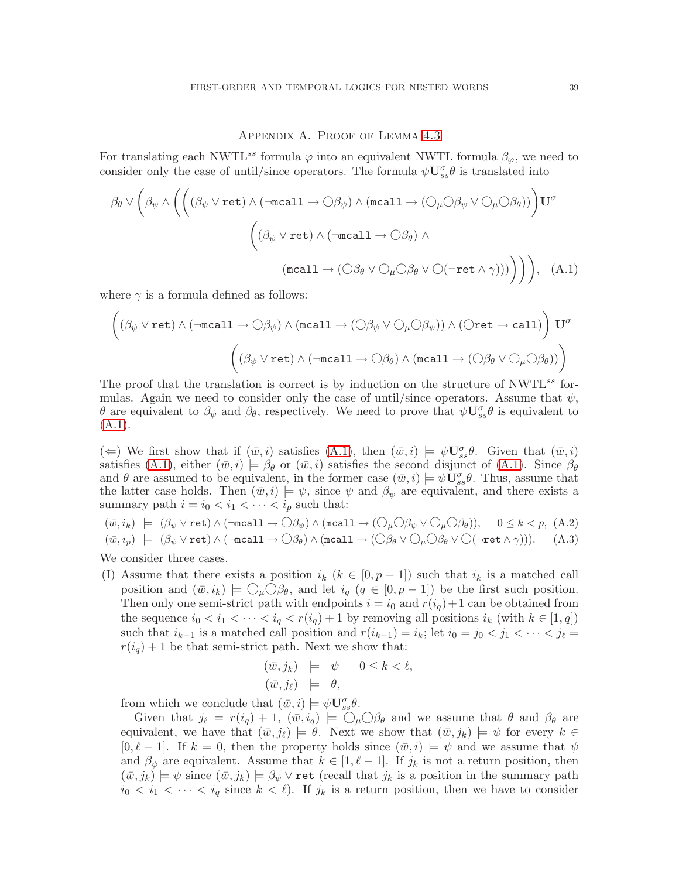## Appendix A. Proof of Lemma 4.3

For translating each NWTL$^{ss}$ formula $\varphi$ into an equivalent NWTL formula $\beta_\varphi$, we need to consider only the case of until/since operators. The formula $\psi \mathbf{U}^\sigma_{ss} \theta$ is translated into

$$\beta_\theta \vee \Bigg(\beta_\psi \wedge \bigg(\Big((\beta_\psi \vee \texttt{ret}) \wedge (\neg\texttt{mcall} \rightarrow \bigcirc\beta_\psi) \wedge (\texttt{mcall} \rightarrow (\bigcirc_\mu\bigcirc\beta_\psi \vee \bigcirc_\mu\bigcirc\beta_\theta))\Big)\mathbf{U}^\sigma \Big((\beta_\psi \vee \texttt{ret}) \wedge (\neg\texttt{mcall} \rightarrow \bigcirc\beta_\theta) \wedge (\texttt{mcall} \rightarrow (\bigcirc\beta_\theta \vee \bigcirc_\mu\bigcirc\beta_\theta \vee \bigcirc(\neg\texttt{ret} \wedge \gamma)))\Big)\bigg)\Bigg), \quad \text{(A.1)}$$

where $\gamma$ is a formula defined as follows:

$$\Big((\beta_\psi \vee \texttt{ret}) \wedge (\neg\texttt{mcall} \rightarrow \bigcirc\beta_\psi) \wedge (\texttt{mcall} \rightarrow (\bigcirc\beta_\psi \vee \bigcirc_\mu\bigcirc\beta_\psi)) \wedge (\bigcirc\texttt{ret} \rightarrow \texttt{call})\Big)\ \mathbf{U}^\sigma \Big((\beta_\psi \vee \texttt{ret}) \wedge (\neg\texttt{mcall} \rightarrow \bigcirc\beta_\theta) \wedge (\texttt{mcall} \rightarrow (\bigcirc\beta_\theta \vee \bigcirc_\mu\bigcirc\beta_\theta))\Big)$$

The proof that the translation is correct is by induction on the structure of NWTL$^{ss}$ formulas. Again we need to consider only the case of until/since operators. Assume that $\psi$, $\theta$ are equivalent to $\beta_\psi$ and $\beta_\theta$, respectively. We need to prove that $\psi \mathbf{U}^\sigma_{ss} \theta$ is equivalent to (A.1).

($\Leftarrow$) We first show that if $(\bar{w}, i)$ satisfies (A.1), then $(\bar{w}, i) \models \psi \mathbf{U}^\sigma_{ss} \theta$. Given that $(\bar{w}, i)$ satisfies (A.1), either $(\bar{w}, i) \models \beta_\theta$ or $(\bar{w}, i)$ satisfies the second disjunct of (A.1). Since $\beta_\theta$ and $\theta$ are assumed to be equivalent, in the former case $(\bar{w}, i) \models \psi \mathbf{U}^\sigma_{ss} \theta$. Thus, assume that the latter case holds. Then $(\bar{w}, i) \models \psi$, since $\psi$ and $\beta_\psi$ are equivalent, and there exists a summary path $i = i_0 < i_1 < \cdots < i_p$ such that:

$$(\bar{w}, i_k) \models (\beta_\psi \vee \texttt{ret}) \wedge (\neg\texttt{mcall} \rightarrow \bigcirc\beta_\psi) \wedge (\texttt{mcall} \rightarrow (\bigcirc_\mu\bigcirc\beta_\psi \vee \bigcirc_\mu\bigcirc\beta_\theta)), \quad 0 \leq k < p, \quad \text{(A.2)}$$

$$(\bar{w}, i_p) \models (\beta_\psi \vee \texttt{ret}) \wedge (\neg\texttt{mcall} \rightarrow \bigcirc\beta_\theta) \wedge (\texttt{mcall} \rightarrow (\bigcirc\beta_\theta \vee \bigcirc_\mu\bigcirc\beta_\theta \vee \bigcirc(\neg\texttt{ret} \wedge \gamma))). \quad \text{(A.3)}$$

We consider three cases.

(I) Assume that there exists a position $i_k$ ($k \in [0, p-1]$) such that $i_k$ is a matched call position and $(\bar{w}, i_k) \models \bigcirc_\mu\bigcirc\beta_\theta$, and let $i_q$ ($q \in [0, p-1]$) be the first such position. Then only one semi-strict path with endpoints $i = i_0$ and $r(i_q)+1$ can be obtained from the sequence $i_0 < i_1 < \cdots < i_q < r(i_q) + 1$ by removing all positions $i_k$ (with $k \in [1, q]$) such that $i_{k-1}$ is a matched call position and $r(i_{k-1}) = i_k$; let $i_0 = j_0 < j_1 < \cdots < j_\ell = r(i_q) + 1$ be that semi-strict path. Next we show that:

$$(\bar{w}, j_k) \models \psi \qquad 0 \leq k < \ell,$$
$$(\bar{w}, j_\ell) \models \theta,$$

from which we conclude that $(\bar{w}, i) \models \psi \mathbf{U}^\sigma_{ss} \theta$.

Given that $j_\ell = r(i_q) + 1$, $(\bar{w}, i_q) \models \bigcirc_\mu\bigcirc\beta_\theta$ and we assume that $\theta$ and $\beta_\theta$ are equivalent, we have that $(\bar{w}, j_\ell) \models \theta$. Next we show that $(\bar{w}, j_k) \models \psi$ for every $k \in [0, \ell-1]$. If $k = 0$, then the property holds since $(\bar{w}, i) \models \psi$ and we assume that $\psi$ and $\beta_\psi$ are equivalent. Assume that $k \in [1, \ell-1]$. If $j_k$ is not a return position, then $(\bar{w}, j_k) \models \psi$ since $(\bar{w}, j_k) \models \beta_\psi \vee \texttt{ret}$ (recall that $j_k$ is a position in the summary path $i_0 < i_1 < \cdots < i_q$ since $k < \ell$). If $j_k$ is a return position, then we have to consider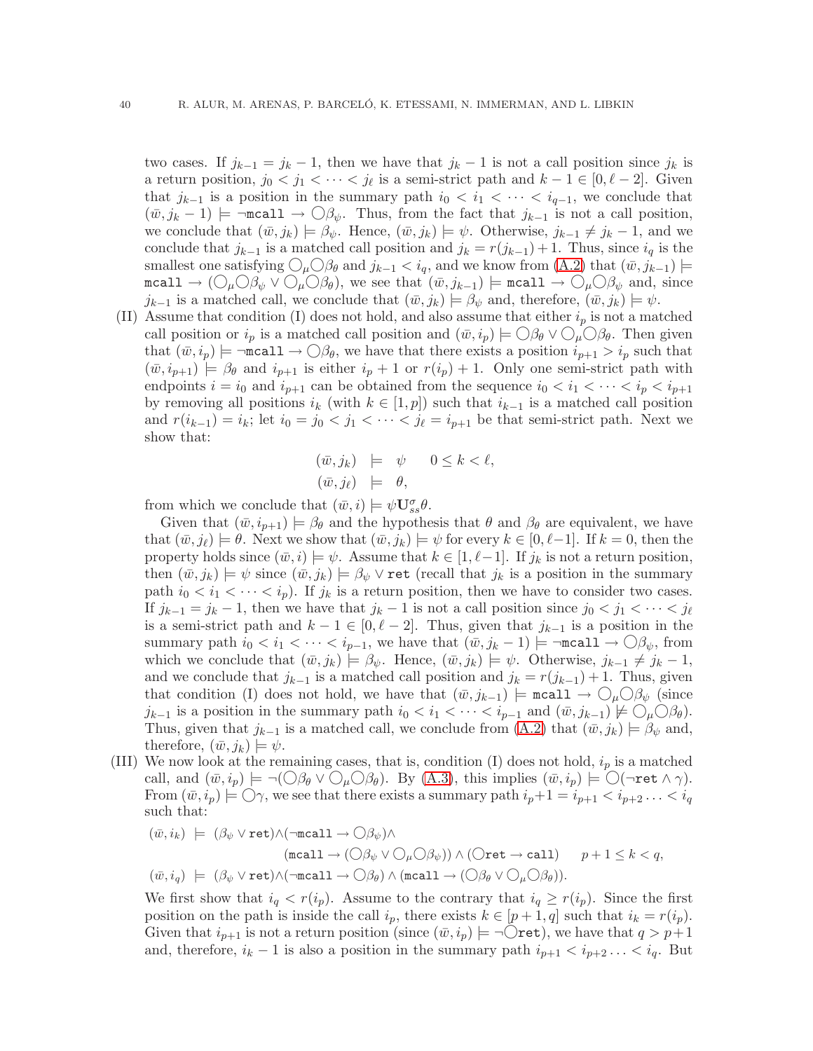two cases. If $j_{k-1} = j_k - 1$, then we have that $j_k - 1$ is not a call position since $j_k$ is a return position, $j_0 < j_1 < \cdots < j_\ell$ is a semi-strict path and $k - 1 \in [0, \ell - 2]$. Given that $j_{k-1}$ is a position in the summary path $i_0 < i_1 < \cdots < i_{q-1}$, we conclude that $(\bar{w}, j_k - 1) \models \neg\texttt{mcall} \rightarrow \bigcirc\beta_\psi$. Thus, from the fact that $j_{k-1}$ is not a call position, we conclude that $(\bar{w}, j_k) \models \beta_\psi$. Hence, $(\bar{w}, j_k) \models \psi$. Otherwise, $j_{k-1} \neq j_k - 1$, and we conclude that $j_{k-1}$ is a matched call position and $j_k = r(j_{k-1}) + 1$. Thus, since $i_q$ is the smallest one satisfying $\bigcirc_\mu\bigcirc\beta_\theta$ and $j_{k-1} < i_q$, and we know from (A.2) that $(\bar{w}, j_{k-1}) \models \texttt{mcall} \rightarrow (\bigcirc_\mu\bigcirc\beta_\psi \vee \bigcirc_\mu\bigcirc\beta_\theta)$, we see that $(\bar{w}, j_{k-1}) \models \texttt{mcall} \rightarrow \bigcirc_\mu\bigcirc\beta_\psi$ and, since $j_{k-1}$ is a matched call, we conclude that $(\bar{w}, j_k) \models \beta_\psi$ and, therefore, $(\bar{w}, j_k) \models \psi$.

(II) Assume that condition (I) does not hold, and also assume that either $i_p$ is not a matched call position or $i_p$ is a matched call position and $(\bar{w}, i_p) \models \bigcirc\beta_\theta \vee \bigcirc_\mu\bigcirc\beta_\theta$. Then given that $(\bar{w}, i_p) \models \neg\texttt{mcall} \rightarrow \bigcirc\beta_\theta$, we have that there exists a position $i_{p+1} > i_p$ such that $(\bar{w}, i_{p+1}) \models \beta_\theta$ and $i_{p+1}$ is either $i_p + 1$ or $r(i_p) + 1$. Only one semi-strict path with endpoints $i = i_0$ and $i_{p+1}$ can be obtained from the sequence $i_0 < i_1 < \cdots < i_p < i_{p+1}$ by removing all positions $i_k$ (with $k \in [1, p]$) such that $i_{k-1}$ is a matched call position and $r(i_{k-1}) = i_k$; let $i_0 = j_0 < j_1 < \cdots < j_\ell = i_{p+1}$ be that semi-strict path. Next we show that:

$$
\begin{array}{rcll}
(\bar{w}, j_k) & \models & \psi & \quad 0 \leq k < \ell, \\
(\bar{w}, j_\ell) & \models & \theta, &
\end{array}
$$

from which we conclude that $(\bar{w}, i) \models \psi\mathbf{U}^\sigma_{ss}\theta$.

Given that $(\bar{w}, i_{p+1}) \models \beta_\theta$ and the hypothesis that $\theta$ and $\beta_\theta$ are equivalent, we have that $(\bar{w}, j_\ell) \models \theta$. Next we show that $(\bar{w}, j_k) \models \psi$ for every $k \in [0, \ell-1]$. If $k = 0$, then the property holds since $(\bar{w}, i) \models \psi$. Assume that $k \in [1, \ell-1]$. If $j_k$ is not a return position, then $(\bar{w}, j_k) \models \psi$ since $(\bar{w}, j_k) \models \beta_\psi \vee \texttt{ret}$ (recall that $j_k$ is a position in the summary path $i_0 < i_1 < \cdots < i_p$). If $j_k$ is a return position, then we have to consider two cases. If $j_{k-1} = j_k - 1$, then we have that $j_k - 1$ is not a call position since $j_0 < j_1 < \cdots < j_\ell$ is a semi-strict path and $k - 1 \in [0, \ell - 2]$. Thus, given that $j_{k-1}$ is a position in the summary path $i_0 < i_1 < \cdots < i_{p-1}$, we have that $(\bar{w}, j_k - 1) \models \neg\texttt{mcall} \rightarrow \bigcirc\beta_\psi$, from which we conclude that $(\bar{w}, j_k) \models \beta_\psi$. Hence, $(\bar{w}, j_k) \models \psi$. Otherwise, $j_{k-1} \neq j_k - 1$, and we conclude that $j_{k-1}$ is a matched call position and $j_k = r(j_{k-1}) + 1$. Thus, given that condition (I) does not hold, we have that $(\bar{w}, j_{k-1}) \models \texttt{mcall} \rightarrow \bigcirc_\mu\bigcirc\beta_\psi$ (since $j_{k-1}$ is a position in the summary path $i_0 < i_1 < \cdots < i_{p-1}$ and $(\bar{w}, j_{k-1}) \not\models \bigcirc_\mu\bigcirc\beta_\theta$). Thus, given that $j_{k-1}$ is a matched call, we conclude from (A.2) that $(\bar{w}, j_k) \models \beta_\psi$ and, therefore, $(\bar{w}, j_k) \models \psi$.

(III) We now look at the remaining cases, that is, condition (I) does not hold, $i_p$ is a matched call, and $(\bar{w}, i_p) \models \neg(\bigcirc\beta_\theta \vee \bigcirc_\mu\bigcirc\beta_\theta)$. By (A.3), this implies $(\bar{w}, i_p) \models \bigcirc(\neg\texttt{ret} \wedge \gamma)$. From $(\bar{w}, i_p) \models \bigcirc\gamma$, we see that there exists a summary path $i_p+1 = i_{p+1} < i_{p+2} \ldots < i_q$ such that:

$$
\begin{array}{rcl}
(\bar{w}, i_k) & \models & (\beta_\psi \vee \texttt{ret}) \wedge (\neg\texttt{mcall} \rightarrow \bigcirc\beta_\psi) \wedge \\
& & \qquad (\texttt{mcall} \rightarrow (\bigcirc\beta_\psi \vee \bigcirc_\mu\bigcirc\beta_\psi)) \wedge (\bigcirc\texttt{ret} \rightarrow \texttt{call}) \qquad p+1 \leq k < q, \\
(\bar{w}, i_q) & \models & (\beta_\psi \vee \texttt{ret}) \wedge (\neg\texttt{mcall} \rightarrow \bigcirc\beta_\theta) \wedge (\texttt{mcall} \rightarrow (\bigcirc\beta_\theta \vee \bigcirc_\mu\bigcirc\beta_\theta)).
\end{array}
$$

We first show that $i_q < r(i_p)$. Assume to the contrary that $i_q \geq r(i_p)$. Since the first position on the path is inside the call $i_p$, there exists $k \in [p+1, q]$ such that $i_k = r(i_p)$. Given that $i_{p+1}$ is not a return position (since $(\bar{w}, i_p) \models \neg\bigcirc\texttt{ret}$), we have that $q > p+1$ and, therefore, $i_k - 1$ is also a position in the summary path $i_{p+1} < i_{p+2} \ldots < i_q$. But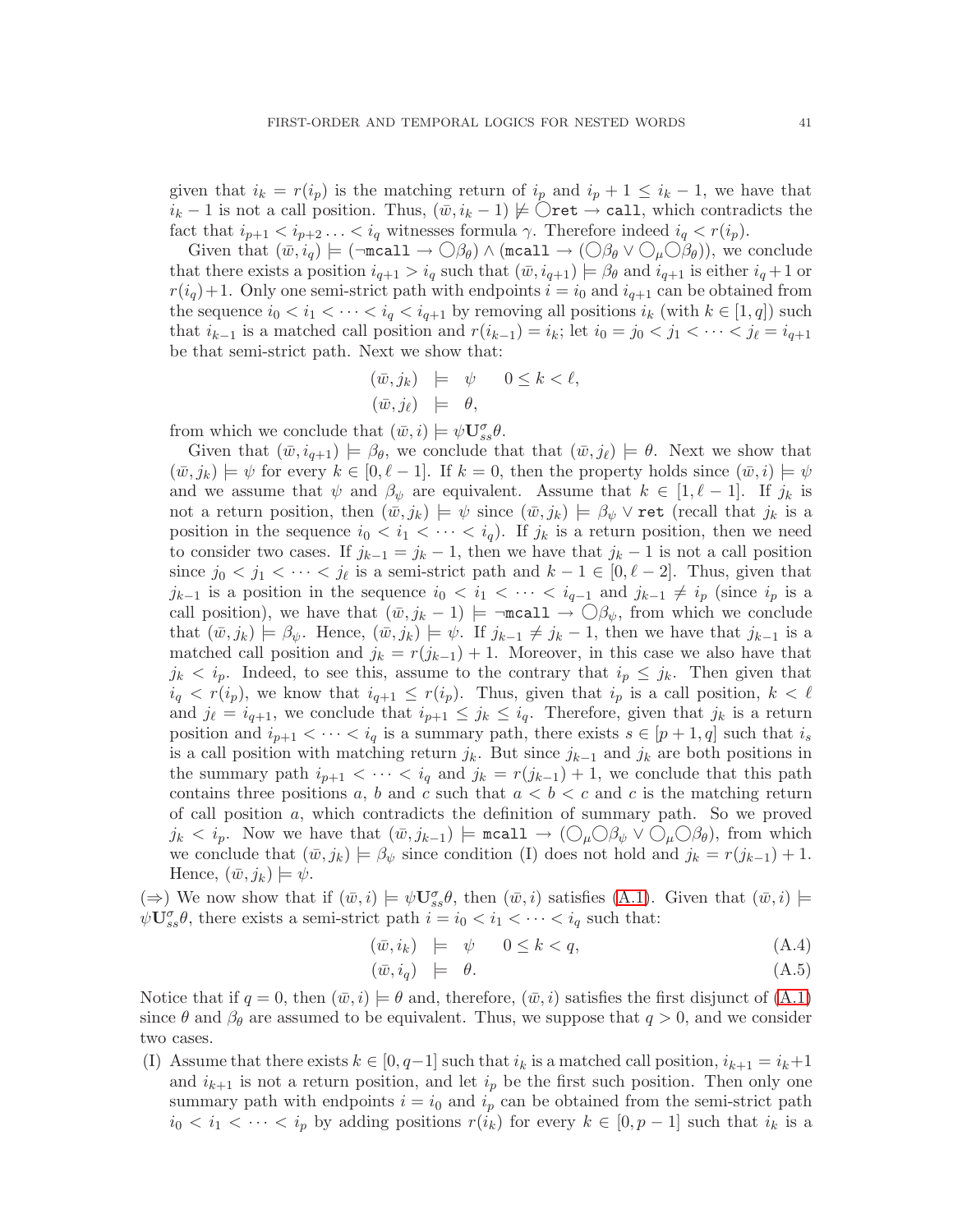given that $i_k = r(i_p)$ is the matching return of $i_p$ and $i_p + 1 \le i_k - 1$, we have that $i_k - 1$ is not a call position. Thus, $(\bar{w}, i_k - 1) \not\models \bigcirc\texttt{ret} \rightarrow \texttt{call}$, which contradicts the fact that $i_{p+1} < i_{p+2} \ldots < i_q$ witnesses formula $\gamma$. Therefore indeed $i_q < r(i_p)$.

Given that $(\bar{w}, i_q) \models (\neg\texttt{mcall} \rightarrow \bigcirc\beta_\theta) \wedge (\texttt{mcall} \rightarrow (\bigcirc\beta_\theta \vee \bigcirc_\mu\bigcirc\beta_\theta))$, we conclude that there exists a position $i_{q+1} > i_q$ such that $(\bar{w}, i_{q+1}) \models \beta_\theta$ and $i_{q+1}$ is either $i_q+1$ or $r(i_q)+1$. Only one semi-strict path with endpoints $i = i_0$ and $i_{q+1}$ can be obtained from the sequence $i_0 < i_1 < \cdots < i_q < i_{q+1}$ by removing all positions $i_k$ (with $k \in [1, q]$) such that $i_{k-1}$ is a matched call position and $r(i_{k-1}) = i_k$; let $i_0 = j_0 < j_1 < \cdots < j_\ell = i_{q+1}$ be that semi-strict path. Next we show that:

$$
\begin{aligned}
(\bar{w}, j_k) &\models \psi \qquad 0 \le k < \ell,\\
(\bar{w}, j_\ell) &\models \theta,
\end{aligned}
$$

from which we conclude that $(\bar{w}, i) \models \psi\mathbf{U}^\sigma_{ss}\theta$.

Given that $(\bar{w}, i_{q+1}) \models \beta_\theta$, we conclude that that $(\bar{w}, j_\ell) \models \theta$. Next we show that $(\bar{w}, j_k) \models \psi$ for every $k \in [0, \ell - 1]$. If $k = 0$, then the property holds since $(\bar{w}, i) \models \psi$ and we assume that $\psi$ and $\beta_\psi$ are equivalent. Assume that $k \in [1, \ell - 1]$. If $j_k$ is not a return position, then $(\bar{w}, j_k) \models \psi$ since $(\bar{w}, j_k) \models \beta_\psi \vee \texttt{ret}$ (recall that $j_k$ is a position in the sequence $i_0 < i_1 < \cdots < i_q$). If $j_k$ is a return position, then we need to consider two cases. If $j_{k-1} = j_k - 1$, then we have that $j_k - 1$ is not a call position since $j_0 < j_1 < \cdots < j_\ell$ is a semi-strict path and $k - 1 \in [0, \ell - 2]$. Thus, given that $j_{k-1}$ is a position in the sequence $i_0 < i_1 < \cdots < i_{q-1}$ and $j_{k-1} \neq i_p$ (since $i_p$ is a call position), we have that $(\bar{w}, j_k - 1) \models \neg\texttt{mcall} \rightarrow \bigcirc\beta_\psi$, from which we conclude that $(\bar{w}, j_k) \models \beta_\psi$. Hence, $(\bar{w}, j_k) \models \psi$. If $j_{k-1} \neq j_k - 1$, then we have that $j_{k-1}$ is a matched call position and $j_k = r(j_{k-1}) + 1$. Moreover, in this case we also have that $j_k < i_p$. Indeed, to see this, assume to the contrary that $i_p \le j_k$. Then given that $i_q < r(i_p)$, we know that $i_{q+1} \le r(i_p)$. Thus, given that $i_p$ is a call position, $k < \ell$ and $j_\ell = i_{q+1}$, we conclude that $i_{p+1} \le j_k \le i_q$. Therefore, given that $j_k$ is a return position and $i_{p+1} < \cdots < i_q$ is a summary path, there exists $s \in [p + 1, q]$ such that $i_s$ is a call position with matching return $j_k$. But since $j_{k-1}$ and $j_k$ are both positions in the summary path $i_{p+1} < \cdots < i_q$ and $j_k = r(j_{k-1}) + 1$, we conclude that this path contains three positions $a$, $b$ and $c$ such that $a < b < c$ and $c$ is the matching return of call position $a$, which contradicts the definition of summary path. So we proved $j_k < i_p$. Now we have that $(\bar{w}, j_{k-1}) \models \texttt{mcall} \rightarrow (\bigcirc_\mu\bigcirc\beta_\psi \vee \bigcirc_\mu\bigcirc\beta_\theta)$, from which we conclude that $(\bar{w}, j_k) \models \beta_\psi$ since condition (I) does not hold and $j_k = r(j_{k-1}) + 1$. Hence, $(\bar{w}, j_k) \models \psi$.

($\Rightarrow$) We now show that if $(\bar{w}, i) \models \psi\mathbf{U}^\sigma_{ss}\theta$, then $(\bar{w}, i)$ satisfies (A.1). Given that $(\bar{w}, i) \models \psi\mathbf{U}^\sigma_{ss}\theta$, there exists a semi-strict path $i = i_0 < i_1 < \cdots < i_q$ such that:

$$
\begin{aligned}
(\bar{w}, i_k) &\models \psi \qquad 0 \le k < q, &\text{(A.4)}\\
(\bar{w}, i_q) &\models \theta. &\text{(A.5)}
\end{aligned}
$$

Notice that if $q = 0$, then $(\bar{w}, i) \models \theta$ and, therefore, $(\bar{w}, i)$ satisfies the first disjunct of (A.1) since $\theta$ and $\beta_\theta$ are assumed to be equivalent. Thus, we suppose that $q > 0$, and we consider two cases.

(I) Assume that there exists $k \in [0, q-1]$ such that $i_k$ is a matched call position, $i_{k+1} = i_k+1$ and $i_{k+1}$ is not a return position, and let $i_p$ be the first such position. Then only one summary path with endpoints $i = i_0$ and $i_p$ can be obtained from the semi-strict path $i_0 < i_1 < \cdots < i_p$ by adding positions $r(i_k)$ for every $k \in [0, p - 1]$ such that $i_k$ is a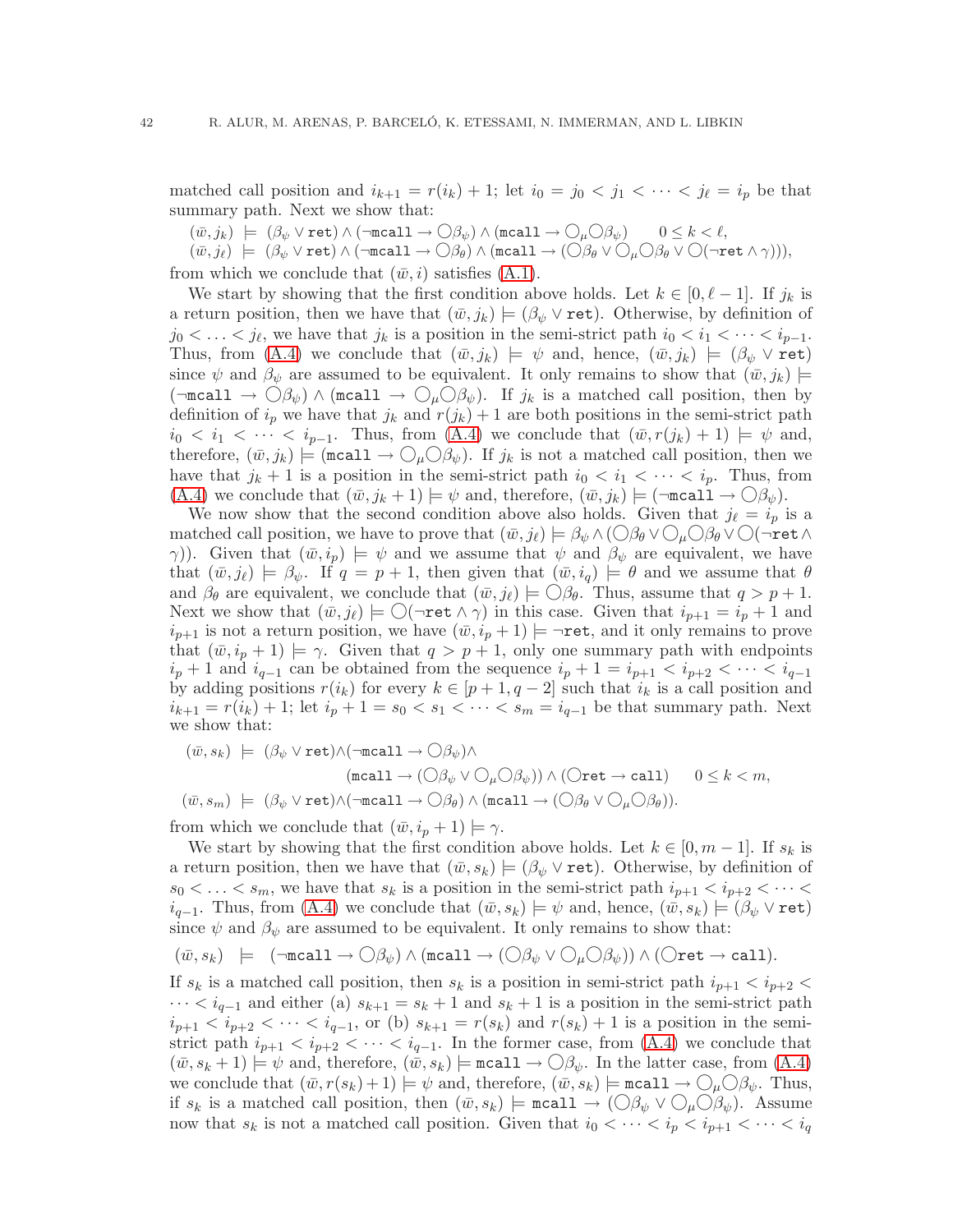matched call position and $i_{k+1} = r(i_k) + 1$; let $i_0 = j_0 < j_1 < \cdots < j_\ell = i_p$ be that summary path. Next we show that:

$$(\bar{w}, j_k) \models (\beta_\psi \vee \texttt{ret}) \wedge (\neg\texttt{mcall} \rightarrow \bigcirc\beta_\psi) \wedge (\texttt{mcall} \rightarrow \bigcirc_\mu \bigcirc \beta_\psi) \qquad 0 \leq k < \ell,$$

$$(\bar{w}, j_\ell) \models (\beta_\psi \vee \texttt{ret}) \wedge (\neg\texttt{mcall} \rightarrow \bigcirc\beta_\theta) \wedge (\texttt{mcall} \rightarrow (\bigcirc\beta_\theta \vee \bigcirc_\mu \bigcirc \beta_\theta \vee \bigcirc(\neg\texttt{ret} \wedge \gamma))),$$

from which we conclude that $(\bar{w}, i)$ satisfies (A.1).

We start by showing that the first condition above holds. Let $k \in [0, \ell - 1]$. If $j_k$ is a return position, then we have that $(\bar{w}, j_k) \models (\beta_\psi \vee \texttt{ret})$. Otherwise, by definition of $j_0 < \ldots < j_\ell$, we have that $j_k$ is a position in the semi-strict path $i_0 < i_1 < \cdots < i_{p-1}$. Thus, from (A.4) we conclude that $(\bar{w}, j_k) \models \psi$ and, hence, $(\bar{w}, j_k) \models (\beta_\psi \vee \texttt{ret})$ since $\psi$ and $\beta_\psi$ are assumed to be equivalent. It only remains to show that $(\bar{w}, j_k) \models (\neg\texttt{mcall} \rightarrow \bigcirc\beta_\psi) \wedge (\texttt{mcall} \rightarrow \bigcirc_\mu \bigcirc \beta_\psi)$. If $j_k$ is a matched call position, then by definition of $i_p$ we have that $j_k$ and $r(j_k) + 1$ are both positions in the semi-strict path $i_0 < i_1 < \cdots < i_{p-1}$. Thus, from (A.4) we conclude that $(\bar{w}, r(j_k) + 1) \models \psi$ and, therefore, $(\bar{w}, j_k) \models (\texttt{mcall} \rightarrow \bigcirc_\mu \bigcirc \beta_\psi)$. If $j_k$ is not a matched call position, then we have that $j_k + 1$ is a position in the semi-strict path $i_0 < i_1 < \cdots < i_p$. Thus, from (A.4) we conclude that $(\bar{w}, j_k + 1) \models \psi$ and, therefore, $(\bar{w}, j_k) \models (\neg\texttt{mcall} \rightarrow \bigcirc\beta_\psi)$.

We now show that the second condition above also holds. Given that $j_\ell = i_p$ is a matched call position, we have to prove that $(\bar{w}, j_\ell) \models \beta_\psi \wedge (\bigcirc\beta_\theta \vee \bigcirc_\mu \bigcirc \beta_\theta \vee \bigcirc(\neg\texttt{ret} \wedge \gamma))$. Given that $(\bar{w}, i_p) \models \psi$ and we assume $\psi$ and $\beta_\psi$ are equivalent, we have that $(\bar{w}, j_\ell) \models \beta_\psi$. If $q = p + 1$, then given that $(\bar{w}, i_q) \models \theta$ and we assume that $\theta$ and $\beta_\theta$ are equivalent, we conclude that $(\bar{w}, j_\ell) \models \bigcirc\beta_\theta$. Thus, assume that $q > p + 1$. Next we show that $(\bar{w}, j_\ell) \models \bigcirc(\neg\texttt{ret} \wedge \gamma)$ in this case. Given that $i_{p+1} = i_p + 1$ and $i_{p+1}$ is not a return position, we have $(\bar{w}, i_p + 1) \models \neg\texttt{ret}$, and it only remains to prove that $(\bar{w}, i_p + 1) \models \gamma$. Given that $q > p + 1$, only one summary path with endpoints $i_p + 1$ and $i_{q-1}$ can be obtained from the sequence $i_p + 1 = i_{p+1} < i_{p+2} < \cdots < i_{q-1}$ by adding positions $r(i_k)$ for every $k \in [p + 1, q - 2]$ such that $i_k$ is a call position and $i_{k+1} = r(i_k) + 1$; let $i_p + 1 = s_0 < s_1 < \cdots < s_m = i_{q-1}$ be that summary path. Next we show that:

$$(\bar{w}, s_k) \models (\beta_\psi \vee \texttt{ret}) \wedge (\neg\texttt{mcall} \rightarrow \bigcirc\beta_\psi) \wedge$$
$$(\texttt{mcall} \rightarrow (\bigcirc\beta_\psi \vee \bigcirc_\mu \bigcirc \beta_\psi)) \wedge (\bigcirc\texttt{ret} \rightarrow \texttt{call}) \qquad 0 \leq k < m,$$
$$(\bar{w}, s_m) \models (\beta_\psi \vee \texttt{ret}) \wedge (\neg\texttt{mcall} \rightarrow \bigcirc\beta_\theta) \wedge (\texttt{mcall} \rightarrow (\bigcirc\beta_\theta \vee \bigcirc_\mu \bigcirc \beta_\theta)).$$

from which we conclude that $(\bar{w}, i_p + 1) \models \gamma$.

We start by showing that the first condition above holds. Let $k \in [0, m - 1]$. If $s_k$ is a return position, then we have that $(\bar{w}, s_k) \models (\beta_\psi \vee \texttt{ret})$. Otherwise, by definition of $s_0 < \ldots < s_m$, we have that $s_k$ is a position in the semi-strict path $i_{p+1} < i_{p+2} < \cdots < i_{q-1}$. Thus, from (A.4) we conclude that $(\bar{w}, s_k) \models \psi$ and, hence, $(\bar{w}, s_k) \models (\beta_\psi \vee \texttt{ret})$ since $\psi$ and $\beta_\psi$ are assumed to be equivalent. It only remains to show that:

$$(\bar{w}, s_k) \models (\neg\texttt{mcall} \rightarrow \bigcirc\beta_\psi) \wedge (\texttt{mcall} \rightarrow (\bigcirc\beta_\psi \vee \bigcirc_\mu \bigcirc \beta_\psi)) \wedge (\bigcirc\texttt{ret} \rightarrow \texttt{call}).$$

If $s_k$ is a matched call position, then $s_k$ is a position in semi-strict path $i_{p+1} < i_{p+2} < \cdots < i_{q-1}$ and either (a) $s_{k+1} = s_k + 1$ and $s_k + 1$ is a position in the semi-strict path $i_{p+1} < i_{p+2} < \cdots < i_{q-1}$, or (b) $s_{k+1} = r(s_k)$ and $r(s_k) + 1$ is a position in the semi-strict path $i_{p+1} < i_{p+2} < \cdots < i_{q-1}$. In the former case, from (A.4) we conclude that $(\bar{w}, s_k + 1) \models \psi$ and, therefore, $(\bar{w}, s_k) \models \texttt{mcall} \rightarrow \bigcirc\beta_\psi$. In the latter case, from (A.4) we conclude that $(\bar{w}, r(s_k) + 1) \models \psi$ and, therefore, $(\bar{w}, s_k) \models \texttt{mcall} \rightarrow \bigcirc_\mu \bigcirc \beta_\psi$. Thus, if $s_k$ is a matched call position, then $(\bar{w}, s_k) \models \texttt{mcall} \rightarrow (\bigcirc\beta_\psi \vee \bigcirc_\mu \bigcirc \beta_\psi)$. Assume now that $s_k$ is not a matched call position. Given that $i_0 < \cdots < i_p < i_{p+1} < \cdots < i_q$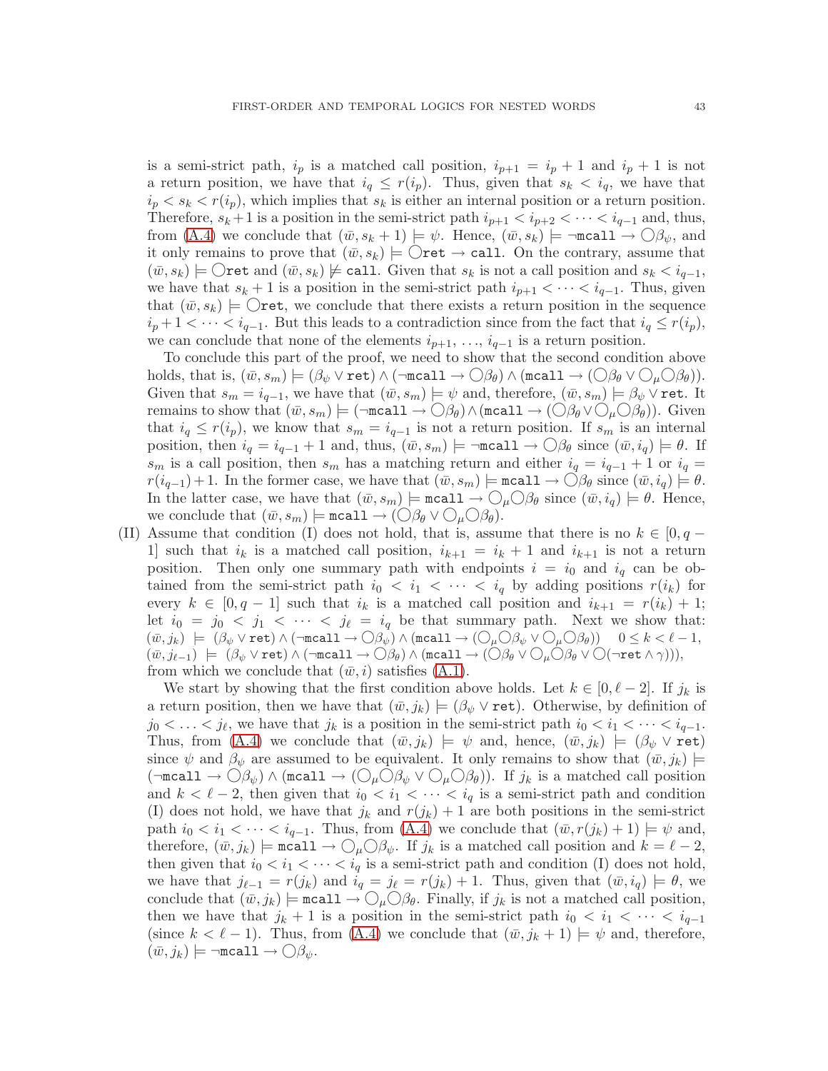is a semi-strict path, $i_p$ is a matched call position, $i_{p+1} = i_p + 1$ and $i_p + 1$ is not a return position, we have that $i_q \leq r(i_p)$. Thus, given that $s_k < i_q$, we have that $i_p < s_k < r(i_p)$, which implies that $s_k$ is either an internal position or a return position. Therefore, $s_k + 1$ is a position in the semi-strict path $i_{p+1} < i_{p+2} < \cdots < i_{q-1}$ and, thus, from (A.4) we conclude that $(\bar{w}, s_k + 1) \models \psi$. Hence, $(\bar{w}, s_k) \models \neg\texttt{mcall} \rightarrow \bigcirc\beta_\psi$, and it only remains to prove that $(\bar{w}, s_k) \models \bigcirc\texttt{ret} \rightarrow \texttt{call}$. On the contrary, assume that $(\bar{w}, s_k) \models \bigcirc\texttt{ret}$ and $(\bar{w}, s_k) \not\models \texttt{call}$. Given that $s_k$ is not a call position and $s_k < i_{q-1}$, we have that $s_k + 1$ is a position in the semi-strict path $i_{p+1} < \cdots < i_{q-1}$. Thus, given that $(\bar{w}, s_k) \models \bigcirc\texttt{ret}$, we conclude that there exists a return position in the sequence $i_p + 1 < \cdots < i_{q-1}$. But this leads to a contradiction since from the fact that $i_q \leq r(i_p)$, we can conclude that none of the elements $i_{p+1}, \ldots, i_{q-1}$ is a return position.

To conclude this part of the proof, we need to show that the second condition above holds, that is, $(\bar{w}, s_m) \models (\beta_\psi \vee \texttt{ret}) \wedge (\neg\texttt{mcall} \rightarrow \bigcirc\beta_\theta) \wedge (\texttt{mcall} \rightarrow (\bigcirc\beta_\theta \vee \bigcirc_\mu\bigcirc\beta_\theta))$. Given that $s_m = i_{q-1}$, we have that $(\bar{w}, s_m) \models \psi$ and, therefore, $(\bar{w}, s_m) \models \beta_\psi \vee \texttt{ret}$. It remains to show that $(\bar{w}, s_m) \models (\neg\texttt{mcall} \rightarrow \bigcirc\beta_\theta) \wedge (\texttt{mcall} \rightarrow (\bigcirc\beta_\theta \vee \bigcirc_\mu\bigcirc\beta_\theta))$. Given that $i_q \leq r(i_p)$, we know that $s_m = i_{q-1}$ is not a return position. If $s_m$ is an internal position, then $i_q = i_{q-1} + 1$ and, thus, $(\bar{w}, s_m) \models \neg\texttt{mcall} \rightarrow \bigcirc\beta_\theta$ since $(\bar{w}, i_q) \models \theta$. If $s_m$ is a call position, then $s_m$ has a matching return and either $i_q = i_{q-1} + 1$ or $i_q = r(i_{q-1}) + 1$. In the former case, we have that $(\bar{w}, s_m) \models \texttt{mcall} \rightarrow \bigcirc\beta_\theta$ since $(\bar{w}, i_q) \models \theta$. In the latter case, we have that $(\bar{w}, s_m) \models \texttt{mcall} \rightarrow \bigcirc_\mu\bigcirc\beta_\theta$ since $(\bar{w}, i_q) \models \theta$. Hence, we conclude that $(\bar{w}, s_m) \models \texttt{mcall} \rightarrow (\bigcirc\beta_\theta \vee \bigcirc_\mu\bigcirc\beta_\theta)$.

(II) Assume that condition (I) does not hold, that is, assume that there is no $k \in [0, q-1]$ such that $i_k$ is a matched call position, $i_{k+1} = i_k + 1$ and $i_{k+1}$ is not a return position. Then only one summary path with endpoints $i = i_0$ and $i_q$ can be obtained from the semi-strict path $i_0 < i_1 < \cdots < i_q$ by adding positions $r(i_k)$ for every $k \in [0, q-1]$ such that $i_k$ is a matched call position and $i_{k+1} = r(i_k) + 1$; let $i_0 = j_0 < j_1 < \cdots < j_\ell = i_q$ be that summary path. Next we show that:

$(\bar{w}, j_k) \models (\beta_\psi \vee \texttt{ret}) \wedge (\neg\texttt{mcall} \rightarrow \bigcirc\beta_\psi) \wedge (\texttt{mcall} \rightarrow (\bigcirc_\mu\bigcirc\beta_\psi \vee \bigcirc_\mu\bigcirc\beta_\theta)) \quad 0 \leq k < \ell - 1,$

$(\bar{w}, j_{\ell-1}) \models (\beta_\psi \vee \texttt{ret}) \wedge (\neg\texttt{mcall} \rightarrow \bigcirc\beta_\theta) \wedge (\texttt{mcall} \rightarrow (\bigcirc\beta_\theta \vee \bigcirc_\mu\bigcirc\beta_\theta \vee \bigcirc(\neg\texttt{ret} \wedge \gamma))),$

from which we conclude that $(\bar{w}, i)$ satisfies (A.1).

We start by showing that the first condition above holds. Let $k \in [0, \ell - 2]$. If $j_k$ is a return position, then we have that $(\bar{w}, j_k) \models (\beta_\psi \vee \texttt{ret})$. Otherwise, by definition of $j_0 < \ldots < j_\ell$, we have that $j_k$ is a position in the semi-strict path $i_0 < i_1 < \cdots < i_{q-1}$. Thus, from (A.4) we conclude that $(\bar{w}, j_k) \models \psi$ and, hence, $(\bar{w}, j_k) \models (\beta_\psi \vee \texttt{ret})$ since $\psi$ and $\beta_\psi$ are assumed to be equivalent. It only remains to show that $(\bar{w}, j_k) \models (\neg\texttt{mcall} \rightarrow \bigcirc\beta_\psi) \wedge (\texttt{mcall} \rightarrow (\bigcirc_\mu\bigcirc\beta_\psi \vee \bigcirc_\mu\bigcirc\beta_\theta))$. If $j_k$ is a matched call position and $k < \ell - 2$, then given that $i_0 < i_1 < \cdots < i_q$ is a semi-strict path and condition (I) does not hold, we have that $j_k$ and $r(j_k) + 1$ are both positions in the semi-strict path $i_0 < i_1 < \cdots < i_{q-1}$. Thus, from (A.4) we conclude that $(\bar{w}, r(j_k) + 1) \models \psi$ and, therefore, $(\bar{w}, j_k) \models \texttt{mcall} \rightarrow \bigcirc_\mu\bigcirc\beta_\psi$. If $j_k$ is a matched call position and $k = \ell - 2$, then given that $i_0 < i_1 < \cdots < i_q$ is a semi-strict path and condition (I) does not hold, we have that $j_{\ell-1} = r(j_k)$ and $i_q = j_\ell = r(j_k) + 1$. Thus, given that $(\bar{w}, i_q) \models \theta$, we conclude that $(\bar{w}, j_k) \models \texttt{mcall} \rightarrow \bigcirc_\mu\bigcirc\beta_\theta$. Finally, if $j_k$ is not a matched call position, then we have that $j_k + 1$ is a position in the semi-strict path $i_0 < i_1 < \cdots < i_{q-1}$ (since $k < \ell - 1$). Thus, from (A.4) we conclude that $(\bar{w}, j_k + 1) \models \psi$ and, therefore, $(\bar{w}, j_k) \models \neg\texttt{mcall} \rightarrow \bigcirc\beta_\psi$.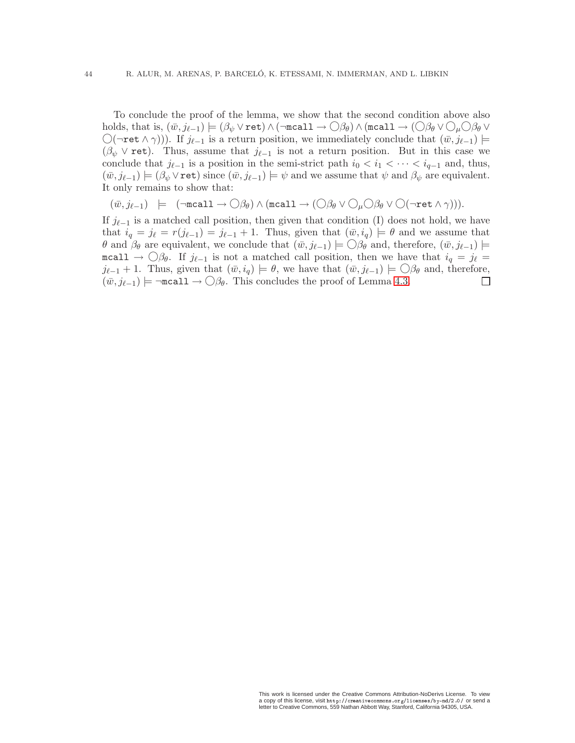To conclude the proof of the lemma, we show that the second condition above also holds, that is, $(\bar{w}, j_{\ell-1}) \models (\beta_\psi \vee \mathtt{ret}) \wedge (\neg\mathtt{mcall} \rightarrow \bigcirc\beta_\theta) \wedge (\mathtt{mcall} \rightarrow (\bigcirc\beta_\theta \vee \bigcirc_\mu\bigcirc\beta_\theta \vee \bigcirc(\neg\mathtt{ret} \wedge \gamma)))$. If $j_{\ell-1}$ is a return position, we immediately conclude that $(\bar{w}, j_{\ell-1}) \models (\beta_\psi \vee \mathtt{ret})$. Thus, assume that $j_{\ell-1}$ is not a return position. But in this case we conclude that $j_{\ell-1}$ is a position in the semi-strict path $i_0 < i_1 < \cdots < i_{q-1}$ and, thus, $(\bar{w}, j_{\ell-1}) \models (\beta_\psi \vee \mathtt{ret})$ since $(\bar{w}, j_{\ell-1}) \models \psi$ and we assume that $\psi$ and $\beta_\psi$ are equivalent. It only remains to show that:

$$(\bar{w}, j_{\ell-1}) \quad \models \quad (\neg\mathtt{mcall} \rightarrow \bigcirc\beta_\theta) \wedge (\mathtt{mcall} \rightarrow (\bigcirc\beta_\theta \vee \bigcirc_\mu\bigcirc\beta_\theta \vee \bigcirc(\neg\mathtt{ret} \wedge \gamma))).$$

If $j_{\ell-1}$ is a matched call position, then given that condition (I) does not hold, we have that $i_q = j_\ell = r(j_{\ell-1}) = j_{\ell-1} + 1$. Thus, given that $(\bar{w}, i_q) \models \theta$ and we assume that $\theta$ and $\beta_\theta$ are equivalent, we conclude that $(\bar{w}, j_{\ell-1}) \models \bigcirc\beta_\theta$ and, therefore, $(\bar{w}, j_{\ell-1}) \models \mathtt{mcall} \rightarrow \bigcirc\beta_\theta$. If $j_{\ell-1}$ is not a matched call position, then we have that $i_q = j_\ell = j_{\ell-1} + 1$. Thus, given that $(\bar{w}, i_q) \models \theta$, we have that $(\bar{w}, j_{\ell-1}) \models \bigcirc\beta_\theta$ and, therefore, $(\bar{w}, j_{\ell-1}) \models \neg\mathtt{mcall} \rightarrow \bigcirc\beta_\theta$. This concludes the proof of Lemma 4.3. □

This work is licensed under the Creative Commons Attribution-NoDerivs License. To view a copy of this license, visit http://creativecommons.org/licenses/by-nd/2.0/ or send a letter to Creative Commons, 559 Nathan Abbott Way, Stanford, California 94305, USA.